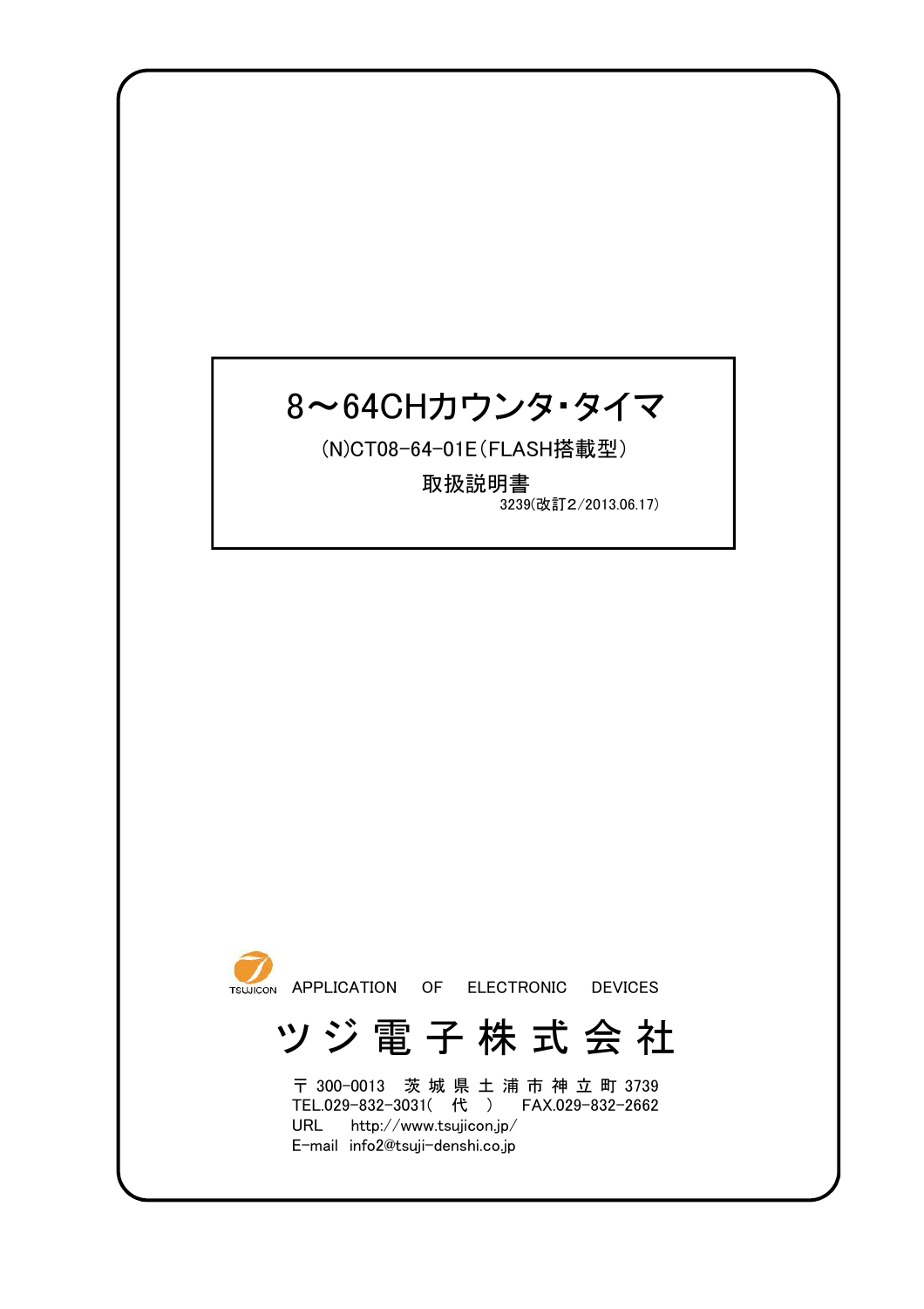# 8～64CHカウンタ・タイマ

(N)CT08-64-01E（FLASH搭載型）

取扱説明書

3239(改訂2/2013.06.17)

TSUJICON APPLICATION OF ELECTRONIC DEVICES

## ツジ電子株式会社

〒300-0013 茨城県土浦市神立町3739
TEL.029-832-3031（代） FAX.029-832-2662
URL http://www.tsujicon.jp/
E-mail info2@tsuji-denshi.co.jp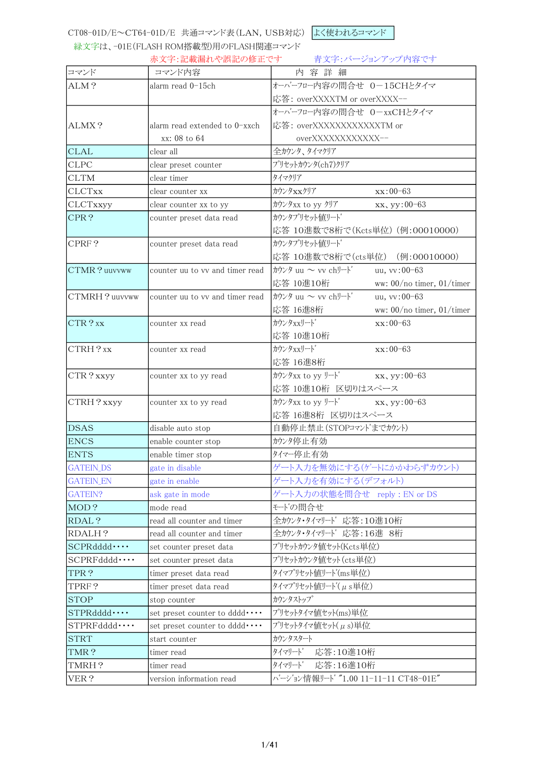CT08-01D/E～CT64-01D/E 共通コマンド表(LAN, USB対応) よく使われるコマンド

緑文字は、-01E(FLASH ROM搭載型)用のFLASH関連コマンド

赤文字:記載漏れや誤記の修正です　　青文字:バージョンアップ内容です

| コマンド | コマンド内容 | 内 容 詳 細 |
|---|---|---|
| ALM？ | alarm read 0-15ch | オーバーフロー内容の問合せ 0－15CHとタイマ<br>応答: overXXXXTM or overXXXX-- |
| ALMX？ | alarm read extended to 0-xxch<br>xx: 08 to 64 | オーバーフロー内容の問合せ 0－xxCHとタイマ<br>応答: overXXXXXXXXXXXXTM or<br>overXXXXXXXXXXXX-- |
| CLAL | clear all | 全カウンタ、タイマクリア |
| CLPC | clear preset counter | プリセットカウンタ(ch7)クリア |
| CLTM | clear timer | タイマクリア |
| CLCTxx | clear counter xx | カウンタxxクリア xx:00-63 |
| CLCTxxyy | clear counter xx to yy | カウンタxx to yy クリア xx、yy:00-63 |
| CPR？ | counter preset data read | カウンタプリセット値リード<br>応答 10進数で8桁で(Kcts単位) (例:00010000) |
| CPRF？ | counter preset data read | カウンタプリセット値リード<br>応答 10進数で8桁で(cts単位) (例:00010000) |
| CTMR？uuvvww | counter uu to vv and timer read | カウンタ uu ～ vv chリード uu, vv:00-63<br>応答 10進10桁 ww: 00/no timer, 01/timer |
| CTMRH？uuvvww | counter uu to vv and timer read | カウンタ uu ～ vv chリード uu, vv:00-63<br>応答 16進8桁 ww: 00/no timer, 01/timer |
| CTR？xx | counter xx read | カウンタxxリード xx:00-63<br>応答 10進10桁 |
| CTRH？xx | counter xx read | カウンタxxリード xx:00-63<br>応答 16進8桁 |
| CTR？xxyy | counter xx to yy read | カウンタxx to yy リード xx、yy:00-63<br>応答 10進10桁 区切りはスペース |
| CTRH？xxyy | counter xx to yy read | カウンタxx to yy リード xx、yy:00-63<br>応答 16進8桁 区切りはスペース |
| DSAS | disable auto stop | 自動停止禁止(STOPコマンドまでカウント) |
| ENCS | enable counter stop | カウンタ停止有効 |
| ENTS | enable timer stop | タイマー停止有効 |
| GATEIN_DS | gate in disable | ゲート入力を無効にする(ゲートにかかわらずカウント) |
| GATEIN_EN | gate in enable | ゲート入力を有効にする(デフォルト) |
| GATEIN? | ask gate in mode | ゲート入力の状態を問合せ reply : EN or DS |
| MOD？ | mode read | モードの問合せ |
| RDAL？ | read all counter and timer | 全カウンタ・タイマリード 応答:10進10桁 |
| RDALH？ | read all counter and timer | 全カウンタ・タイマリード 応答:16進 8桁 |
| SCPRdddd････ | set counter preset data | プリセットカウンタ値セット(Kcts単位) |
| SCPRFdddd････ | set counter preset data | プリセットカウンタ値セット(cts単位) |
| TPR？ | timer preset data read | タイマプリセット値リード(ms単位) |
| TPRF？ | timer preset data read | タイマプリセット値リード(μs単位) |
| STOP | stop counter | カウンタストップ |
| STPRdddd････ | set preset counter to dddd････ | プリセットタイマ値セット(ms)単位 |
| STPRFdddd････ | set preset counter to dddd････ | プリセットタイマ値セット(μs)単位 |
| STRT | start counter | カウンタスタート |
| TMR？ | timer read | タイマリード 応答:10進10桁 |
| TMRH？ | timer read | タイマリード 応答:16進10桁 |
| VER？ | version information read | バージョン情報リード "1.00 11-11-11 CT48-01E" |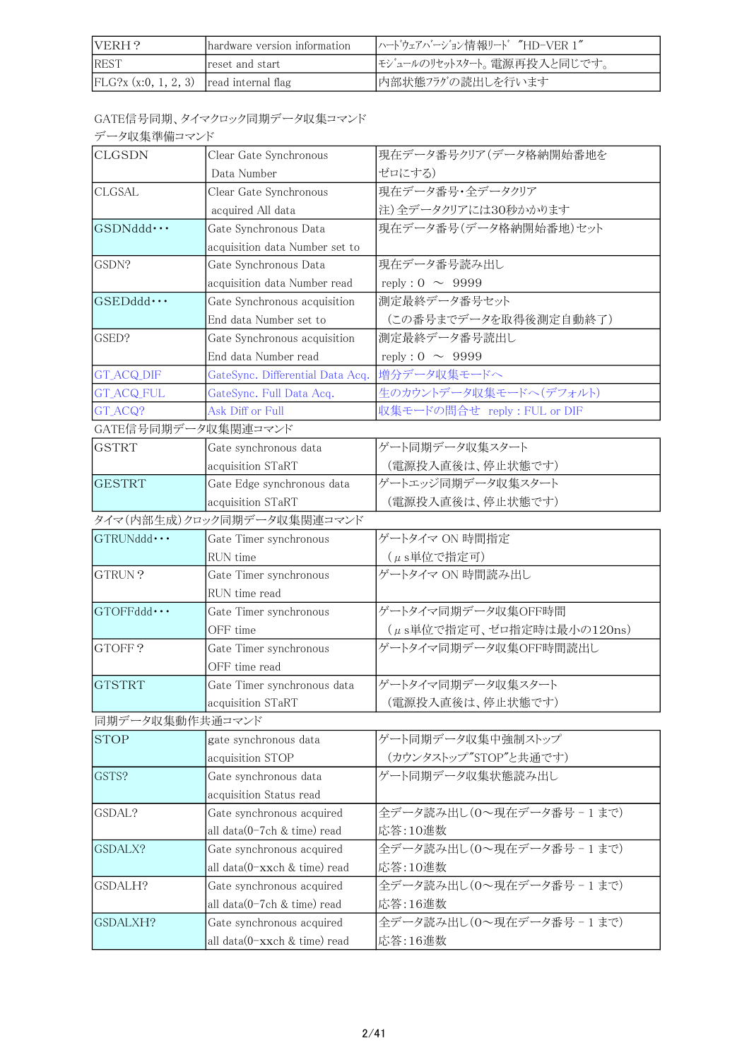| | | |
|---|---|---|
| VERH？ | hardware version information | ハードウェアバージョン情報リード　"HD-VER 1" |
| REST | reset and start | モジュールのリセットスタート。電源再投入と同じです。 |
| FLG?x (x:0, 1, 2, 3) | read internal flag | 内部状態フラグの読出しを行います |

GATE信号同期、タイマクロック同期データ収集コマンド

データ収集準備コマンド

| | | |
|---|---|---|
| CLGSDN | Clear Gate Synchronous Data Number | 現在データ番号クリア（データ格納開始番地をゼロにする） |
| CLGSAL | Clear Gate Synchronous acquired All data | 現在データ番号・全データクリア 注）全データクリアには30秒かかります |
| GSDNddd・・・ | Gate Synchronous Data acquisition data Number set to | 現在データ番号（データ格納開始番地）セット |
| GSDN? | Gate Synchronous Data acquisition data Number read | 現在データ番号読み出し reply：0 ～ 9999 |
| GSEDddd・・・ | Gate Synchronous acquisition End data Number set to | 測定最終データ番号セット （この番号までデータを取得後測定自動終了） |
| GSED? | Gate Synchronous acquisition End data Number read | 測定最終データ番号読出し reply：0 ～ 9999 |
| GT_ACQ_DIF | GateSync. Differential Data Acq. | 増分データ収集モードへ |
| GT_ACQ_FUL | GateSync. Full Data Acq. | 生のカウントデータ収集モードへ（デフォルト） |
| GT_ACQ? | Ask Diff or Full | 収集モードの問合せ　reply：FUL or DIF |

GATE信号同期データ収集関連コマンド

| | | |
|---|---|---|
| GSTRT | Gate synchronous data acquisition STaRT | ゲート同期データ収集スタート （電源投入直後は、停止状態です） |
| GESTRT | Gate Edge synchronous data acquisition STaRT | ゲートエッジ同期データ収集スタート （電源投入直後は、停止状態です） |

タイマ（内部生成）クロック同期データ収集関連コマンド

| | | |
|---|---|---|
| GTRUNddd・・・ | Gate Timer synchronous RUN time | ゲートタイマ ON 時間指定 （μs単位で指定可） |
| GTRUN？ | Gate Timer synchronous RUN time read | ゲートタイマ ON 時間読み出し |
| GTOFFddd・・・ | Gate Timer synchronous OFF time | ゲートタイマ同期データ収集OFF時間 （μs単位で指定可、ゼロ指定時は最小の120ns） |
| GTOFF？ | Gate Timer synchronous OFF time read | ゲートタイマ同期データ収集OFF時間読出し |
| GTSTRT | Gate Timer synchronous data acquisition STaRT | ゲートタイマ同期データ収集スタート （電源投入直後は、停止状態です） |

同期データ収集動作共通コマンド

| | | |
|---|---|---|
| STOP | gate synchronous data acquisition STOP | ゲート同期データ収集中強制ストップ （カウンタストップ"STOP"と共通です） |
| GSTS? | Gate synchronous data acquisition Status read | ゲート同期データ収集状態読み出し |
| GSDAL? | Gate synchronous acquired all data(0-7ch & time) read | 全データ読み出し（0～現在データ番号－1 まで） 応答：10進数 |
| GSDALX? | Gate synchronous acquired all data(0-xxch & time) read | 全データ読み出し（0～現在データ番号－1 まで） 応答：10進数 |
| GSDALH? | Gate synchronous acquired all data(0-7ch & time) read | 全データ読み出し（0～現在データ番号－1 まで） 応答：16進数 |
| GSDALXH? | Gate synchronous acquired all data(0-xxch & time) read | 全データ読み出し（0～現在データ番号－1 まで） 応答：16進数 |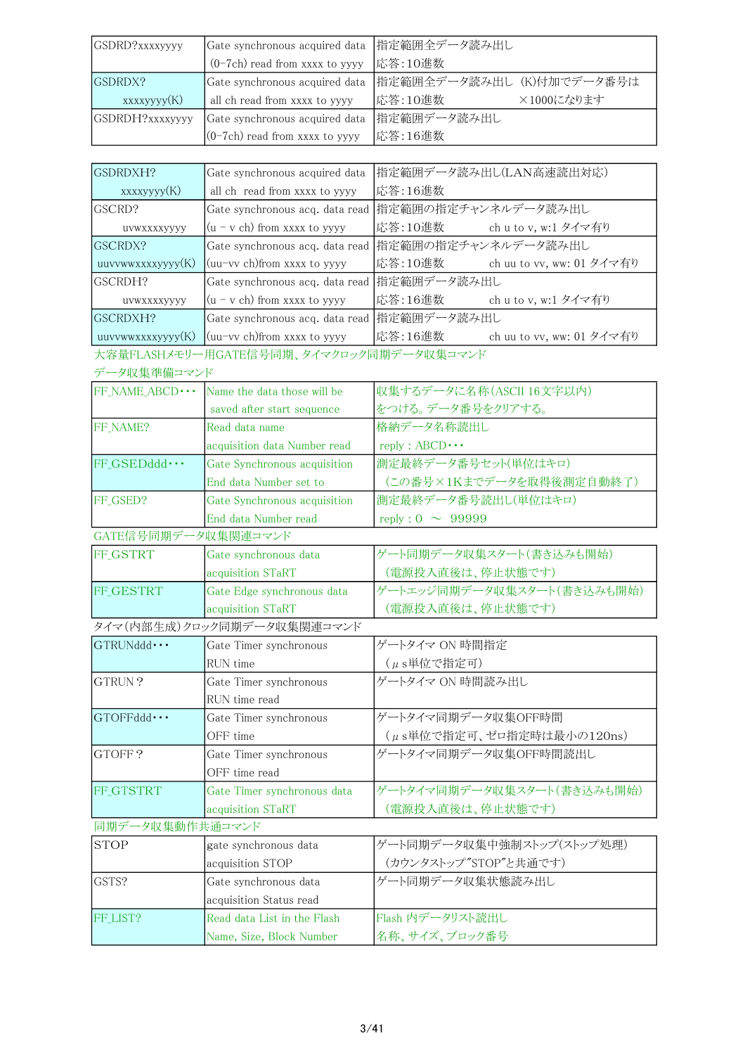| GSDRD?xxxxyyyy | Gate synchronous acquired data (0-7ch) read from xxxx to yyyy | 指定範囲全データ読み出し<br>応答：10進数 |
|---|---|---|
| GSDRDX?<br>xxxxyyyy(K) | Gate synchronous acquired data all ch read from xxxx to yyyy | 指定範囲全データ読み出し (K)付加でデータ番号は<br>応答：10進数 ×1000になります |
| GSDRDH?xxxxyyyy | Gate synchronous acquired data (0-7ch) read from xxxx to yyyy | 指定範囲データ読み出し<br>応答：16進数 |

| GSDRDXH?<br>xxxxyyyy(K) | Gate synchronous acquired data all ch read from xxxx to yyyy | 指定範囲データ読み出し(LAN高速読出対応)<br>応答：16進数 |
|---|---|---|
| GSCRD?<br>uvwxxxxyyyy | Gate synchronous acq. data read (u – v ch) from xxxx to yyyy | 指定範囲の指定チャンネルデータ読み出し<br>応答：10進数 ch u to v, w:1 タイマ有り |
| GSCRDX?<br>uuvvwwxxxxyyyy(K) | Gate synchronous acq. data read (uu-vv ch)from xxxx to yyyy | 指定範囲の指定チャンネルデータ読み出し<br>応答：10進数 ch uu to vv, ww: 01 タイマ有り |
| GSCRDH?<br>uvwxxxxyyyy | Gate synchronous acq. data read (u – v ch) from xxxx to yyyy | 指定範囲データ読み出し<br>応答：16進数 ch u to v, w:1 タイマ有り |
| GSCRDXH?<br>uuvvwwxxxxyyyy(K) | Gate synchronous acq. data read (uu-vv ch)from xxxx to yyyy | 指定範囲データ読み出し<br>応答：16進数 ch uu to vv, ww: 01 タイマ有り |

大容量FLASHメモリー用GATE信号同期、タイマクロック同期データ収集コマンド

データ収集準備コマンド

| FF_NAME_ABCD・・・ | Name the data those will be saved after start sequence | 収集するデータに名称(ASCII 16文字以内)をつける。データ番号をクリアする。 |
|---|---|---|
| FF_NAME? | Read data name acquisition data Number read | 格納データ名称読出し<br>reply : ABCD・・・ |
| FF_GSEDddd・・・ | Gate Synchronous acquisition End data Number set to | 測定最終データ番号セット(単位はキロ)<br>(この番号×1Kまでデータを取得後測定自動終了) |
| FF_GSED? | Gate Synchronous acquisition End data Number read | 測定最終データ番号読出し(単位はキロ)<br>reply : 0 ～ 99999 |

GATE信号同期データ収集関連コマンド

| FF_GSTRT | Gate synchronous data acquisition STaRT | ゲート同期データ収集スタート(書き込みも開始)<br>(電源投入直後は、停止状態です) |
|---|---|---|
| FF_GESTRT | Gate Edge synchronous data acquisition STaRT | ゲートエッジ同期データ収集スタート(書き込みも開始)<br>(電源投入直後は、停止状態です) |

タイマ(内部生成)クロック同期データ収集関連コマンド

| GTRUNddd・・・ | Gate Timer synchronous RUN time | ゲートタイマ ON 時間指定<br>(μs単位で指定可) |
|---|---|---|
| GTRUN？ | Gate Timer synchronous RUN time read | ゲートタイマ ON 時間読み出し |
| GTOFFddd・・・ | Gate Timer synchronous OFF time | ゲートタイマ同期データ収集OFF時間<br>(μs単位で指定可、ゼロ指定時は最小の120ns) |
| GTOFF？ | Gate Timer synchronous OFF time read | ゲートタイマ同期データ収集OFF時間読出し |
| FF_GTSTRT | Gate Timer synchronous data acquisition STaRT | ゲートタイマ同期データ収集スタート(書き込みも開始)<br>(電源投入直後は、停止状態です) |

同期データ収集動作共通コマンド

| STOP | gate synchronous data acquisition STOP | ゲート同期データ収集中強制ストップ(ストップ処理)<br>(カウンタストップ"STOP"と共通です) |
|---|---|---|
| GSTS? | Gate synchronous data acquisition Status read | ゲート同期データ収集状態読み出し |
| FF_LIST? | Read data List in the Flash Name, Size, Block Number | Flash 内データリスト読出し<br>名称、サイズ、ブロック番号 |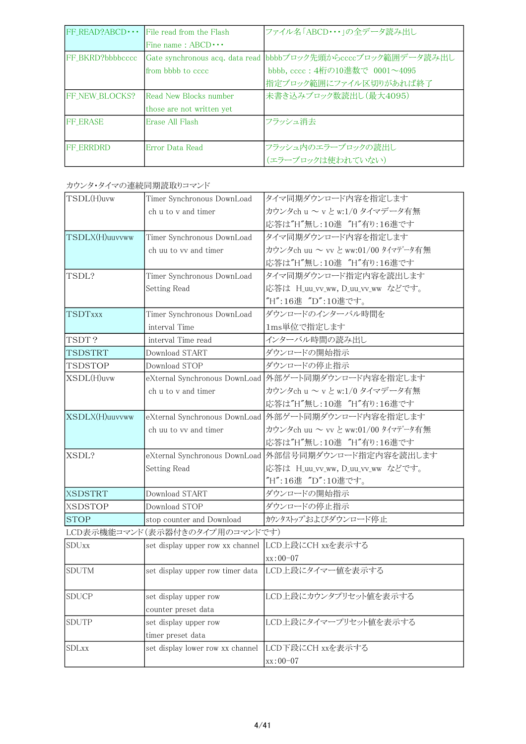| | | |
|---|---|---|
| FF_READ?ABCD・・・ | File read from the Flash<br>Fine name : ABCD・・・ | ファイル名「ABCD・・・」の全データ読み出し |
| FF_BKRD?bbbbcccc | Gate synchronous acq. data read<br>from bbbb to cccc | bbbbブロック先頭からccccブロック範囲データ読み出し<br>bbbb, cccc : 4桁の10進数で　0001～4095<br>指定ブロック範囲にファイル区切りがあれば終了 |
| FF_NEW_BLOCKS? | Read New Blocks number<br>those are not written yet | 未書き込みブロック数読出し(最大4095) |
| FF_ERASE | Erase All Flash | フラッシュ消去 |
| FF_ERRDRD | Error Data Read | フラッシュ内のエラーブロックの読出し<br>(エラーブロックは使われていない) |

カウンタ・タイマの連続同期読取りコマンド

| | | |
|---|---|---|
| TSDL(H)uvw | Timer Synchronous DownLoad<br>ch u to v and timer | タイマ同期ダウンロード内容を指定します<br>カウンタch u ～ v と w:1/0 タイマデータ有無<br>応答は"H"無し:10進　"H"有り:16進です |
| TSDLX(H)uuvvww | Timer Synchronous DownLoad<br>ch uu to vv and timer | タイマ同期ダウンロード内容を指定します<br>カウンタch uu ～ vv と ww:01/00 ﾀｲﾏﾃﾞｰﾀ有無<br>応答は"H"無し:10進　"H"有り:16進です |
| TSDL? | Timer Synchronous DownLoad<br>Setting Read | タイマ同期ダウンロード指定内容を読出します<br>応答は　H_uu_vv_ww, D_uu_vv_ww　などです。<br>"H":16進　"D":10進です。 |
| TSDTxxx | Timer Synchronous DownLoad<br>interval Time | ダウンロードのインターバル時間を<br>1ms単位で指定します |
| TSDT？ | interval Time read | インターバル時間の読み出し |
| TSDSTRT | Download START | ダウンロードの開始指示 |
| TSDSTOP | Download STOP | ダウンロードの停止指示 |
| XSDL(H)uvw | eXternal Synchronous DownLoad<br>ch u to v and timer | 外部ゲート同期ダウンロード内容を指定します<br>カウンタch u ～ v と w:1/0 タイマデータ有無<br>応答は"H"無し:10進　"H"有り:16進です |
| XSDLX(H)uuvvww | eXternal Synchronous DownLoad<br>ch uu to vv and timer | 外部ゲート同期ダウンロード内容を指定します<br>カウンタch uu ～ vv と ww:01/00 ﾀｲﾏﾃﾞｰﾀ有無<br>応答は"H"無し:10進　"H"有り:16進です |
| XSDL? | eXternal Synchronous DownLoad<br>Setting Read | 外部信号同期ダウンロード指定内容を読出します<br>応答は　H_uu_vv_ww, D_uu_vv_ww　などです。<br>"H":16進　"D":10進です。 |
| XSDSTRT | Download START | ダウンロードの開始指示 |
| XSDSTOP | Download STOP | ダウンロードの停止指示 |
| STOP | stop counter and Download | ｶｳﾝﾀｽﾄｯﾌﾟおよびダウンロード停止 |

LCD表示機能コマンド(表示器付きのタイプ用のコマンドです)

| | | |
|---|---|---|
| SDUxx | set display upper row xx channel | LCD上段にCH xxを表示する<br>xx:00-07 |
| SDUTM | set display upper row timer data | LCD上段にタイマー値を表示する |
| SDUCP | set display upper row<br>counter preset data | LCD上段にカウンタプリセット値を表示する |
| SDUTP | set display upper row<br>timer preset data | LCD上段にタイマープリセット値を表示する |
| SDLxx | set display lower row xx channel | LCD下段にCH xxを表示する<br>xx:00-07 |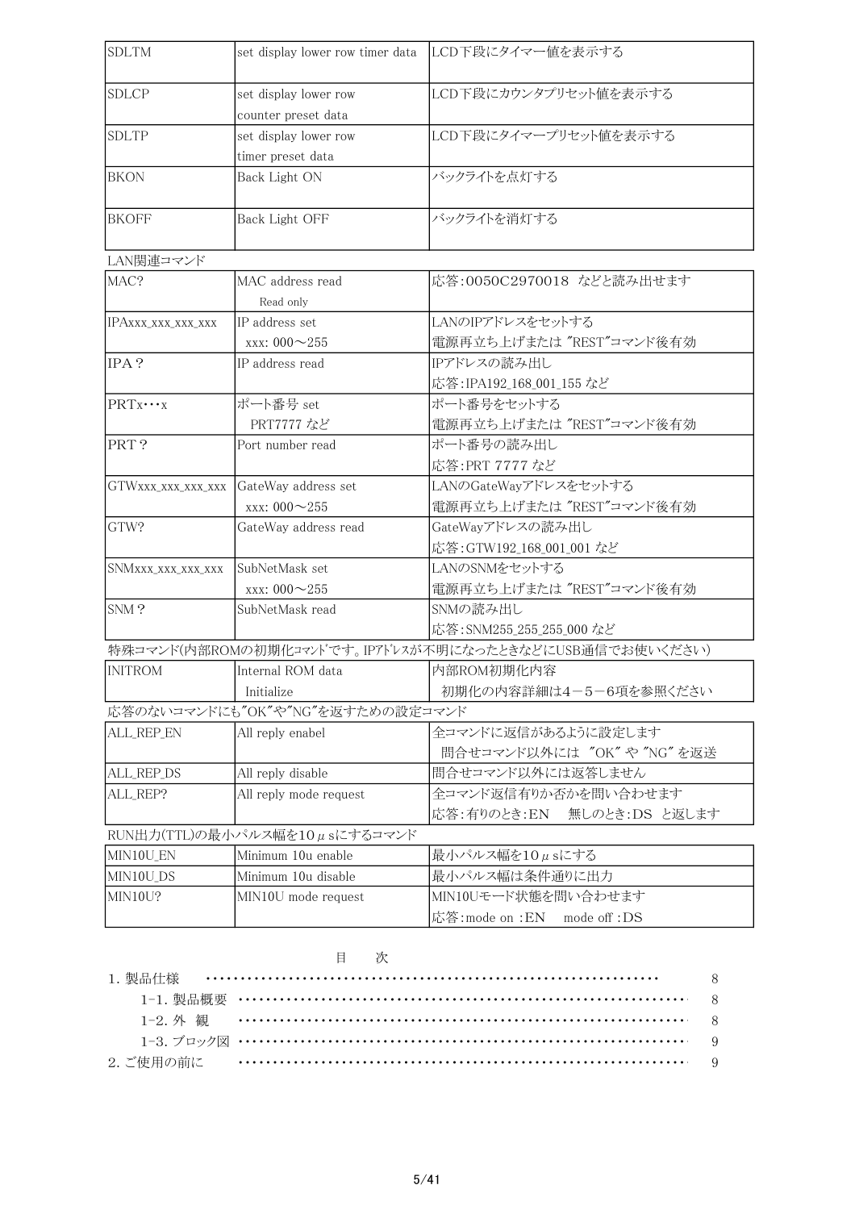| SDLTM | set display lower row timer data | LCD下段にタイマー値を表示する |
|---|---|---|
| SDLCP | set display lower row counter preset data | LCD下段にカウンタプリセット値を表示する |
| SDLTP | set display lower row timer preset data | LCD下段にタイマープリセット値を表示する |
| BKON | Back Light ON | バックライトを点灯する |
| BKOFF | Back Light OFF | バックライトを消灯する |

LAN関連コマンド

| MAC? | MAC address read Read only | 応答：0050C2970018 などと読み出せます |
|---|---|---|
| IPAxxx_xxx_xxx_xxx | IP address set xxx: 000～255 | LANのIPアドレスをセットする 電源再立ち上げまたは "REST"コマンド後有効 |
| IPA？ | IP address read | IPアドレスの読み出し 応答：IPA192_168_001_155 など |
| PRTx･･･x | ポート番号 set PRT7777 など | ポート番号をセットする 電源再立ち上げまたは "REST"コマンド後有効 |
| PRT？ | Port number read | ポート番号の読み出し 応答：PRT 7777 など |
| GTWxxx_xxx_xxx_xxx | GateWay address set xxx: 000～255 | LANのGateWayアドレスをセットする 電源再立ち上げまたは "REST"コマンド後有効 |
| GTW? | GateWay address read | GateWayアドレスの読み出し 応答：GTW192_168_001_001 など |
| SNMxxx_xxx_xxx_xxx | SubNetMask set xxx: 000～255 | LANのSNMをセットする 電源再立ち上げまたは "REST"コマンド後有効 |
| SNM？ | SubNetMask read | SNMの読み出し 応答：SNM255_255_255_000 など |

特殊コマンド(内部ROMの初期化ｺﾏﾝﾄﾞです。IPｱﾄﾞﾚｽが不明になったときなどにUSB通信でお使いください)

| INITROM | Internal ROM data Initialize | 内部ROM初期化内容 初期化の内容詳細は4－5－6項を参照ください |
|---|---|---|

応答のないコマンドにも"OK"や"NG"を返すための設定コマンド

| ALL_REP_EN | All reply enabel | 全コマンドに返信があるように設定します 問合せコマンド以外には "OK" や "NG" を返送 |
|---|---|---|
| ALL_REP_DS | All reply disable | 問合せコマンド以外には返答しません |
| ALL_REP? | All reply mode request | 全コマンド返信有りか否かを問い合わせます 応答：有りのとき：EN　無しのとき：DS　と返します |

RUN出力(TTL)の最小パルス幅を10μsにするコマンド

| MIN10U_EN | Minimum 10u enable | 最小パルス幅を10μsにする |
|---|---|---|
| MIN10U_DS | Minimum 10u disable | 最小パルス幅は条件通りに出力 |
| MIN10U? | MIN10U mode request | MIN10Uモード状態を問い合わせます 応答：mode on：EN　mode off：DS |

# 目　　次

1．製品仕様 ･･････････････････････････････････････････････････････ 8
　1-1．製品概要 ････････････････････････････････････････････････････ 8
　1-2．外　観 ･･････････････････････････････････････････････････････ 8
　1-3．ブロック図 ･･････････････････････････････････････････････････ 9
2．ご使用の前に ･･････････････････････････････････････････････････ 9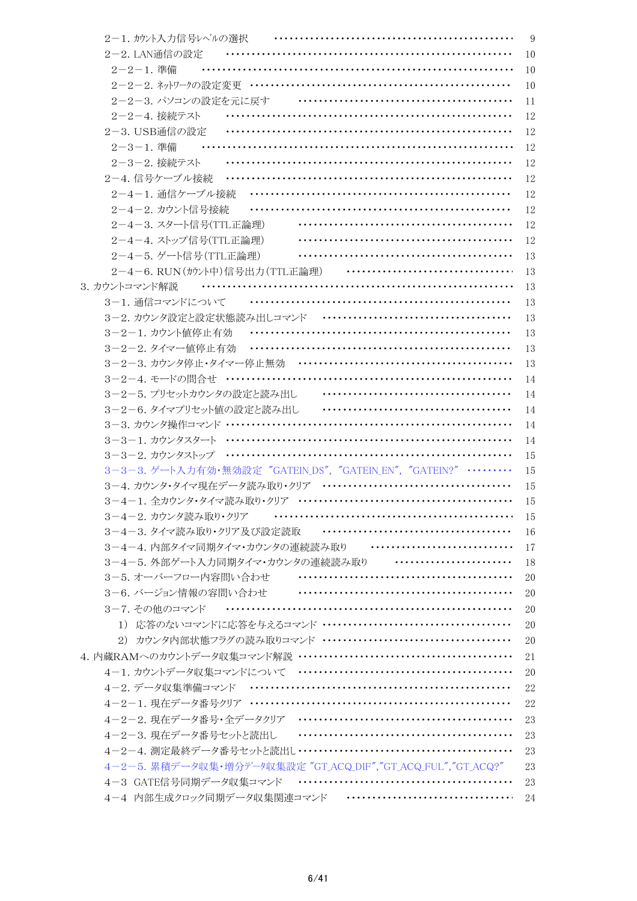2－1. カウント入力信号レベルの選択 ・・・・・・・・・・・・・・・・・・・・・・・・・・・・・・・・・・・・・・・・・・・・・・・ 9

2－2. LAN通信の設定 ・・・・・・・・・・・・・・・・・・・・・・・・・・・・・・・・・・・・・・・・・・・・・・・・・・・・・ 10

2－2－1. 準備 ・・・・・・・・・・・・・・・・・・・・・・・・・・・・・・・・・・・・・・・・・・・・・・・・・・・・・・・・・・ 10

2－2－2. ﾈｯﾄﾜｰｸの設定変更 ・・・・・・・・・・・・・・・・・・・・・・・・・・・・・・・・・・・・・・・・・・・・・・ 10

2－2－3. パソコンの設定を元に戻す ・・・・・・・・・・・・・・・・・・・・・・・・・・・・・・・・・・・・・・・・・・・ 11

2－2－4. 接続テスト ・・・・・・・・・・・・・・・・・・・・・・・・・・・・・・・・・・・・・・・・・・・・・・・・・・・・・ 12

2－3. USB通信の設定 ・・・・・・・・・・・・・・・・・・・・・・・・・・・・・・・・・・・・・・・・・・・・・・・・・・・・・ 12

2－3－1. 準備 ・・・・・・・・・・・・・・・・・・・・・・・・・・・・・・・・・・・・・・・・・・・・・・・・・・・・・・・・・・ 12

2－3－2. 接続テスト ・・・・・・・・・・・・・・・・・・・・・・・・・・・・・・・・・・・・・・・・・・・・・・・・・・・・・ 12

2－4. 信号ケーブル接続 ・・・・・・・・・・・・・・・・・・・・・・・・・・・・・・・・・・・・・・・・・・・・・・・・・・・ 12

2－4－1. 通信ケーブル接続 ・・・・・・・・・・・・・・・・・・・・・・・・・・・・・・・・・・・・・・・・・・・・・・・・ 12

2－4－2. カウント信号接続 ・・・・・・・・・・・・・・・・・・・・・・・・・・・・・・・・・・・・・・・・・・・・・・・・ 12

2－4－3. スタート信号(TTL正論理) ・・・・・・・・・・・・・・・・・・・・・・・・・・・・・・・・・・・・・・・・・・・ 12

2－4－4. ストップ信号(TTL正論理) ・・・・・・・・・・・・・・・・・・・・・・・・・・・・・・・・・・・・・・・・・・・ 12

2－4－5. ゲート信号(TTL正論理) ・・・・・・・・・・・・・・・・・・・・・・・・・・・・・・・・・・・・・・・・・・・・ 13

2－4－6. RUN(ｶｳﾝﾄ中)信号出力(TTL正論理) ・・・・・・・・・・・・・・・・・・・・・・・・・・・・・・・・・ 13

3. カウントコマンド解説 ・・・・・・・・・・・・・・・・・・・・・・・・・・・・・・・・・・・・・・・・・・・・・・・・・・・・・・・ 13

3－1. 通信コマンドについて ・・・・・・・・・・・・・・・・・・・・・・・・・・・・・・・・・・・・・・・・・・・・・・・・・ 13

3－2. カウンタ設定と設定状態読み出しコマンド ・・・・・・・・・・・・・・・・・・・・・・・・・・・・・・・・・・ 13

3－2－1. カウント値停止有効 ・・・・・・・・・・・・・・・・・・・・・・・・・・・・・・・・・・・・・・・・・・・・・・・・ 13

3－2－2. タイマー値停止有効 ・・・・・・・・・・・・・・・・・・・・・・・・・・・・・・・・・・・・・・・・・・・・・・・・ 13

3－2－3. カウンタ停止・タイマー停止無効 ・・・・・・・・・・・・・・・・・・・・・・・・・・・・・・・・・・・・・・・ 13

3－2－4. モードの問合せ ・・・・・・・・・・・・・・・・・・・・・・・・・・・・・・・・・・・・・・・・・・・・・・・・・・・ 14

3－2－5. プリセットカウンタの設定と読み出し ・・・・・・・・・・・・・・・・・・・・・・・・・・・・・・・・・・・・ 14

3－2－6. タイマプリセット値の設定と読み出し ・・・・・・・・・・・・・・・・・・・・・・・・・・・・・・・・・・・・ 14

3－3. カウンタ操作コマンド ・・・・・・・・・・・・・・・・・・・・・・・・・・・・・・・・・・・・・・・・・・・・・・・・・ 14

3－3－1. カウンタスタート ・・・・・・・・・・・・・・・・・・・・・・・・・・・・・・・・・・・・・・・・・・・・・・・・・・ 14

3－3－2. カウンタストップ ・・・・・・・・・・・・・・・・・・・・・・・・・・・・・・・・・・・・・・・・・・・・・・・・・・ 15

3－3－3. ゲート入力有効・無効設定 "GATEIN_DS", "GATEIN_EN", "GATEIN?" ・・・・・・・・・ 15

3－4. カウンタ・タイマ現在データ読み取り・クリア ・・・・・・・・・・・・・・・・・・・・・・・・・・・・・・・・ 15

3－4－1. 全カウンタ・タイマ読み取り・クリア ・・・・・・・・・・・・・・・・・・・・・・・・・・・・・・・・・・・・・ 15

3－4－2. カウンタ読み取り・クリア ・・・・・・・・・・・・・・・・・・・・・・・・・・・・・・・・・・・・・・・・・・・・ 15

3－4－3. タイマ読み取り・クリア及び設定読取 ・・・・・・・・・・・・・・・・・・・・・・・・・・・・・・・・・・・ 16

3－4－4. 内部タイマ同期タイマ・カウンタの連続読み取り ・・・・・・・・・・・・・・・・・・・・・・・・・・・ 17

3－4－5. 外部ゲート入力同期タイマ・カウンタの連続読み取り ・・・・・・・・・・・・・・・・・・・・・・・ 18

3－5. オーバーフロー内容問い合わせ ・・・・・・・・・・・・・・・・・・・・・・・・・・・・・・・・・・・・・・・・・ 20

3－6. バージョン情報の容問い合わせ ・・・・・・・・・・・・・・・・・・・・・・・・・・・・・・・・・・・・・・・・・ 20

3－7. その他のコマンド ・・・・・・・・・・・・・・・・・・・・・・・・・・・・・・・・・・・・・・・・・・・・・・・・・・・・ 20

1) 応答のないコマンドに応答を与えるコマンド ・・・・・・・・・・・・・・・・・・・・・・・・・・・・・・・・ 20

2) カウンタ内部状態フラグの読み取りコマンド ・・・・・・・・・・・・・・・・・・・・・・・・・・・・・・・・ 20

4. 内蔵RAMへのカウントデータ収集コマンド解説 ・・・・・・・・・・・・・・・・・・・・・・・・・・・・・・・・・ 21

4－1. カウントデータ収集コマンドについて ・・・・・・・・・・・・・・・・・・・・・・・・・・・・・・・・・・・・・・ 20

4－2. データ収集準備コマンド ・・・・・・・・・・・・・・・・・・・・・・・・・・・・・・・・・・・・・・・・・・・・・・・ 22

4－2－1. 現在データ番号クリア ・・・・・・・・・・・・・・・・・・・・・・・・・・・・・・・・・・・・・・・・・・・・・・・ 22

4－2－2. 現在データ番号・全データクリア ・・・・・・・・・・・・・・・・・・・・・・・・・・・・・・・・・・・・・・・ 23

4－2－3. 現在データ番号セットと読出し ・・・・・・・・・・・・・・・・・・・・・・・・・・・・・・・・・・・・・・・・ 23

4－2－4. 測定最終データ番号セットと読出し ・・・・・・・・・・・・・・・・・・・・・・・・・・・・・・・・・・・・ 23

4－2－5. 累積データ収集・増分ﾃﾞｰﾀ収集設定 "GT_ACQ_DIF","GT_ACQ_FUL","GT_ACQ?" 23

4－3 GATE信号同期データ収集コマンド ・・・・・・・・・・・・・・・・・・・・・・・・・・・・・・・・・・・・・・・ 23

4－4 内部生成クロック同期データ収集関連コマンド ・・・・・・・・・・・・・・・・・・・・・・・・・・・・・・ 24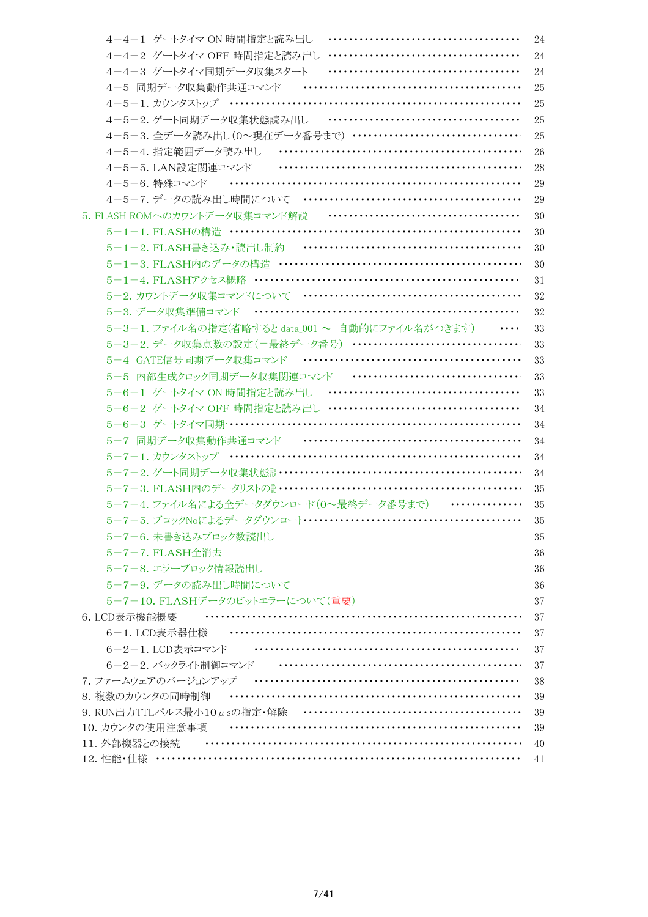4－4－1　ゲートタイマ ON 時間指定と読み出し　…………………………………… 24
4－4－2　ゲートタイマ OFF 時間指定と読み出し　…………………………………… 24
4－4－3　ゲートタイマ同期データ収集スタート　…………………………………… 24
4－5　同期データ収集動作共通コマンド　…………………………………………… 25
4－5－1. カウンタストップ　………………………………………………………… 25
4－5－2. ゲート同期データ収集状態読み出し　…………………………………… 25
4－5－3. 全データ読み出し(0～現在データ番号まで)　………………………………… 25
4－5－4. 指定範囲データ読み出し　…………………………………………………… 26
4－5－5. LAN設定関連コマンド　……………………………………………………… 28
4－5－6. 特殊コマンド　………………………………………………………………… 29
4－5－7. データの読み出し時間について　…………………………………………… 29
5. FLASH ROMへのカウントデータ収集コマンド解説　…………………………………… 30
5－1－1. FLASHの構造　………………………………………………………………… 30
5－1－2. FLASH書き込み・読出し制約　……………………………………………… 30
5－1－3. FLASH内のデータの構造　…………………………………………………… 30
5－1－4. FLASHアクセス概略　………………………………………………………… 31
5－2. カウントデータ収集コマンドについて　………………………………………… 32
5－3. データ収集準備コマンド　………………………………………………………… 32
5－3－1. ファイル名の指定(省略すると data_001 ～　自動的にファイル名がつきます)　…… 33
5－3－2. データ収集点数の設定(＝最終データ番号)　……………………………… 33
5－4　GATE信号同期データ収集コマンド　……………………………………………… 33
5－5　内部生成クロック同期データ収集関連コマンド　………………………………… 33
5－6－1　ゲートタイマ ON 時間指定と読み出し　…………………………………… 33
5－6－2　ゲートタイマ OFF 時間指定と読み出し　…………………………………… 34
5－6－3　ゲートタイマ同期…………………………………………………………… 34
5－7　同期データ収集動作共通コマンド　……………………………………………… 34
5－7－1. カウンタストップ　…………………………………………………………… 34
5－7－2. ゲート同期データ収集状態…………………………………………………… 34
5－7－3. FLASH内のデータリストの…………………………………………………… 35
5－7－4. ファイル名による全データダウンロード(0～最終データ番号まで)　…………… 35
5－7－5. ブロックNoによるデータダウンロー…………………………………………… 35
5－7－6. 未書き込みブロック数読出し　35
5－7－7. FLASH全消去　36
5－7－8. エラーブロック情報読出し　36
5－7－9. データの読み出し時間について　36
5－7－10. FLASHデータのビットエラーについて(重要)　37
6. LCD表示機能概要　………………………………………………………………… 37
6－1. LCD表示器仕様　……………………………………………………………… 37
6－2－1. LCD表示コマンド　…………………………………………………………… 37
6－2－2. バックライト制御コマンド　…………………………………………………… 37
7. ファームウェアのバージョンアップ　………………………………………………… 38
8. 複数のカウンタの同時制御　………………………………………………………… 39
9. RUN出力TTLパルス最小10μsの指定・解除　……………………………………… 39
10. カウンタの使用注意事項　…………………………………………………………… 39
11. 外部機器との接続　…………………………………………………………………… 40
12. 性能・仕様　…………………………………………………………………………… 41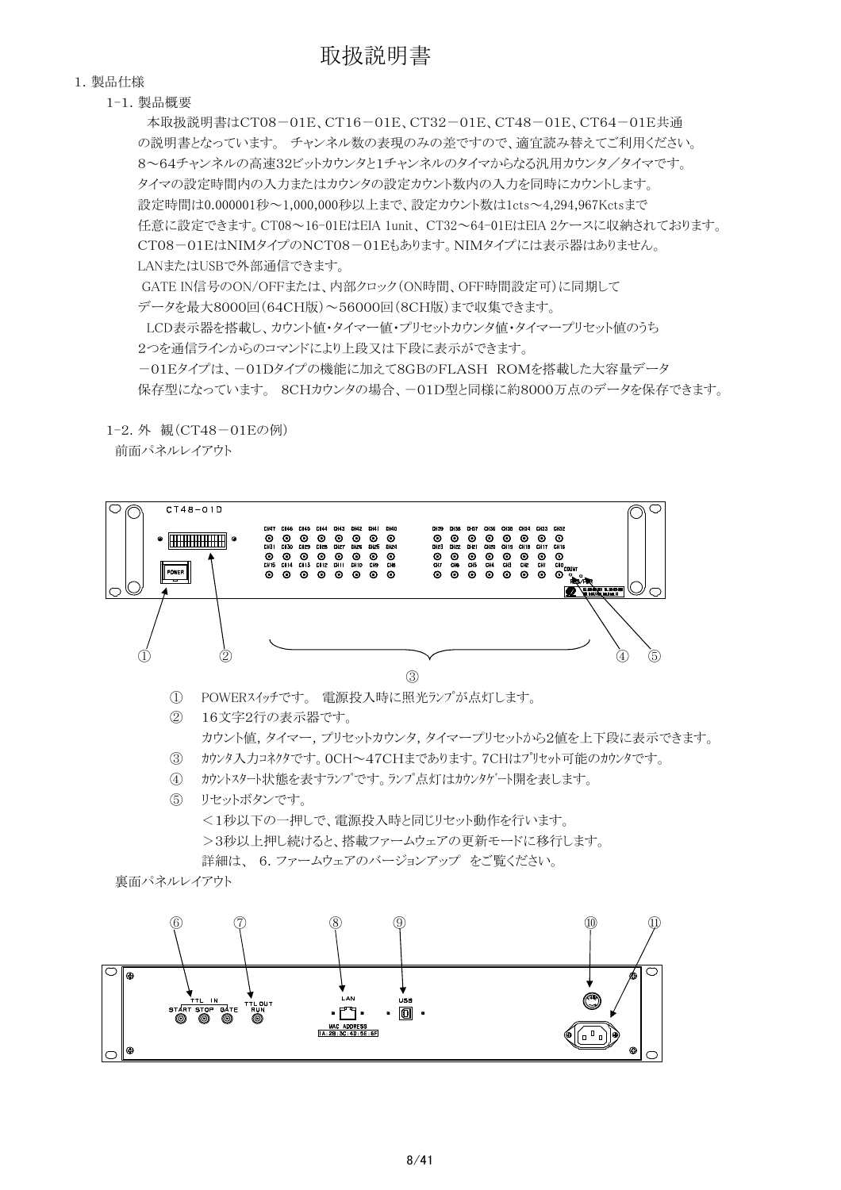# 取扱説明書

## 1. 製品仕様

### 1-1. 製品概要

本取扱説明書はCT08－01E、CT16－01E、CT32－01E、CT48－01E、CT64－01E共通の説明書となっています。 チャンネル数の表現のみの差ですので、適宜読み替えてご利用ください。

8～64チャンネルの高速32ビットカウンタと1チャンネルのタイマからなる汎用カウンタ／タイマです。

タイマの設定時間内の入力またはカウンタの設定カウント数内の入力を同時にカウントします。

設定時間は0.000001秒～1,000,000秒以上まで、設定カウント数は1cts～4,294,967Kctsまで任意に設定できます。CT08～16-01EはEIA 1unit、CT32～64-01EはEIA 2ケースに収納されております。

CT08－01EはNIMタイプのNCT08－01Eもあります。NIMタイプには表示器はありません。

LANまたはUSBで外部通信できます。

GATE IN信号のON/OFFまたは、内部クロック（ON時間、OFF時間設定可）に同期してデータを最大8000回（64CH版）～56000回（8CH版）まで収集できます。

LCD表示器を搭載し、カウント値・タイマー値・プリセットカウンタ値・タイマープリセット値のうち2つを通信ラインからのコマンドにより上段又は下段に表示ができます。

－01Eタイプは、－01Dタイプの機能に加えて8GBのFLASH　ROMを搭載した大容量データ保存型になっています。 8CHカウンタの場合、－01D型と同様に約8000万点のデータを保存できます。

### 1-2. 外　観（CT48－01Eの例）

前面パネルレイアウト

① POWERｽｲｯﾁです。 電源投入時に照光ﾗﾝﾌﾟが点灯します。

② 16文字2行の表示器です。
カウント値, タイマー, プリセットカウンタ, タイマープリセットから2値を上下段に表示できます。

③ ｶｳﾝﾀ入力ｺﾈｸﾀです。0CH～47CHまであります。7CHはﾌﾟﾘｾｯﾄ可能のｶｳﾝﾀです。

④ ｶｳﾝﾄｽﾀｰﾄ状態を表すﾗﾝﾌﾟです。ﾗﾝﾌﾟ点灯はｶｳﾝﾀｹﾞｰﾄ開を表します。

⑤ ﾘｾｯﾄボタンです。
＜1秒以下の一押しで、電源投入時と同じﾘｾｯﾄ動作を行います。
＞3秒以上押し続けると、搭載ファームウェアの更新モードに移行します。
詳細は、 6. ファームウェアのバージョンアップ　をご覧ください。

裏面パネルレイアウト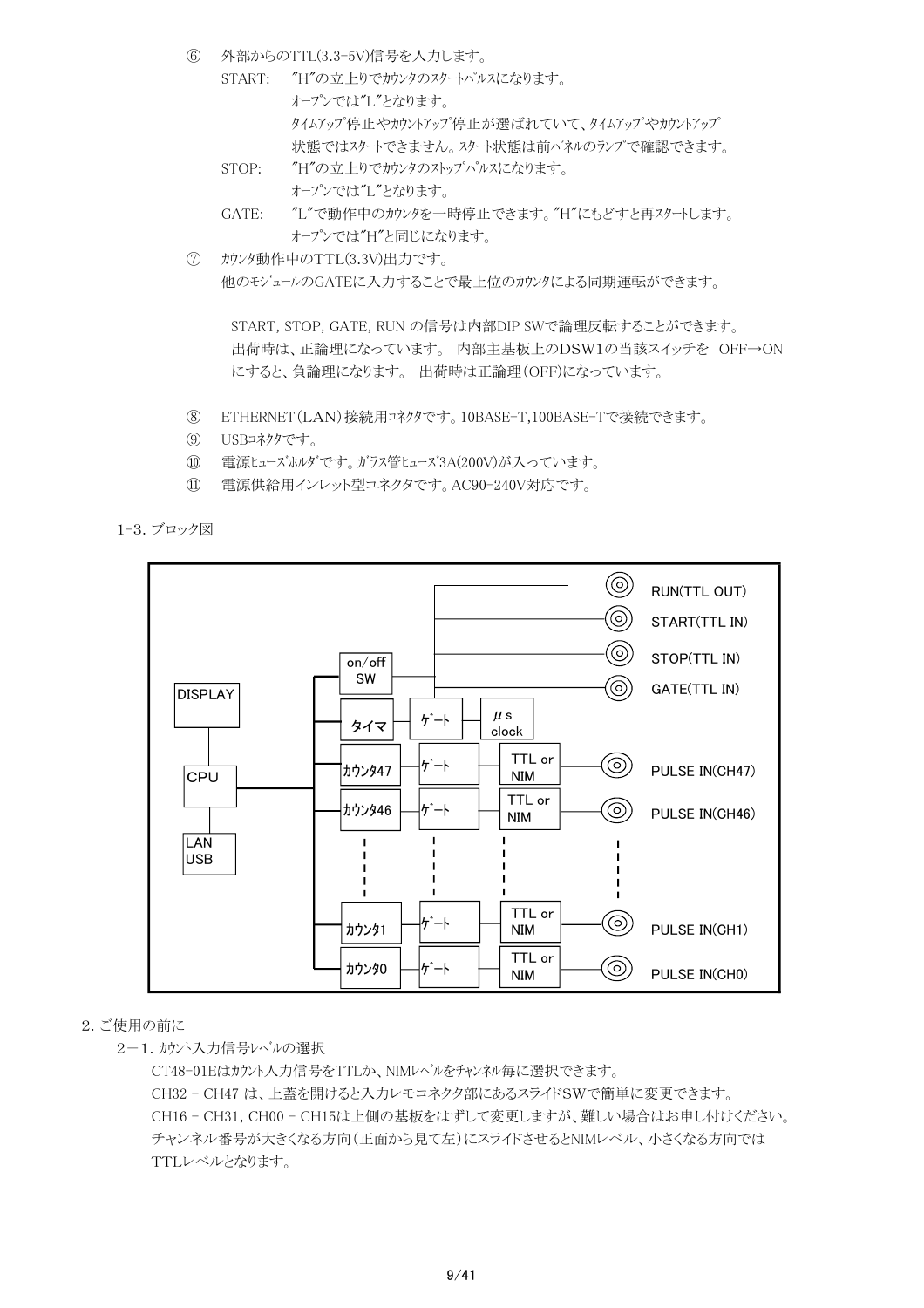⑥ 外部からのTTL(3.3-5V)信号を入力します。

START: "H"の立上りでｶｳﾝﾀのｽﾀｰﾄﾊﾟﾙｽになります。
ｵｰﾌﾟﾝでは"L"となります。
ﾀｲﾑｱｯﾌﾟ停止やｶｳﾝﾄｱｯﾌﾟ停止が選ばれていて、ﾀｲﾑｱｯﾌﾟやｶｳﾝﾄｱｯﾌﾟ状態ではｽﾀｰﾄできません。ｽﾀｰﾄ状態は前ﾊﾟﾈﾙのﾗﾝﾌﾟで確認できます。

STOP: "H"の立上りでｶｳﾝﾀのｽﾄｯﾌﾟﾊﾟﾙｽになります。
ｵｰﾌﾟﾝでは"L"となります。

GATE: "L"で動作中のｶｳﾝﾀを一時停止できます。"H"にもどすと再ｽﾀｰﾄします。
ｵｰﾌﾟﾝでは"H"と同じになります。

⑦ ｶｳﾝﾀ動作中のTTL(3.3V)出力です。
他のﾓｼﾞｭｰﾙのGATEに入力することで最上位のｶｳﾝﾀによる同期運転ができます。

START, STOP, GATE, RUN の信号は内部DIP SWで論理反転することができます。
出荷時は、正論理になっています。 内部主基板上のDSW1の当該スイッチを OFF→ON にすると、負論理になります。 出荷時は正論理(OFF)になっています。

⑧ ETHERNET(LAN)接続用ｺﾈｸﾀです。10BASE-T,100BASE-Tで接続できます。

⑨ USBｺﾈｸﾀです。

⑩ 電源ﾋｭｰｽﾞﾎﾙﾀﾞです。ｶﾞﾗｽ管ﾋｭｰｽﾞ3A(200V)が入っています。

⑪ 電源供給用インレット型コネクタです。AC90-240V対応です。

1-3. ブロック図

DISPLAY / CPU / LAN USB / on/off SW / タイマ / ゲート / μs clock / カウンタ47 … カウンタ0 / ゲート / TTL or NIM / RUN(TTL OUT) / START(TTL IN) / STOP(TTL IN) / GATE(TTL IN) / PULSE IN(CH47) / PULSE IN(CH46) / PULSE IN(CH1) / PULSE IN(CH0)

## 2. ご使用の前に

### 2－1. ｶｳﾝﾄ入力信号ﾚﾍﾞﾙの選択

CT48-01Eはｶｳﾝﾄ入力信号をTTLか、NIMﾚﾍﾞﾙをﾁｬﾝﾈﾙ毎に選択できます。
CH32 – CH47 は、上蓋を開けると入力レモコネクタ部にあるスライドSWで簡単に変更できます。
CH16 – CH31, CH00 – CH15は上側の基板をはずして変更しますが、難しい場合はお申し付けください。
チャンネル番号が大きくなる方向(正面から見て左)にスライドさせるとNIMレベル、小さくなる方向ではTTLレベルとなります。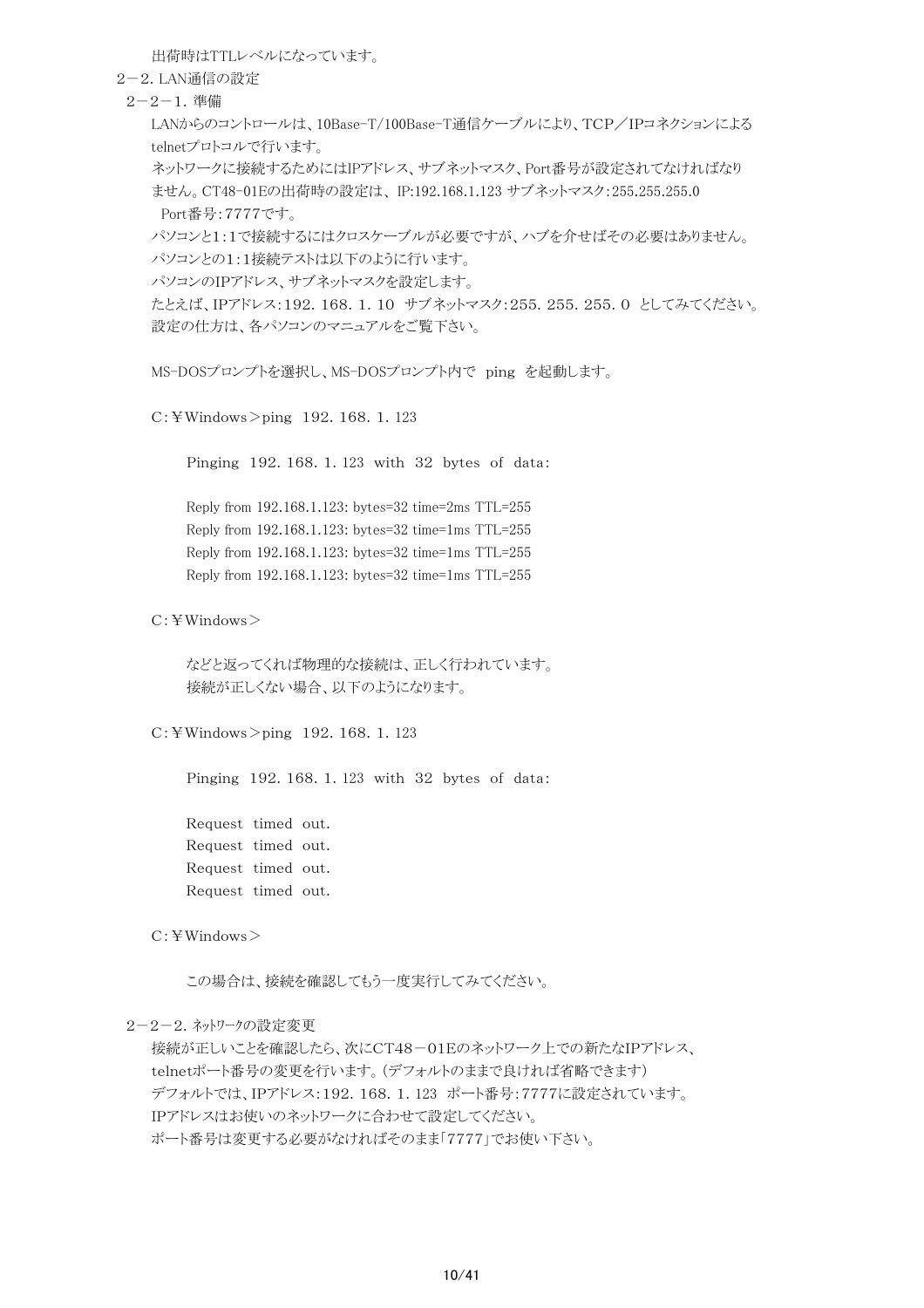出荷時はTTLレベルになっています。

## 2－2. LAN通信の設定

### 2－2－1. 準備

LANからのコントロールは、10Base-T/100Base-T通信ケーブルにより、TCP／IPコネクションによるtelnetプロトコルで行います。

ネットワークに接続するためにはIPアドレス、サブネットマスク、Port番号が設定されてなければなりません。CT48-01Eの出荷時の設定は、IP:192.168.1.123 サブネットマスク:255.255.255.0 Port番号:7777です。

パソコンと1:1で接続するにはクロスケーブルが必要ですが、ハブを介せばその必要はありません。

パソコンとの1:1接続テストは以下のように行います。

パソコンのIPアドレス、サブネットマスクを設定します。

たとえば、IPアドレス:192. 168. 1. 10　サブネットマスク:255. 255. 255. 0　としてみてください。

設定の仕方は、各パソコンのマニュアルをご覧下さい。

MS-DOSプロンプトを選択し、MS-DOSプロンプト内で　ping　を起動します。

```
C:¥Windows>ping  192. 168. 1. 123

      Pinging  192. 168. 1. 123  with  32  bytes  of  data:

      Reply from 192.168.1.123: bytes=32 time=2ms TTL=255
      Reply from 192.168.1.123: bytes=32 time=1ms TTL=255
      Reply from 192.168.1.123: bytes=32 time=1ms TTL=255
      Reply from 192.168.1.123: bytes=32 time=1ms TTL=255

C:¥Windows>
```

などと返ってくれば物理的な接続は、正しく行われています。

接続が正しくない場合、以下のようになります。

```
C:¥Windows>ping  192. 168. 1. 123

      Pinging  192. 168. 1. 123  with  32  bytes  of  data:

      Request  timed  out.
      Request  timed  out.
      Request  timed  out.
      Request  timed  out.

C:¥Windows>
```

この場合は、接続を確認してもう一度実行してみてください。

### 2－2－2. ネットワークの設定変更

接続が正しいことを確認したら、次にCT48－01Eのネットワーク上での新たなIPアドレス、telnetポート番号の変更を行います。(デフォルトのままで良ければ省略できます)

デフォルトでは、IPアドレス:192. 168. 1. 123　ポート番号:7777に設定されています。

IPアドレスはお使いのネットワークに合わせて設定してください。

ポート番号は変更する必要がなければそのまま「7777」でお使い下さい。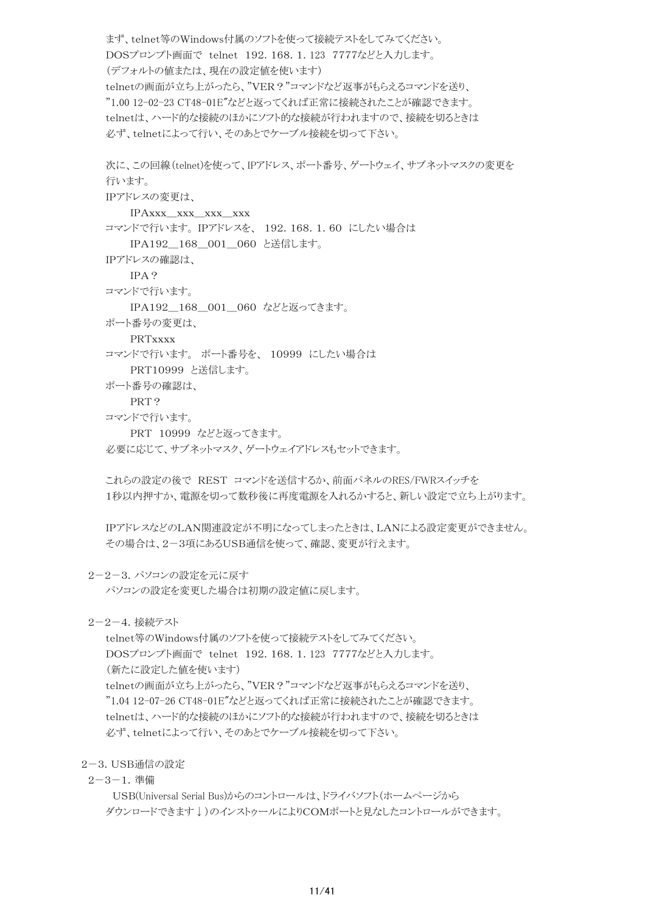まず、telnet等のWindows付属のソフトを使って接続テストをしてみてください。
DOSプロンプト画面で　telnet　192. 168. 1. 123　7777などと入力します。
（デフォルトの値または、現在の設定値を使います）
telnetの画面が立ち上がったら、"VER？"コマンドなど返事がもらえるコマンドを送り、
"1.00 12-02-23 CT48-01E"などと返ってくれば正常に接続されたことが確認できます。
telnetは、ハード的な接続のほかにソフト的な接続が行われますので、接続を切るときは
必ず、telnetによって行い、そのあとでケーブル接続を切って下さい。

次に、この回線(telnet)を使って、IPアドレス、ポート番号、ゲートウェイ、サブネットマスクの変更を
行います。
IPアドレスの変更は、

　　IPAxxx__xxx__xxx__xxx

コマンドで行います。IPアドレスを、 192. 168. 1. 60 にしたい場合は

　　IPA192__168__001__060　と送信します。

IPアドレスの確認は、

　　IPA？

コマンドで行います。

　　IPA192__168__001__060　などと返ってきます。

ポート番号の変更は、

　　PRTxxxx

コマンドで行います。 ポート番号を、 10999 にしたい場合は

　　PRT10999　と送信します。

ポート番号の確認は、

　　PRT？

コマンドで行います。

　　PRT　10999　などと返ってきます。

必要に応じて、サブネットマスク、ゲートウェイアドレスもセットできます。

これらの設定の後で　REST　コマンドを送信するか、前面パネルのRES/FWRスイッチを
1秒以内押すか、電源を切って数秒後に再度電源を入れるかすると、新しい設定で立ち上がります。

IPアドレスなどのLAN関連設定が不明になってしまったときは、LANによる設定変更ができません。
その場合は、2－3項にあるUSB通信を使って、確認、変更が行えます。

### 2－2－3. パソコンの設定を元に戻す

パソコンの設定を変更した場合は初期の設定値に戻します。

### 2－2－4. 接続テスト

telnet等のWindows付属のソフトを使って接続テストをしてみてください。
DOSプロンプト画面で　telnet　192. 168. 1. 123　7777などと入力します。
（新たに設定した値を使います）
telnetの画面が立ち上がったら、"VER？"コマンドなど返事がもらえるコマンドを送り、
"1.04 12-07-26 CT48-01E"などと返ってくれば正常に接続されたことが確認できます。
telnetは、ハード的な接続のほかにソフト的な接続が行われますので、接続を切るときは
必ず、telnetによって行い、そのあとでケーブル接続を切って下さい。

## 2－3. USB通信の設定

### 2－3－1. 準備

USB(Universal Serial Bus)からのコントロールは、ドライバソフト(ホームページから
ダウンロードできます↓)のインストゥールによりCOMポートと見なしたコントロールができます。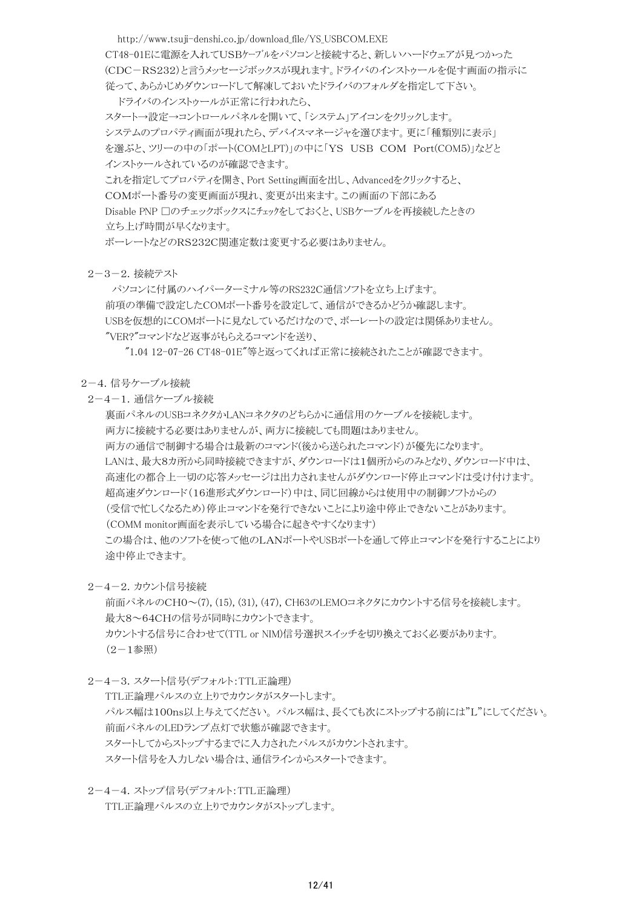http://www.tsuji-denshi.co.jp/download_file/YS_USBCOM.EXE

CT48-01Eに電源を入れてUSBｹｰﾌﾞﾙをパソコンと接続すると、新しいハードウェアが見つかった（CDC－RS232）と言うメッセージボックスが現れます。ドライバのインストゥールを促す画面の指示に従って、あらかじめダウンロードして解凍しておいたドライバのフォルダを指定して下さい。

ドライバのインストゥールが正常に行われたら、
スタート→設定→コントロールパネルを開いて、「システム」アイコンをクリックします。
システムのプロパティ画面が現れたら、デバイスマネージャを選びます。更に「種類別に表示」を選ぶと、ツリーの中の「ポート(COMとLPT)」の中に「YS USB COM Port(COM5)」などとインストゥールされているのが確認できます。
これを指定してプロパティを開き、Port Setting画面を出し、Advancedをクリックすると、COMポート番号の変更画面が現れ、変更が出来ます。この画面の下部にある Disable PNP □のチェックボックスにチェックをしておくと、USBケーブルを再接続したときの立ち上げ時間が早くなります。
ボーレートなどのRS232C関連定数は変更する必要はありません。

### 2－3－2. 接続テスト

パソコンに付属のハイパーターミナル等のRS232C通信ソフトを立ち上げます。
前項の準備で設定したCOMポート番号を設定して、通信ができるかどうか確認します。
USBを仮想的にCOMポートに見なしているだけなので、ボーレートの設定は関係ありません。
"VER?"コマンドなど返事がもらえるコマンドを送り、
"1.04 12-07-26 CT48-01E"等と返ってくれば正常に接続されたことが確認できます。

## 2－4. 信号ケーブル接続

### 2－4－1. 通信ケーブル接続

裏面パネルのUSBコネクタかLANコネクタのどちらかに通信用のケーブルを接続します。
両方に接続する必要はありませんが、両方に接続しても問題はありません。
両方の通信で制御する場合は最新のコマンド(後から送られたコマンド)が優先になります。
LANは、最大8カ所から同時接続できますが、ダウンロードは1個所からのみとなり、ダウンロード中は、高速化の都合上一切の応答メッセージは出力されませんがダウンロード停止コマンドは受け付けます。
超高速ダウンロード（16進形式ダウンロード）中は、同じ回線からは使用中の制御ソフトからの（受信で忙しくなるため）停止コマンドを発行できないことにより途中停止できないことがあります。
（COMM monitor画面を表示している場合に起きやすくなります）
この場合は、他のソフトを使って他のLANポートやUSBポートを通して停止コマンドを発行することにより途中停止できます。

### 2－4－2. カウント信号接続

前面パネルのCH0～(7), (15), (31), (47), CH63のLEMOコネクタにカウントする信号を接続します。
最大8～64CHの信号が同時にカウントできます。
カウントする信号に合わせて(TTL or NIM)信号選択スイッチを切り換えておく必要があります。
（2－1参照）

### 2－4－3. スタート信号(デフォルト：TTL正論理)

TTL正論理パルスの立上りでカウンタがスタートします。
パルス幅は100ns以上与えてください。 パルス幅は、長くても次にストップする前には"L"にしてください。
前面パネルのLEDランプ点灯で状態が確認できます。
スタートしてからストップするまでに入力されたパルスがカウントされます。
スタート信号を入力しない場合は、通信ラインからスタートできます。

### 2－4－4. ストップ信号(デフォルト：TTL正論理)

TTL正論理パルスの立上りでカウンタがストップします。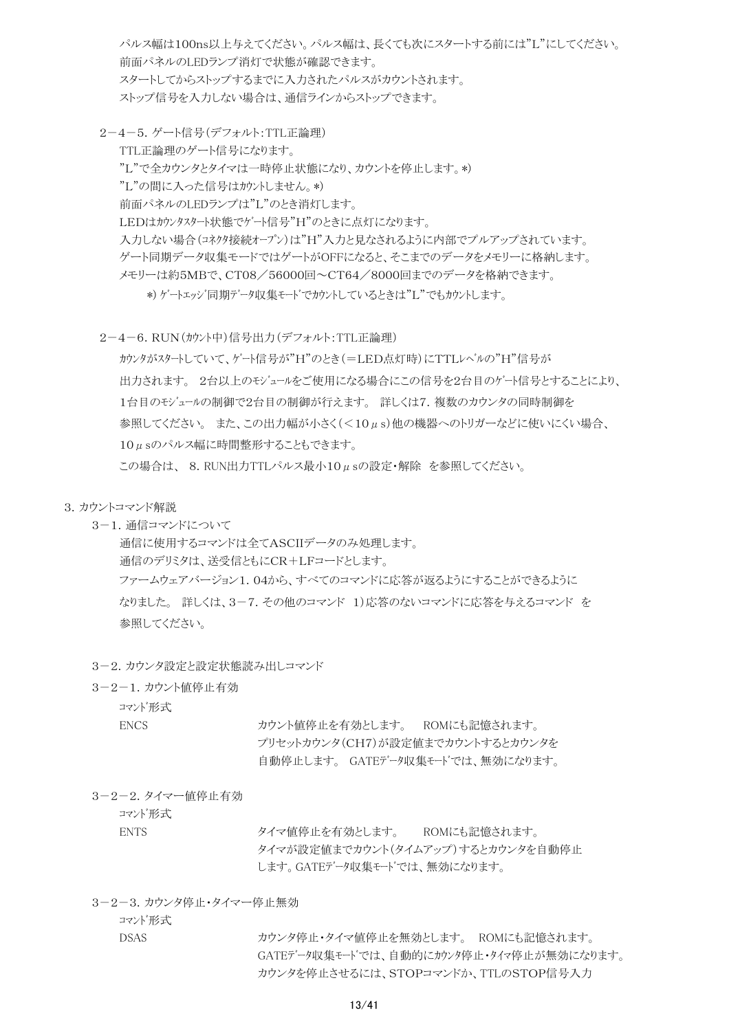パルス幅は100ns以上与えてください。パルス幅は、長くても次にスタートする前には"L"にしてください。
前面パネルのLEDランプ消灯で状態が確認できます。
スタートしてからストップするまでに入力されたパルスがカウントされます。
ストップ信号を入力しない場合は、通信ラインからストップできます。

### 2－4－5. ゲート信号（デフォルト：TTL正論理）

TTL正論理のゲート信号になります。
"L"で全カウンタとタイマは一時停止状態になり、カウントを停止します。*)
"L"の間に入った信号はカウントしません。*)
前面パネルのLEDランプは"L"のとき消灯します。
LEDはカウンタスタート状態でゲート信号"H"のときに点灯になります。
入力しない場合（コネクタ接続オープン）は"H"入力と見なされるように内部でプルアップされています。
ゲート同期データ収集モードではゲートがOFFになると、そこまでのデータをメモリーに格納します。
メモリーは約5MBで、CT08／56000回～CT64／8000回までのデータを格納できます。

*) ゲートエッジ同期データ収集モードでカウントしているときは"L"でもカウントします。

### 2－4－6. RUN（カウント中）信号出力（デフォルト：TTL正論理）

カウンタがスタートしていて、ゲート信号が"H"のとき（＝LED点灯時）にTTLレベルの"H"信号が
出力されます。 2台以上のモジュールをご使用になる場合にこの信号を2台目のゲート信号とすることにより、
1台目のモジュールの制御で2台目の制御が行えます。 詳しくは7. 複数のカウンタの同時制御を
参照してください。 また、この出力幅が小さく（＜10μs）他の機器へのトリガーなどに使いにくい場合、
10μsのパルス幅に時間整形することもできます。
この場合は、 8. RUN出力TTLパルス最小10μsの設定・解除 を参照してください。

## 3. カウントコマンド解説

### 3－1. 通信コマンドについて

通信に使用するコマンドは全てASCIIデータのみ処理します。
通信のデリミタは、送受信ともにCR＋LFコードとします。
ファームウェアバージョン1. 04から、すべてのコマンドに応答が返るようにすることができるように
なりました。 詳しくは、3－7. その他のコマンド 1）応答のないコマンドに応答を与えるコマンド を
参照してください。

### 3－2. カウンタ設定と設定状態読み出しコマンド

#### 3－2－1. カウント値停止有効

コマンド形式

ENCS　　カウント値停止を有効とします。 ROMにも記憶されます。
プリセットカウンタ（CH7）が設定値までカウントするとカウンタを
自動停止します。 GATEデータ収集モードでは、無効になります。

#### 3－2－2. タイマー値停止有効

コマンド形式

ENTS　　タイマ値停止を有効とします。 ROMにも記憶されます。
タイマが設定値までカウント（タイムアップ）するとカウンタを自動停止
します。GATEデータ収集モードでは、無効になります。

#### 3－2－3. カウンタ停止・タイマー停止無効

コマンド形式

DSAS　　カウンタ停止・タイマ値停止を無効とします。 ROMにも記憶されます。
GATEデータ収集モードでは、自動的にカウンタ停止・タイマ停止が無効になります。
カウンタを停止させるには、STOPコマンドか、TTLのSTOP信号入力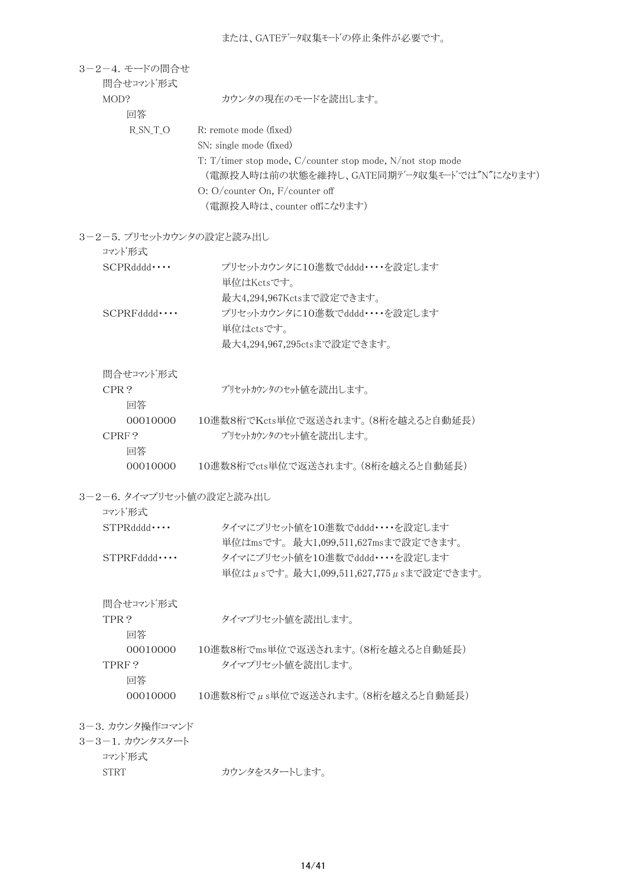または、GATEﾃﾞｰﾀ収集ﾓｰﾄﾞの停止条件が必要です。

### 3－2－4. モードの問合せ

問合せｺﾏﾝﾄﾞ形式

MOD?　　　　カウンタの現在のモードを読出します。

回答

R_SN_T_O　　R: remote mode (fixed)

SN: single mode (fixed)

T: T/timer stop mode, C/counter stop mode, N/not stop mode
（電源投入時は前の状態を維持し、GATE同期ﾃﾞｰﾀ収集ﾓｰﾄﾞでは"N"になります）

O: O/counter On, F/counter off
（電源投入時は、counter offになります）

### 3－2－5. プリセットカウンタの設定と読み出し

ｺﾏﾝﾄﾞ形式

SCPRdddd・・・・　　　プリセットカウンタに10進数でdddd・・・・を設定します
単位はKctsです。
最大4,294,967Kctsまで設定できます。

SCPRFdddd・・・・　　プリセットカウンタに10進数でdddd・・・・を設定します
単位はctsです。
最大4,294,967,295ctsまで設定できます。

問合せｺﾏﾝﾄﾞ形式

CPR？　　　　ﾌﾟﾘｾｯﾄｶｳﾝﾀのｾｯﾄ値を読出します。

回答

00010000　　10進数8桁でKcts単位で返送されます。（8桁を越えると自動延長）

CPRF？　　　　ﾌﾟﾘｾｯﾄｶｳﾝﾀのｾｯﾄ値を読出します。

回答

00010000　　10進数8桁でcts単位で返送されます。（8桁を越えると自動延長）

### 3－2－6. タイマプリセット値の設定と読み出し

ｺﾏﾝﾄﾞ形式

STPRdddd・・・・　　　タイマにプリセット値を10進数でdddd・・・・を設定します
単位はmsです。 最大1,099,511,627msまで設定できます。

STPRFdddd・・・・　　タイマにプリセット値を10進数でdddd・・・・を設定します
単位はμsです。最大1,099,511,627,775μsまで設定できます。

問合せｺﾏﾝﾄﾞ形式

TPR？　　　　タイマプリセット値を読出します。

回答

00010000　　10進数8桁でms単位で返送されます。（8桁を越えると自動延長）

TPRF？　　　　タイマプリセット値を読出します。

回答

00010000　　10進数8桁でμs単位で返送されます。（8桁を越えると自動延長）

## 3－3. カウンタ操作コマンド

### 3－3－1. カウンタスタート

ｺﾏﾝﾄﾞ形式

STRT　　　　カウンタをスタートします。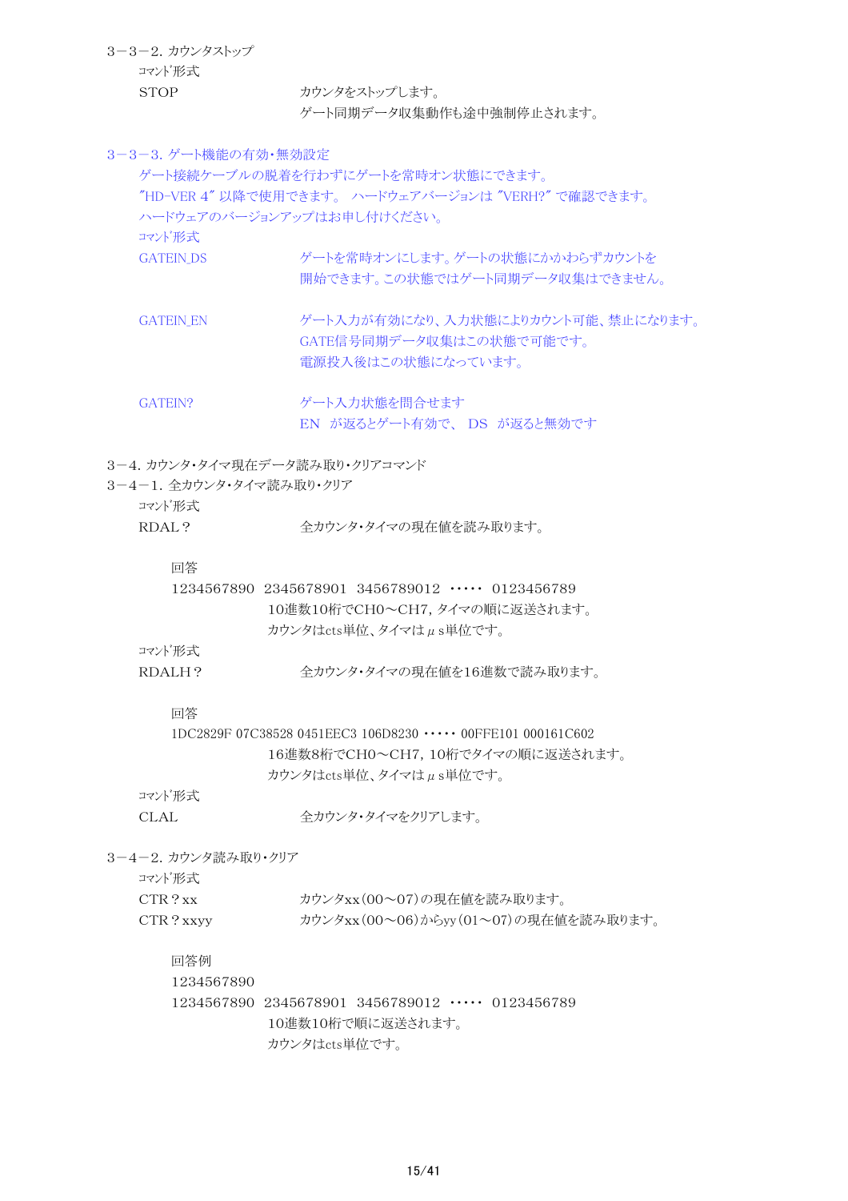### 3－3－2. カウンタストップ

ｺﾏﾝﾄﾞ形式

| | |
|---|---|
| STOP | カウンタをストップします。<br>ゲート同期データ収集動作も途中強制停止されます。 |

### 3－3－3. ゲート機能の有効・無効設定

ゲート接続ケーブルの脱着を行わずにゲートを常時オン状態にできます。

"HD-VER 4" 以降で使用できます。 ハードウェアバージョンは "VERH?" で確認できます。

ハードウェアのバージョンアップはお申し付けください。

ｺﾏﾝﾄﾞ形式

| | |
|---|---|
| GATEIN_DS | ゲートを常時オンにします。ゲートの状態にかかわらずカウントを開始できます。この状態ではゲート同期データ収集はできません。 |
| GATEIN_EN | ゲート入力が有効になり、入力状態によりカウント可能、禁止になります。<br>GATE信号同期データ収集はこの状態で可能です。<br>電源投入後はこの状態になっています。 |
| GATEIN? | ゲート入力状態を問合せます<br>EN が返るとゲート有効で、 DS が返ると無効です |

## 3－4. カウンタ・タイマ現在データ読み取り・クリアコマンド

### 3－4－1. 全カウンタ・タイマ読み取り・クリア

ｺﾏﾝﾄﾞ形式

RDAL？　　全カウンタ・タイマの現在値を読み取ります。

回答

1234567890 2345678901 3456789012 ・・・・・ 0123456789

10進数10桁でCH0～CH7, タイマの順に返送されます。

カウンタはcts単位、タイマはμs単位です。

ｺﾏﾝﾄﾞ形式

RDALH？　　全カウンタ・タイマの現在値を16進数で読み取ります。

回答

1DC2829F 07C38528 0451EEC3 106D8230 ・・・・・ 00FFE101 000161C602

16進数8桁でCH0～CH7, 10桁でタイマの順に返送されます。

カウンタはcts単位、タイマはμs単位です。

ｺﾏﾝﾄﾞ形式

CLAL　　全カウンタ・タイマをクリアします。

### 3－4－2. カウンタ読み取り・クリア

ｺﾏﾝﾄﾞ形式

| | |
|---|---|
| CTR？xx | カウンタxx（00～07）の現在値を読み取ります。 |
| CTR？xxyy | カウンタxx（00～06）からyy（01～07）の現在値を読み取ります。 |

回答例

1234567890

1234567890 2345678901 3456789012 ・・・・・ 0123456789

10進数10桁で順に返送されます。

カウンタはcts単位です。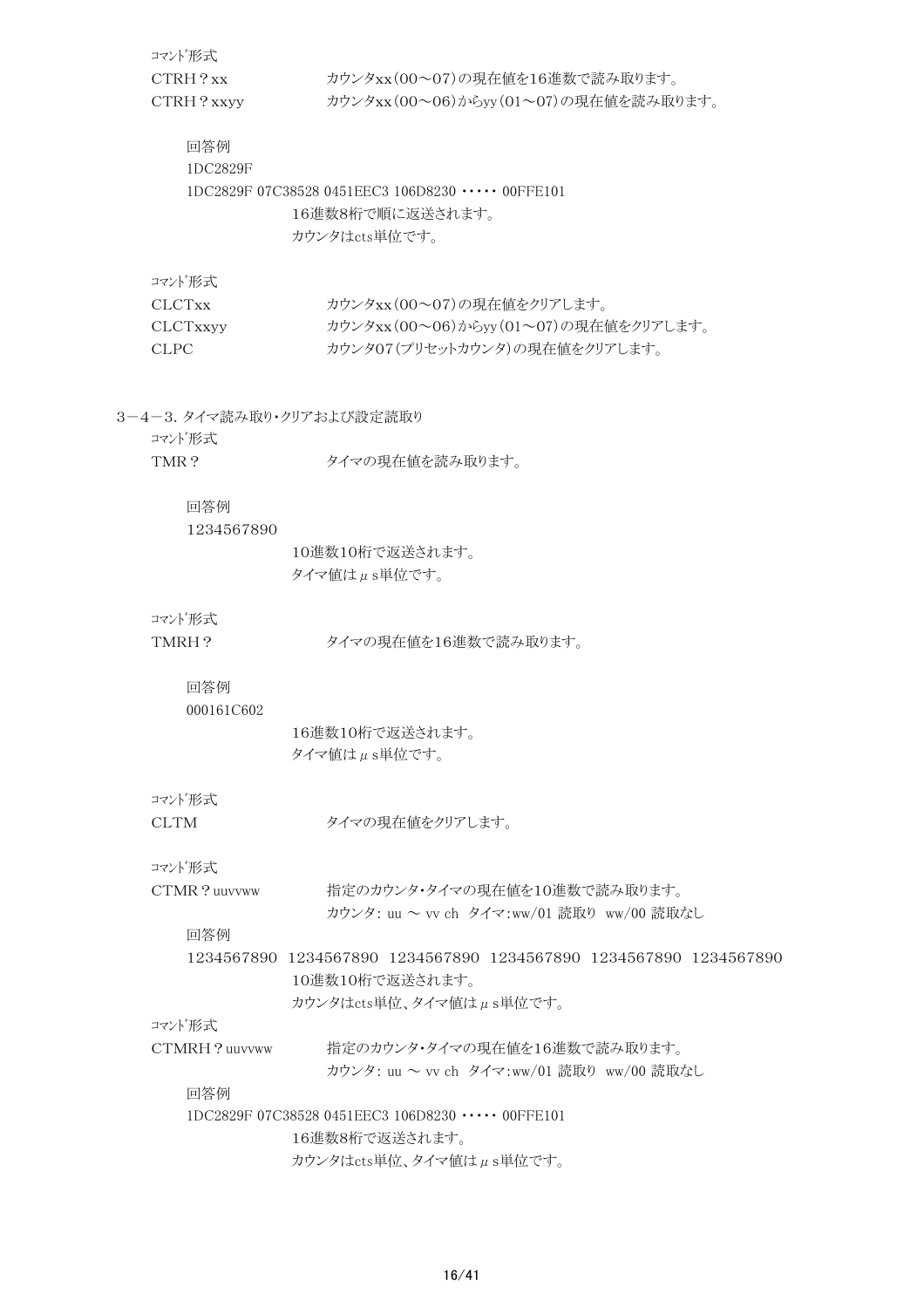ｺﾏﾝﾄﾞ形式

CTRH？xx　　　　　　カウンタxx（00～07）の現在値を16進数で読み取ります。
CTRH？xxyy　　　　　カウンタxx（00～06）からyy（01～07）の現在値を読み取ります。

回答例

1DC2829F

1DC2829F 07C38528 0451EEC3 106D8230 ・・・・・ 00FFE101

16進数8桁で順に返送されます。

カウンタはcts単位です。

ｺﾏﾝﾄﾞ形式

CLCTxx　　　　　　　カウンタxx（00～07）の現在値をクリアします。
CLCTxxyy　　　　　　カウンタxx（00～06）からyy（01～07）の現在値をクリアします。
CLPC　　　　　　　　カウンタ07（プリセットカウンタ）の現在値をクリアします。

### 3－4－3. タイマ読み取り・クリアおよび設定読取り

ｺﾏﾝﾄﾞ形式

TMR？　　　　　　　タイマの現在値を読み取ります。

回答例

1234567890

10進数10桁で返送されます。

タイマ値はμs単位です。

ｺﾏﾝﾄﾞ形式

TMRH？　　　　　　タイマの現在値を16進数で読み取ります。

回答例

000161C602

16進数10桁で返送されます。

タイマ値はμs単位です。

ｺﾏﾝﾄﾞ形式

CLTM　　　　　　　タイマの現在値をクリアします。

ｺﾏﾝﾄﾞ形式

CTMR？uuvvww　　　指定のカウンタ・タイマの現在値を10進数で読み取ります。
カウンタ: uu ～ vv ch　タイマ:ww/01 読取り　ww/00 読取なし

回答例

1234567890　1234567890　1234567890　1234567890　1234567890　1234567890

10進数10桁で返送されます。

カウンタはcts単位、タイマ値はμs単位です。

ｺﾏﾝﾄﾞ形式

CTMRH？uuvvww　　　指定のカウンタ・タイマの現在値を16進数で読み取ります。
カウンタ: uu ～ vv ch　タイマ:ww/01 読取り　ww/00 読取なし

回答例

1DC2829F 07C38528 0451EEC3 106D8230 ・・・・・ 00FFE101

16進数8桁で返送されます。

カウンタはcts単位、タイマ値はμs単位です。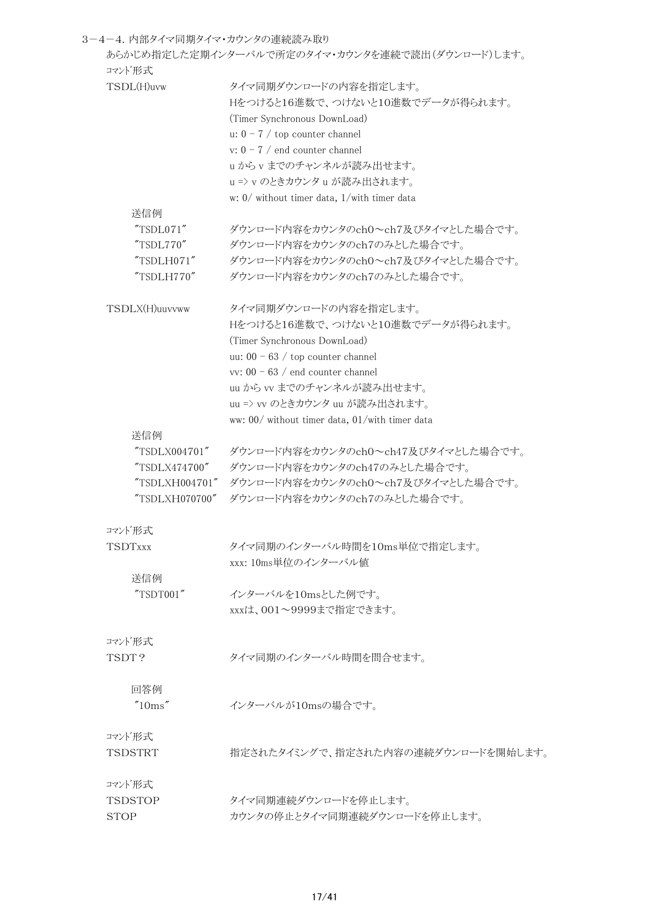### 3－4－4. 内部タイマ同期タイマ・カウンタの連続読み取り

あらかじめ指定した定期インターバルで所定のタイマ・カウンタを連続で読出（ダウンロード）します。

ｺﾏﾝﾄﾞ形式

| | |
|---|---|
| TSDL(H)uvw | タイマ同期ダウンロードの内容を指定します。<br>Hをつけると16進数で、つけないと10進数でデータが得られます。<br>(Timer Synchronous DownLoad)<br>u: 0 - 7 / top counter channel<br>v: 0 - 7 / end counter channel<br>u から v までのチャンネルが読み出せます。<br>u => v のときカウンタ u が読み出されます。<br>w: 0/ without timer data, 1/with timer data |

送信例

| | |
|---|---|
| "TSDL071" | ダウンロード内容をカウンタのch0～ch7及びタイマとした場合です。 |
| "TSDL770" | ダウンロード内容をカウンタのch7のみとした場合です。 |
| "TSDLH071" | ダウンロード内容をカウンタのch0～ch7及びタイマとした場合です。 |
| "TSDLH770" | ダウンロード内容をカウンタのch7のみとした場合です。 |

| | |
|---|---|
| TSDLX(H)uuvvww | タイマ同期ダウンロードの内容を指定します。<br>Hをつけると16進数で、つけないと10進数でデータが得られます。<br>(Timer Synchronous DownLoad)<br>uu: 00 - 63 / top counter channel<br>vv: 00 - 63 / end counter channel<br>uu から vv までのチャンネルが読み出せます。<br>uu => vv のときカウンタ uu が読み出されます。<br>ww: 00/ without timer data, 01/with timer data |

送信例

| | |
|---|---|
| "TSDLX004701" | ダウンロード内容をカウンタのch0～ch47及びタイマとした場合です。 |
| "TSDLX474700" | ダウンロード内容をカウンタのch47のみとした場合です。 |
| "TSDLXH004701" | ダウンロード内容をカウンタのch0～ch7及びタイマとした場合です。 |
| "TSDLXH070700" | ダウンロード内容をカウンタのch7のみとした場合です。 |

ｺﾏﾝﾄﾞ形式

| | |
|---|---|
| TSDTxxx | タイマ同期のインターバル時間を10ms単位で指定します。<br>xxx: 10ms単位のインターバル値 |

送信例

| | |
|---|---|
| "TSDT001" | インターバルを10msとした例です。<br>xxxは、001～9999まで指定できます。 |

ｺﾏﾝﾄﾞ形式

| | |
|---|---|
| TSDT？ | タイマ同期のインターバル時間を問合せます。 |

回答例

| | |
|---|---|
| "10ms" | インターバルが10msの場合です。 |

ｺﾏﾝﾄﾞ形式

| | |
|---|---|
| TSDSTRT | 指定されたタイミングで、指定された内容の連続ダウンロードを開始します。 |

ｺﾏﾝﾄﾞ形式

| | |
|---|---|
| TSDSTOP | タイマ同期連続ダウンロードを停止します。 |
| STOP | カウンタの停止とタイマ同期連続ダウンロードを停止します。 |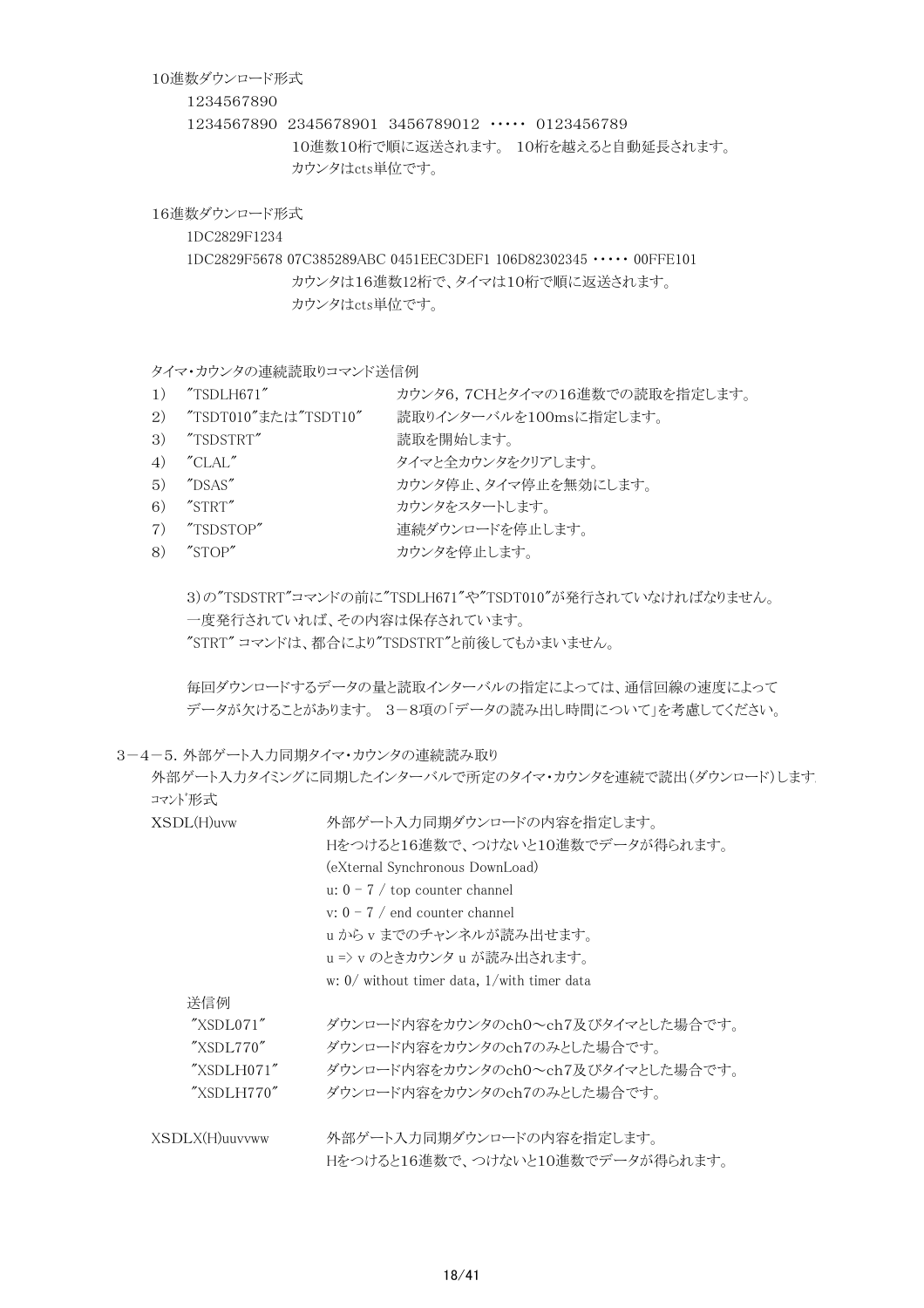10進数ダウンロード形式

1234567890

1234567890　2345678901　3456789012　・・・・・　0123456789

10進数10桁で順に返送されます。 10桁を越えると自動延長されます。

カウンタはcts単位です。

16進数ダウンロード形式

1DC2829F1234

1DC2829F5678 07C385289ABC 0451EEC3DEF1 106D82302345 ・・・・・ 00FFE101

カウンタは16進数12桁で、タイマは10桁で順に返送されます。

カウンタはcts単位です。

タイマ・カウンタの連続読取りコマンド送信例

| | | |
|---|---|---|
| 1) | "TSDLH671" | カウンタ6，7CHとタイマの16進数での読取を指定します。 |
| 2) | "TSDT010"または"TSDT10" | 読取りインターバルを100msに指定します。 |
| 3) | "TSDSTRT" | 読取を開始します。 |
| 4) | "CLAL" | タイマと全カウンタをクリアします。 |
| 5) | "DSAS" | カウンタ停止、タイマ停止を無効にします。 |
| 6) | "STRT" | カウンタをスタートします。 |
| 7) | "TSDSTOP" | 連続ダウンロードを停止します。 |
| 8) | "STOP" | カウンタを停止します。 |

3)の"TSDSTRT"コマンドの前に"TSDLH671"や"TSDT010"が発行されていなければなりません。
一度発行されていれば、その内容は保存されています。
"STRT" コマンドは、都合により"TSDSTRT"と前後してもかまいません。

毎回ダウンロードするデータの量と読取インターバルの指定によっては、通信回線の速度によって
データが欠けることがあります。 3－8項の「データの読み出し時間について」を考慮してください。

### 3－4－5. 外部ゲート入力同期タイマ・カウンタの連続読み取り

外部ゲート入力タイミングに同期したインターバルで所定のタイマ・カウンタを連続で読出(ダウンロード)します.

ｺﾏﾝﾄﾞ形式

XSDL(H)uvw　　外部ゲート入力同期ダウンロードの内容を指定します。
Hをつけると16進数で、つけないと10進数でデータが得られます。
(eXternal Synchronous DownLoad)
u: 0 – 7 / top counter channel
v: 0 – 7 / end counter channel
u から v までのチャンネルが読み出せます。
u => v のときカウンタ u が読み出されます。
w: 0/ without timer data, 1/with timer data

送信例

| | |
|---|---|
| "XSDL071" | ダウンロード内容をカウンタのch0～ch7及びタイマとした場合です。 |
| "XSDL770" | ダウンロード内容をカウンタのch7のみとした場合です。 |
| "XSDLH071" | ダウンロード内容をカウンタのch0～ch7及びタイマとした場合です。 |
| "XSDLH770" | ダウンロード内容をカウンタのch7のみとした場合です。 |

XSDLX(H)uuvvww　　外部ゲート入力同期ダウンロードの内容を指定します。
Hをつけると16進数で、つけないと10進数でデータが得られます。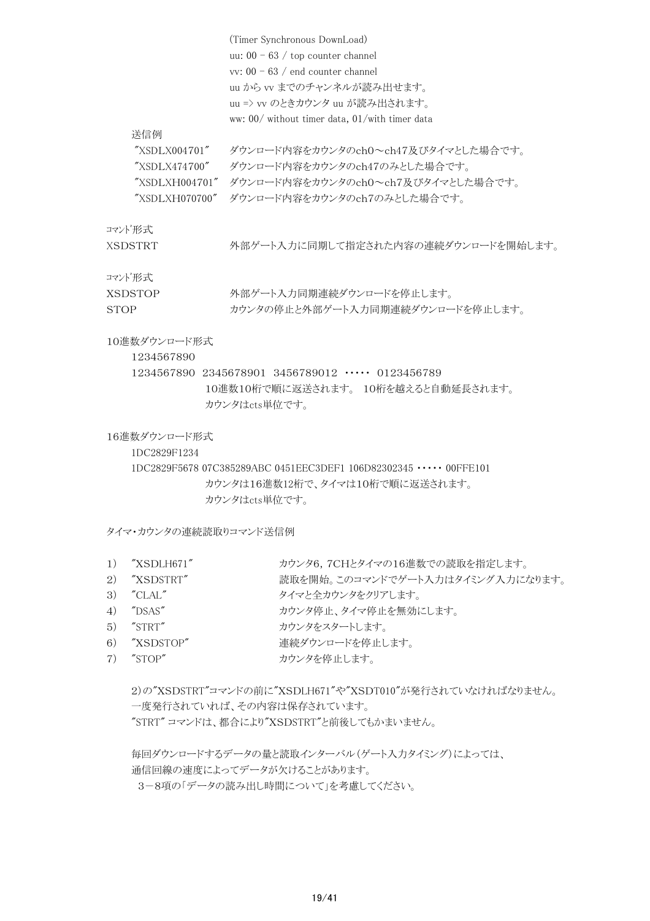(Timer Synchronous DownLoad)
uu: 00 – 63 / top counter channel
vv: 00 – 63 / end counter channel
uu から vv までのチャンネルが読み出せます。
uu => vv のときカウンタ uu が読み出されます。
ww: 00/ without timer data, 01/with timer data

送信例

| | |
|---|---|
| "XSDLX004701" | ダウンロード内容をカウンタのch0～ch47及びタイマとした場合です。 |
| "XSDLX474700" | ダウンロード内容をカウンタのch47のみとした場合です。 |
| "XSDLXH004701" | ダウンロード内容をカウンタのch0～ch7及びタイマとした場合です。 |
| "XSDLXH070700" | ダウンロード内容をカウンタのch7のみとした場合です。 |

ｺﾏﾝﾄﾞ形式

XSDSTRT　　外部ゲート入力に同期して指定された内容の連続ダウンロードを開始します。

ｺﾏﾝﾄﾞ形式

XSDSTOP　　外部ゲート入力同期連続ダウンロードを停止します。
STOP　　カウンタの停止と外部ゲート入力同期連続ダウンロードを停止します。

10進数ダウンロード形式

1234567890
1234567890 2345678901 3456789012 ・・・・・ 0123456789
10進数10桁で順に返送されます。 10桁を越えると自動延長されます。
カウンタはcts単位です。

16進数ダウンロード形式

1DC2829F1234
1DC2829F5678 07C385289ABC 0451EEC3DEF1 106D82302345 ・・・・・ 00FFE101
カウンタは16進数12桁で、タイマは10桁で順に返送されます。
カウンタはcts単位です。

タイマ・カウンタの連続読取りコマンド送信例

1) "XSDLH671"　　カウンタ6, 7CHとタイマの16進数での読取を指定します。
2) "XSDSTRT"　　読取を開始。このコマンドでゲート入力はタイミング入力になります。
3) "CLAL"　　タイマと全カウンタをクリアします。
4) "DSAS"　　カウンタ停止、タイマ停止を無効にします。
5) "STRT"　　カウンタをスタートします。
6) "XSDSTOP"　　連続ダウンロードを停止します。
7) "STOP"　　カウンタを停止します。

2)の"XSDSTRT"コマンドの前に"XSDLH671"や"XSDT010"が発行されていなければなりません。
一度発行されていれば、その内容は保存されています。
"STRT" コマンドは、都合により"XSDSTRT"と前後してもかまいません。

毎回ダウンロードするデータの量と読取インターバル(ゲート入力タイミング)によっては、
通信回線の速度によってデータが欠けることがあります。
3－8項の「データの読み出し時間について」を考慮してください。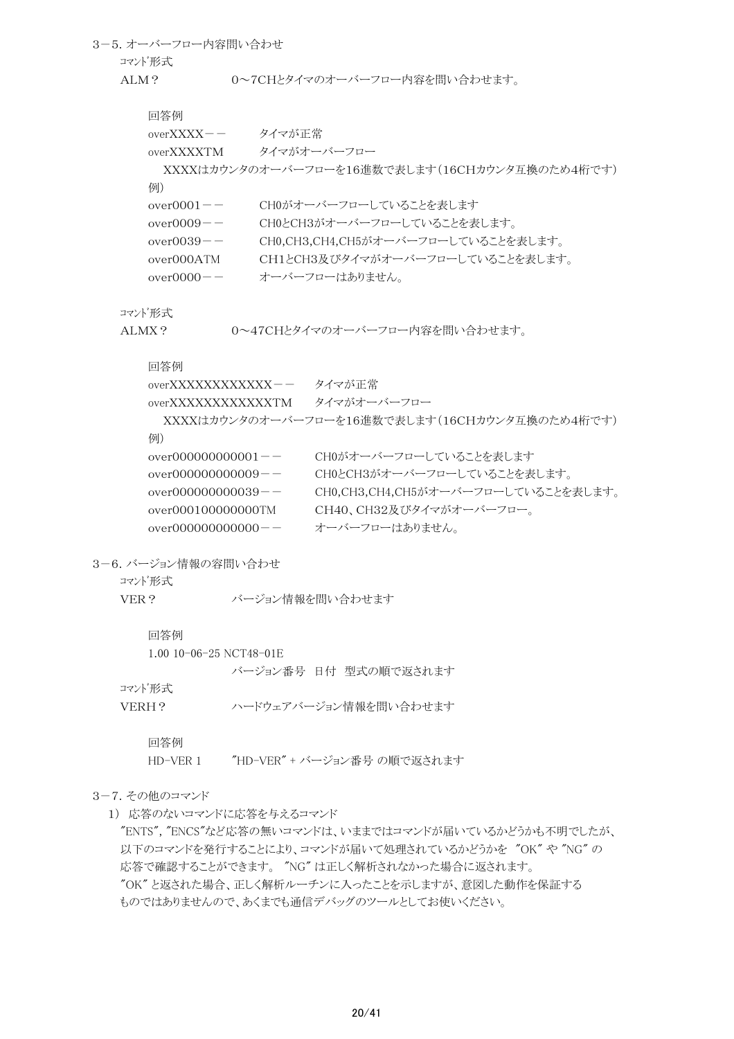## 3－5. オーバーフロー内容問い合わせ

コマンド形式

ALM？　　　　　0～7CHとタイマのオーバーフロー内容を問い合わせます。

回答例

overXXXX－－　　　タイマが正常

overXXXXTM　　　　タイマがオーバーフロー

XXXXはカウンタのオーバーフローを16進数で表します（16CHカウンタ互換のため4桁です）

例）

over0001－－　　　CH0がオーバーフローしていることを表します

over0009－－　　　CH0とCH3がオーバーフローしていることを表します。

over0039－－　　　CH0,CH3,CH4,CH5がオーバーフローしていることを表します。

over000ATM　　　　CH1とCH3及びタイマがオーバーフローしていることを表します。

over0000－－　　　オーバーフローはありません。

コマンド形式

ALMX？　　　　　0～47CHとタイマのオーバーフロー内容を問い合わせます。

回答例

overXXXXXXXXXXXX－－　　　タイマが正常

overXXXXXXXXXXXXTM　　　　タイマがオーバーフロー

XXXXはカウンタのオーバーフローを16進数で表します（16CHカウンタ互換のため4桁です）

例）

over000000000001－－　　　CH0がオーバーフローしていることを表します

over000000000009－－　　　CH0とCH3がオーバーフローしていることを表します。

over000000000039－－　　　CH0,CH3,CH4,CH5がオーバーフローしていることを表します。

over000100000000TM　　　　CH40、CH32及びタイマがオーバーフロー。

over000000000000－－　　　オーバーフローはありません。

## 3－6. バージョン情報の容問い合わせ

コマンド形式

VER？　　　　　バージョン情報を問い合わせます

回答例

1.00 10-06-25 NCT48-01E

バージョン番号　日付　型式の順で返されます

コマンド形式

VERH？　　　　　ハードウェアバージョン情報を問い合わせます

回答例

HD-VER 1　　　　"HD-VER" + バージョン番号 の順で返されます

## 3－7. その他のコマンド

1）応答のないコマンドに応答を与えるコマンド

"ENTS", "ENCS"など応答の無いコマンドは、いままではコマンドが届いているかどうかも不明でしたが、以下のコマンドを発行することにより、コマンドが届いて処理されているかどうかを "OK" や "NG" の応答で確認することができます。 "NG" は正しく解析されなかった場合に返されます。
"OK" と返された場合、正しく解析ルーチンに入ったことを示しますが、意図した動作を保証するものではありませんので、あくまでも通信デバッグのツールとしてお使いください。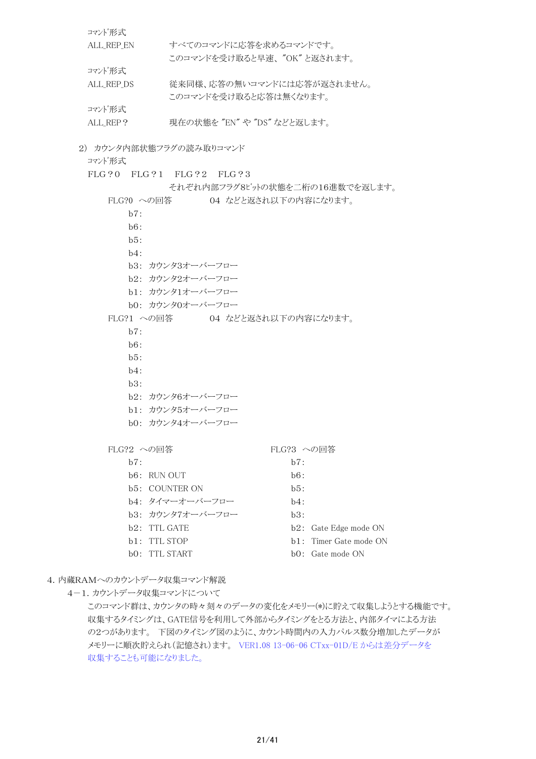ｺﾏﾝﾄﾞ形式

ALL_REP_EN　　　すべてのコマンドに応答を求めるコマンドです。
　　　　　　　　　このコマンドを受け取ると早速、"OK" と返されます。

ｺﾏﾝﾄﾞ形式

ALL_REP_DS　　　従来同様、応答の無いコマンドには応答が返されません。
　　　　　　　　　このコマンドを受け取ると応答は無くなります。

ｺﾏﾝﾄﾞ形式

ALL_REP？　　　　現在の状態を "EN" や "DS" などと返します。

2）カウンタ内部状態フラグの読み取りコマンド

ｺﾏﾝﾄﾞ形式

FLG？0　FLG？1　FLG？2　FLG？3

それぞれ内部フラグ8ﾋﾞｯﾄの状態を二桁の16進数でを返します。

FLG?0　への回答　　　04　などと返され以下の内容になります。

- b7：
- b6：
- b5：
- b4：
- b3：カウンタ3オーバーフロー
- b2：カウンタ2オーバーフロー
- b1：カウンタ1オーバーフロー
- b0：カウンタ0オーバーフロー

FLG?1　への回答　　　04　などと返され以下の内容になります。

- b7：
- b6：
- b5：
- b4：
- b3：
- b2：カウンタ6オーバーフロー
- b1：カウンタ5オーバーフロー
- b0：カウンタ4オーバーフロー

FLG?2　への回答

- b7：
- b6：RUN OUT
- b5：COUNTER ON
- b4：タイマーオーバーフロー
- b3：カウンタ7オーバーフロー
- b2：TTL GATE
- b1：TTL STOP
- b0：TTL START

FLG?3　への回答

- b7：
- b6：
- b5：
- b4：
- b3：
- b2：Gate Edge mode ON
- b1：Timer Gate mode ON
- b0：Gate mode ON

4. 内蔵RAMへのカウントデータ収集コマンド解説

4－1. カウントデータ収集コマンドについて

このコマンド群は、カウンタの時々刻々のデータの変化をメモリー(*)に貯えて収集しようとする機能です。収集するタイミングは、GATE信号を利用して外部からタイミングをとる方法と、内部タイマによる方法の2つがあります。 下図のタイミング図のように、カウント時間内の入力パルス数分増加したデータがメモリーに順次貯えられ（記憶され）ます。 VER1.08 13-06-06 CTxx-01D/E からは差分データを収集することも可能になりました。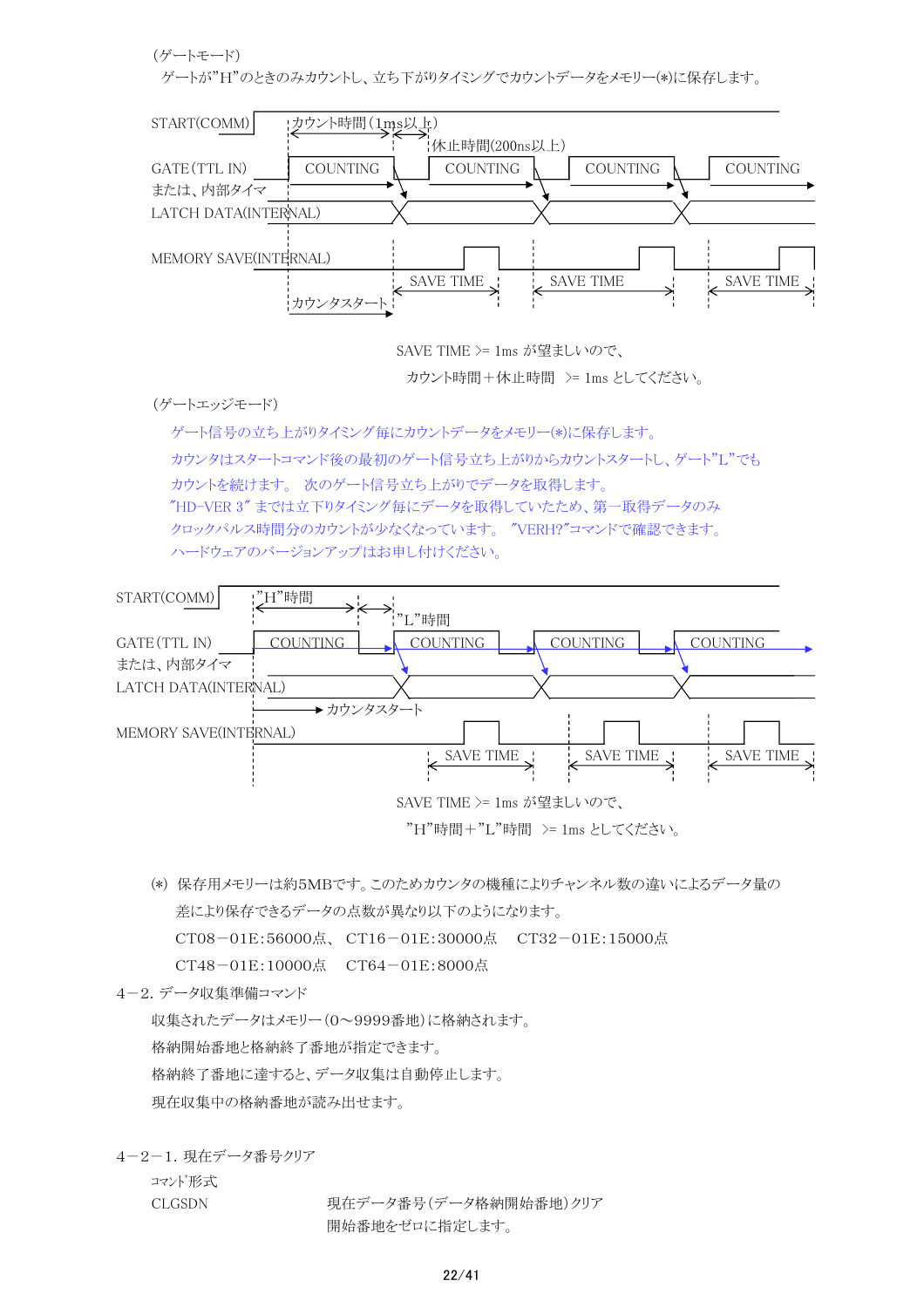（ゲートモード）

ゲートが”H”のときのみカウントし、立ち下がりタイミングでカウントデータをメモリー(*)に保存します。

START(COMM)　カウント時間（1ms以上）　休止時間(200ns以上)

GATE（TTL IN）または、内部タイマ　COUNTING　COUNTING　COUNTING　COUNTING

LATCH DATA(INTERNAL)

MEMORY SAVE(INTERNAL)　SAVE TIME　SAVE TIME　SAVE TIME

カウンタスタート

SAVE TIME >= 1ms が望ましいので、

カウント時間＋休止時間　>= 1ms としてください。

（ゲートエッジモード）

ゲート信号の立ち上がりタイミング毎にカウントデータをメモリー(*)に保存します。
カウンタはスタートコマンド後の最初のゲート信号立ち上がりからカウントスタートし、ゲート”L”でもカウントを続けます。　次のゲート信号立ち上がりでデータを取得します。
”HD-VER 3” までは立下りタイミング毎にデータを取得していたため、第一取得データのみクロックパルス時間分のカウントが少なくなっています。　”VERH?”コマンドで確認できます。
ハードウェアのバージョンアップはお申し付けください。

START(COMM)　”H”時間　”L”時間

GATE（TTL IN）または、内部タイマ　COUNTING　COUNTING　COUNTING　COUNTING

LATCH DATA(INTERNAL)

カウンタスタート

MEMORY SAVE(INTERNAL)　SAVE TIME　SAVE TIME　SAVE TIME

SAVE TIME >= 1ms が望ましいので、

”H”時間＋”L”時間　>= 1ms としてください。

(*)　保存用メモリーは約5MBです。このためカウンタの機種によりチャンネル数の違いによるデータ量の差により保存できるデータの点数が異なり以下のようになります。

CT08－01E:56000点、 CT16－01E:30000点　CT32－01E:15000点

CT48－01E:10000点　CT64－01E:8000点

## 4－2. データ収集準備コマンド

収集されたデータはメモリー（0～9999番地）に格納されます。

格納開始番地と格納終了番地が指定できます。

格納終了番地に達すると、データ収集は自動停止します。

現在収集中の格納番地が読み出せます。

### 4－2－1. 現在データ番号クリア

ｺﾏﾝﾄﾞ形式

| | |
|---|---|
| CLGSDN | 現在データ番号（データ格納開始番地）クリア<br>開始番地をゼロに指定します。 |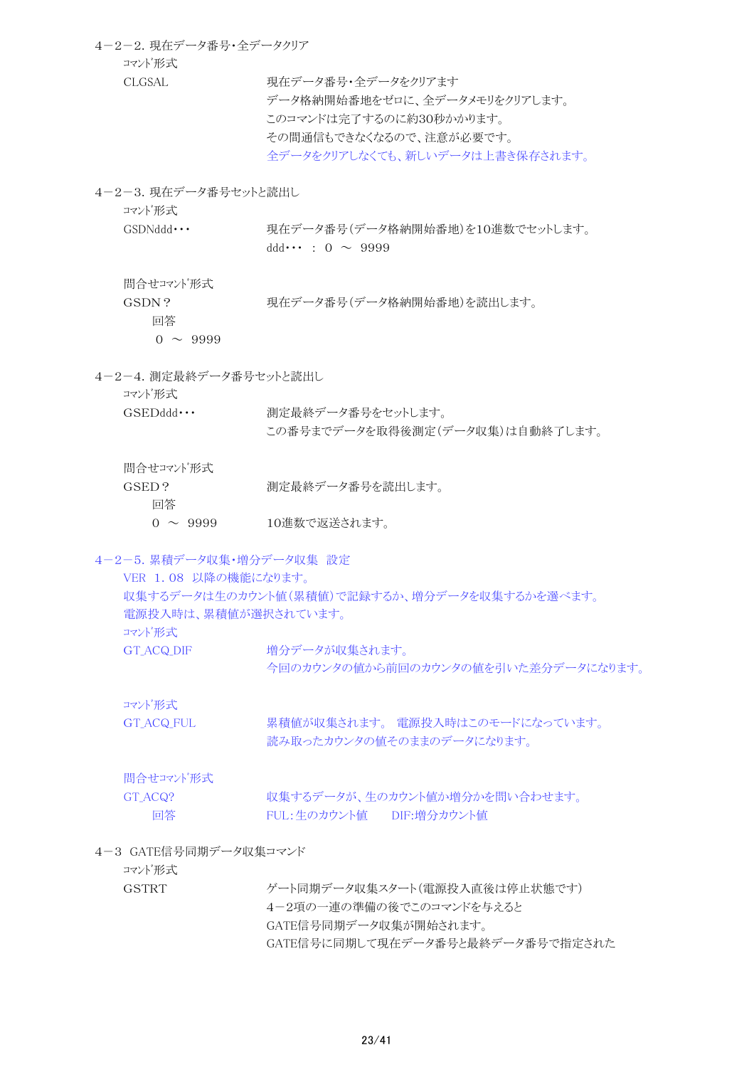### 4－2－2. 現在データ番号・全データクリア

ｺﾏﾝﾄﾞ形式

| | |
|---|---|
| CLGSAL | 現在データ番号・全データをクリアます<br>データ格納開始番地をゼロに、全データメモリをクリアします。<br>このコマンドは完了するのに約30秒かかります。<br>その間通信もできなくなるので、注意が必要です。<br>全データをクリアしなくても、新しいデータは上書き保存されます。 |

### 4－2－3. 現在データ番号セットと読出し

ｺﾏﾝﾄﾞ形式

| | |
|---|---|
| GSDNddd･･･ | 現在データ番号（データ格納開始番地）を10進数でセットします。<br>ddd･･･　：　0　～　9999 |

問合せｺﾏﾝﾄﾞ形式

| | |
|---|---|
| GSDN？ | 現在データ番号（データ格納開始番地）を読出します。 |

回答

0　～　9999

### 4－2－4. 測定最終データ番号セットと読出し

ｺﾏﾝﾄﾞ形式

| | |
|---|---|
| GSEDddd･･･ | 測定最終データ番号をセットします。<br>この番号までデータを取得後測定（データ収集）は自動終了します。 |

問合せｺﾏﾝﾄﾞ形式

| | |
|---|---|
| GSED？ | 測定最終データ番号を読出します。 |

回答

| | |
|---|---|
| 0　～　9999 | 10進数で返送されます。 |

### 4－2－5. 累積データ収集・増分データ収集　設定

VER　1．08　以降の機能になります。

収集するデータは生のカウント値（累積値）で記録するか、増分データを収集するかを選べます。

電源投入時は、累積値が選択されています。

ｺﾏﾝﾄﾞ形式

| | |
|---|---|
| GT_ACQ_DIF | 増分データが収集されます。<br>今回のカウンタの値から前回のカウンタの値を引いた差分データになります。 |

ｺﾏﾝﾄﾞ形式

| | |
|---|---|
| GT_ACQ_FUL | 累積値が収集されます。　電源投入時はこのモードになっています。<br>読み取ったカウンタの値そのままのデータになります。 |

問合せｺﾏﾝﾄﾞ形式

| | |
|---|---|
| GT_ACQ? | 収集するデータが、生のカウント値か増分かを問い合わせます。 |
| 回答 | FUL：生のカウント値　　DIF:増分カウント値 |

## 4－3　GATE信号同期データ収集コマンド

ｺﾏﾝﾄﾞ形式

| | |
|---|---|
| GSTRT | ゲート同期データ収集スタート（電源投入直後は停止状態です）<br>4－2項の一連の準備の後でこのコマンドを与えると<br>GATE信号同期データ収集が開始されます。<br>GATE信号に同期して現在データ番号と最終データ番号で指定された |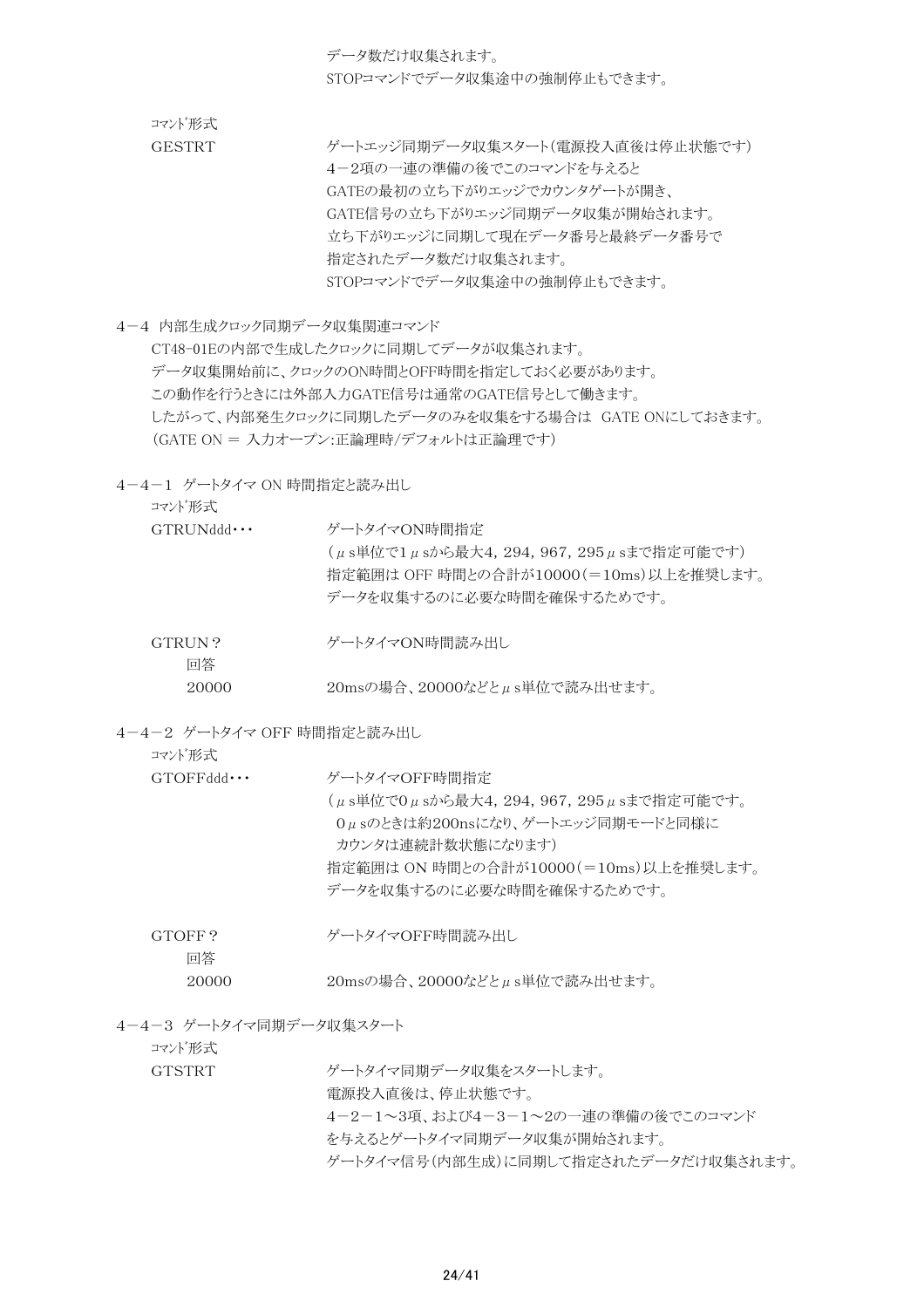データ数だけ収集されます。
STOPコマンドでデータ収集途中の強制停止もできます。

ｺﾏﾝﾄﾞ形式

GESTRT　　　ゲートエッジ同期データ収集スタート（電源投入直後は停止状態です）
４－２項の一連の準備の後でこのコマンドを与えると
GATEの最初の立ち下がりエッジでカウンタゲートが開き、
GATE信号の立ち下がりエッジ同期データ収集が開始されます。
立ち下がりエッジに同期して現在データ番号と最終データ番号で
指定されたデータ数だけ収集されます。
STOPコマンドでデータ収集途中の強制停止もできます。

## ４－４　内部生成クロック同期データ収集関連コマンド

CT48-01Eの内部で生成したクロックに同期してデータが収集されます。
データ収集開始前に、クロックのON時間とOFF時間を指定しておく必要があります。
この動作を行うときには外部入力GATE信号は通常のGATE信号として働きます。
したがって、内部発生クロックに同期したデータのみを収集をする場合は　GATE ONにしておきます。
（GATE ON ＝ 入力オープン:正論理時/デフォルトは正論理です）

### ４－４－１　ゲートタイマ ON 時間指定と読み出し

ｺﾏﾝﾄﾞ形式

GTRUNddd･･･　　　ゲートタイマON時間指定
（μs単位で1μsから最大4，294，967，295μsまで指定可能です）
指定範囲は OFF 時間との合計が10000（＝10ms）以上を推奨します。
データを収集するのに必要な時間を確保するためです。

GTRUN？　　　ゲートタイマON時間読み出し

回答

20000　　　20msの場合、20000などとμs単位で読み出せます。

### ４－４－２　ゲートタイマ OFF 時間指定と読み出し

ｺﾏﾝﾄﾞ形式

GTOFFddd･･･　　　ゲートタイマOFF時間指定
（μs単位で0μsから最大4，294，967，295μsまで指定可能です。
0μsのときは約200nsになり、ゲートエッジ同期モードと同様に
カウンタは連続計数状態になります）
指定範囲は ON 時間との合計が10000（＝10ms）以上を推奨します。
データを収集するのに必要な時間を確保するためです。

GTOFF？　　　ゲートタイマOFF時間読み出し

回答

20000　　　20msの場合、20000などとμs単位で読み出せます。

### ４－４－３　ゲートタイマ同期データ収集スタート

ｺﾏﾝﾄﾞ形式

GTSTRT　　　ゲートタイマ同期データ収集をスタートします。
電源投入直後は、停止状態です。
４－２－１～3項、および４－３－１～2の一連の準備の後でこのコマンド
を与えるとゲートタイマ同期データ収集が開始されます。
ゲートタイマ信号（内部生成）に同期して指定されたデータだけ収集されます。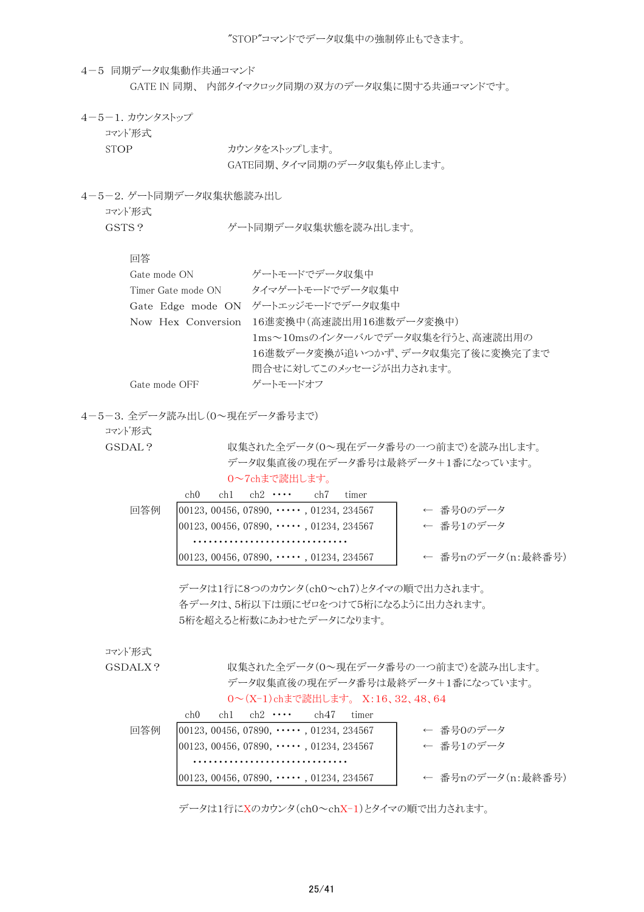"STOP"コマンドでデータ収集中の強制停止もできます。

## 4－5　同期データ収集動作共通コマンド

GATE IN 同期、 内部タイマクロック同期の双方のデータ収集に関する共通コマンドです。

### 4－5－1. カウンタストップ

ｺﾏﾝﾄﾞ形式

| | |
|---|---|
| STOP | カウンタをストップします。<br>GATE同期、タイマ同期のデータ収集も停止します。 |

### 4－5－2. ゲート同期データ収集状態読み出し

ｺﾏﾝﾄﾞ形式

| | |
|---|---|
| GSTS？ | ゲート同期データ収集状態を読み出します。 |

回答

| | |
|---|---|
| Gate mode ON | ゲートモードでデータ収集中 |
| Timer Gate mode ON | タイマゲートモードでデータ収集中 |
| Gate Edge mode ON | ゲートエッジモードでデータ収集中 |
| Now Hex Conversion | 16進変換中(高速読出用16進数データ変換中)<br>1ms～10msのインターバルでデータ収集を行うと、高速読出用の16進数データ変換が追いつかず、データ収集完了後に変換完了まで問合せに対してこのメッセージが出力されます。 |
| Gate mode OFF | ゲートモードオフ |

### 4－5－3. 全データ読み出し(0～現在データ番号まで)

ｺﾏﾝﾄﾞ形式

| | |
|---|---|
| GSDAL？ | 収集された全データ(0～現在データ番号の一つ前まで)を読み出します。<br>データ収集直後の現在データ番号は最終データ+1番になっています。<br>0～7chまで読出します。 |

回答例

```
 ch0    ch1    ch2   ････    ch7    timer
00123, 00456, 07890, ･････ , 01234, 234567     ←  番号0のデータ
00123, 00456, 07890, ･････ , 01234, 234567     ←  番号1のデータ
  ･･･････････････････････････････
00123, 00456, 07890, ･････ , 01234, 234567     ←  番号nのデータ(n:最終番号)
```

データは1行に8つのカウンタ(ch0～ch7)とタイマの順で出力されます。
各データは、5桁以下は頭にゼロをつけて5桁になるように出力されます。
5桁を超えると桁数にあわせたデータになります。

ｺﾏﾝﾄﾞ形式

| | |
|---|---|
| GSDALX？ | 収集された全データ(0～現在データ番号の一つ前まで)を読み出します。<br>データ収集直後の現在データ番号は最終データ+1番になっています。<br>0～(X-1)chまで読出します。 X:16、32、48、64 |

回答例

```
 ch0    ch1    ch2   ････    ch47   timer
00123, 00456, 07890, ･････ , 01234, 234567     ←  番号0のデータ
00123, 00456, 07890, ･････ , 01234, 234567     ←  番号1のデータ
  ･･･････････････････････････････
00123, 00456, 07890, ･････ , 01234, 234567     ←  番号nのデータ(n:最終番号)
```

データは1行にXのカウンタ(ch0～chX-1)とタイマの順で出力されます。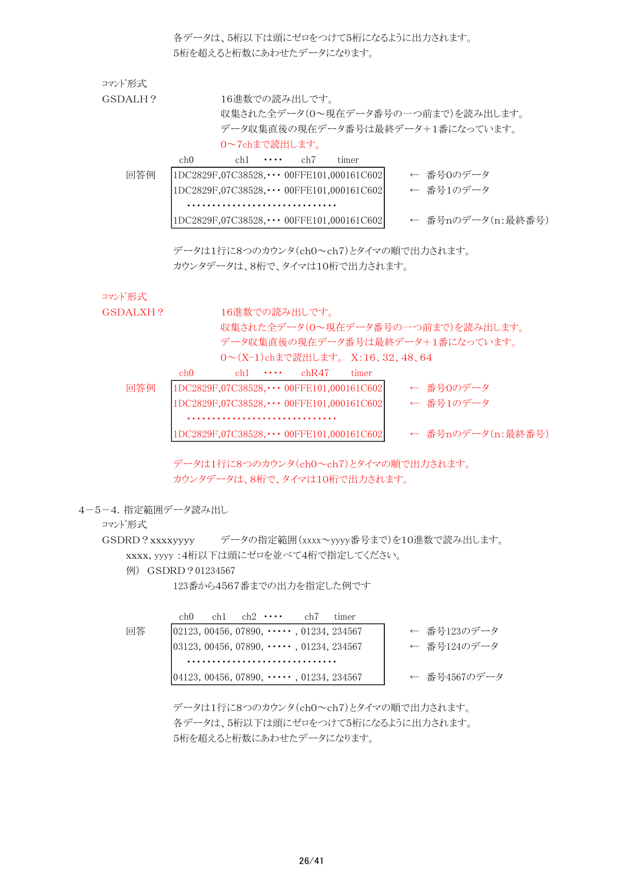各データは、5桁以下は頭にゼロをつけて5桁になるように出力されます。
5桁を超えると桁数にあわせたデータになります。

ｺﾏﾝﾄﾞ形式

GSDALH？　　16進数での読み出しです。
収集された全データ(0～現在データ番号の一つ前まで)を読み出します。
データ収集直後の現在データ番号は最終データ＋1番になっています。
0～7chまで読出します。

回答例

```
ch0         ch1   ････   ch7     timer
1DC2829F,07C38528,･･･ 00FFE101,000161C602   ←　番号0のデータ
1DC2829F,07C38528,･･･ 00FFE101,000161C602   ←　番号1のデータ
･･････････････････････････････
1DC2829F,07C38528,･･･ 00FFE101,000161C602   ←　番号nのデータ(n:最終番号)
```

データは1行に8つのカウンタ(ch0～ch7)とタイマの順で出力されます。
カウンタデータは、8桁で、タイマは10桁で出力されます。

ｺﾏﾝﾄﾞ形式

GSDALXH？　　16進数での読み出しです。
収集された全データ(0～現在データ番号の一つ前まで)を読み出します。
データ収集直後の現在データ番号は最終データ＋1番になっています。
0～(X-1)chまで読出します。　X:16、32、48、64

回答例

```
ch0         ch1   ････   chR47     timer
1DC2829F,07C38528,･･･ 00FFE101,000161C602   ←　番号0のデータ
1DC2829F,07C38528,･･･ 00FFE101,000161C602   ←　番号1のデータ
･･････････････････････････････
1DC2829F,07C38528,･･･ 00FFE101,000161C602   ←　番号nのデータ(n:最終番号)
```

データは1行に8つのカウンタ(ch0～ch7)とタイマの順で出力されます。
カウンタデータは、8桁で、タイマは10桁で出力されます。

## 4－5－4. 指定範囲データ読み出し

ｺﾏﾝﾄﾞ形式

GSDRD？xxxxyyyy　　データの指定範囲(xxxx～yyyy番号まで)を10進数で読み出します。

xxxx, yyyy :4桁以下は頭にゼロを並べて4桁で指定してください。

例)　GSDRD？01234567

123番から4567番までの出力を指定した例です

回答

```
ch0    ch1    ch2  ････     ch7    timer
02123, 00456, 07890, ･････ , 01234, 234567   ←　番号123のデータ
03123, 00456, 07890, ･････ , 01234, 234567   ←　番号124のデータ
･･････････････････････････････
04123, 00456, 07890, ･････ , 01234, 234567   ←　番号4567のデータ
```

データは1行に8つのカウンタ(ch0～ch7)とタイマの順で出力されます。
各データは、5桁以下は頭にゼロをつけて5桁になるように出力されます。
5桁を超えると桁数にあわせたデータになります。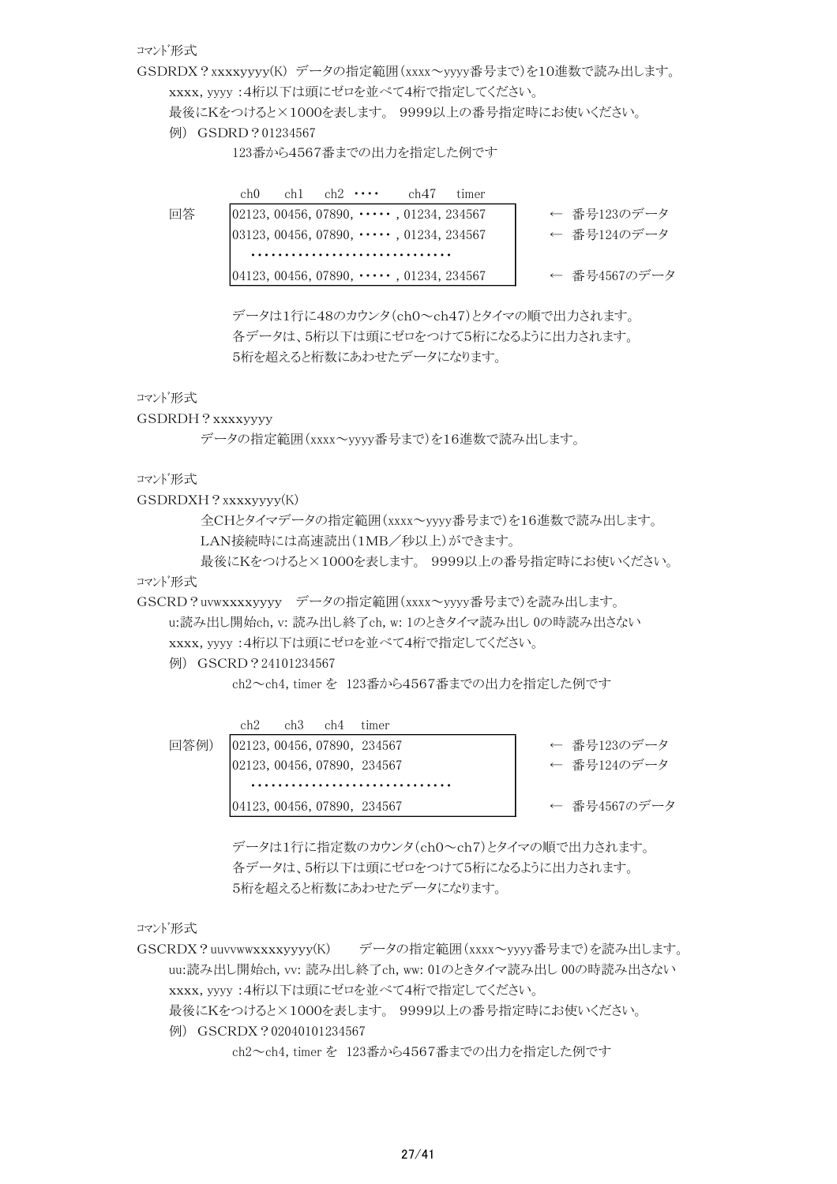ｺﾏﾝﾄﾞ形式

GSDRDX？xxxxyyyy(K)　データの指定範囲（xxxx～yyyy番号まで）を10進数で読み出します。

xxxx, yyyy :4桁以下は頭にゼロを並べて4桁で指定してください。

最後にKをつけると×1000を表します。 9999以上の番号指定時にお使いください。

例） GSDRD？01234567

123番から4567番までの出力を指定した例です

回答

```
 ch0    ch1    ch2   ････     ch47    timer
02123, 00456, 07890, ･････ , 01234, 234567    ← 番号123のデータ
03123, 00456, 07890, ･････ , 01234, 234567    ← 番号124のデータ
   ･･････････････････････････････
04123, 00456, 07890, ･････ , 01234, 234567    ← 番号4567のデータ
```

データは1行に48のカウンタ（ch0～ch47）とタイマの順で出力されます。

各データは、5桁以下は頭にゼロをつけて5桁になるように出力されます。

5桁を超えると桁数にあわせたデータになります。

ｺﾏﾝﾄﾞ形式

GSDRDH？xxxxyyyy

データの指定範囲（xxxx～yyyy番号まで）を16進数で読み出します。

ｺﾏﾝﾄﾞ形式

GSDRDXH？xxxxyyyy(K)

全CHとタイマデータの指定範囲（xxxx～yyyy番号まで）を16進数で読み出します。

LAN接続時には高速読出（1MB／秒以上）ができます。

最後にKをつけると×1000を表します。 9999以上の番号指定時にお使いください。

ｺﾏﾝﾄﾞ形式

GSCRD？uvwxxxxyyyy　データの指定範囲（xxxx～yyyy番号まで）を読み出します。

u:読み出し開始ch, v: 読み出し終了ch, w: 1のときタイマ読み出し 0の時読み出さない

xxxx, yyyy :4桁以下は頭にゼロを並べて4桁で指定してください。

例） GSCRD？24101234567

ch2～ch4, timer を 123番から4567番までの出力を指定した例です

回答例）

```
 ch2    ch3    ch4    timer
02123, 00456, 07890, 234567    ← 番号123のデータ
02123, 00456, 07890, 234567    ← 番号124のデータ
   ･･････････････････････････････
04123, 00456, 07890, 234567    ← 番号4567のデータ
```

データは1行に指定数のカウンタ（ch0～ch7）とタイマの順で出力されます。

各データは、5桁以下は頭にゼロをつけて5桁になるように出力されます。

5桁を超えると桁数にあわせたデータになります。

ｺﾏﾝﾄﾞ形式

GSCRDX？uuvvwwxxxxyyyy(K)　　データの指定範囲（xxxx～yyyy番号まで）を読み出します。

uu:読み出し開始ch, vv: 読み出し終了ch, ww: 01のときタイマ読み出し 00の時読み出さない

xxxx, yyyy :4桁以下は頭にゼロを並べて4桁で指定してください。

最後にKをつけると×1000を表します。 9999以上の番号指定時にお使いください。

例） GSCRDX？02040101234567

ch2～ch4, timer を 123番から4567番までの出力を指定した例です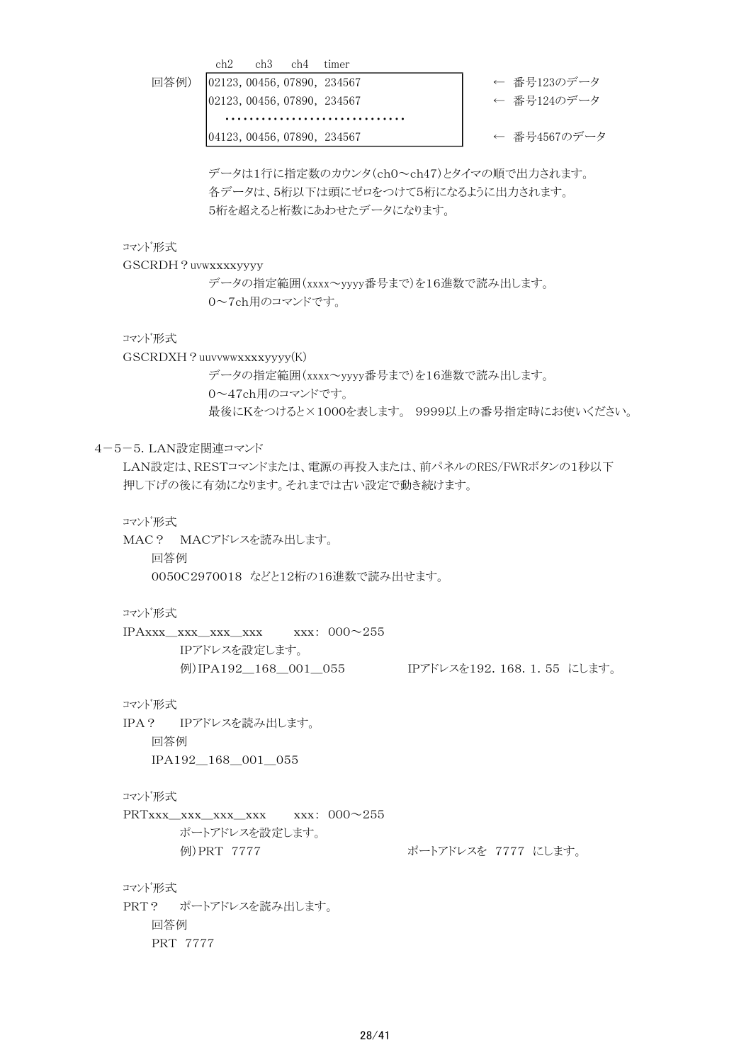```
     ch2    ch3    ch4   timer
回答例)  02123, 00456, 07890, 234567      ← 番号123のデータ
        02123, 00456, 07890, 234567      ← 番号124のデータ
        ..............................
        04123, 00456, 07890, 234567      ← 番号4567のデータ
```

データは1行に指定数のカウンタ(ch0～ch47)とタイマの順で出力されます。
各データは、5桁以下は頭にゼロをつけて5桁になるように出力されます。
5桁を超えると桁数にあわせたデータになります。

ｺﾏﾝﾄﾞ形式
GSCRDH？uvwxxxxyyyy
データの指定範囲(xxxx～yyyy番号まで)を16進数で読み出します。
0～7ch用のコマンドです。

ｺﾏﾝﾄﾞ形式
GSCRDXH？uuvvwwxxxxyyyy(K)
データの指定範囲(xxxx～yyyy番号まで)を16進数で読み出します。
0～47ch用のコマンドです。
最後にKをつけると×1000を表します。 9999以上の番号指定時にお使いください。

## 4－5－5. LAN設定関連コマンド

LAN設定は、RESTコマンドまたは、電源の再投入または、前パネルのRES/FWRボタンの1秒以下押し下げの後に有効になります。それまでは古い設定で動き続けます。

ｺﾏﾝﾄﾞ形式
MAC？　MACアドレスを読み出します。
回答例
0050C2970018 などと12桁の16進数で読み出せます。

ｺﾏﾝﾄﾞ形式
IPAxxx__xxx__xxx__xxx　　xxx: 000～255
IPアドレスを設定します。
例)IPA192__168__001__055　　　IPアドレスを192. 168. 1. 55 にします。

ｺﾏﾝﾄﾞ形式
IPA？　IPアドレスを読み出します。
回答例
IPA192__168__001__055

ｺﾏﾝﾄﾞ形式
PRTxxx__xxx__xxx__xxx　　xxx: 000～255
ポートアドレスを設定します。
例)PRT 7777　　　ポートアドレスを 7777 にします。

ｺﾏﾝﾄﾞ形式
PRT？　ポートアドレスを読み出します。
回答例
PRT 7777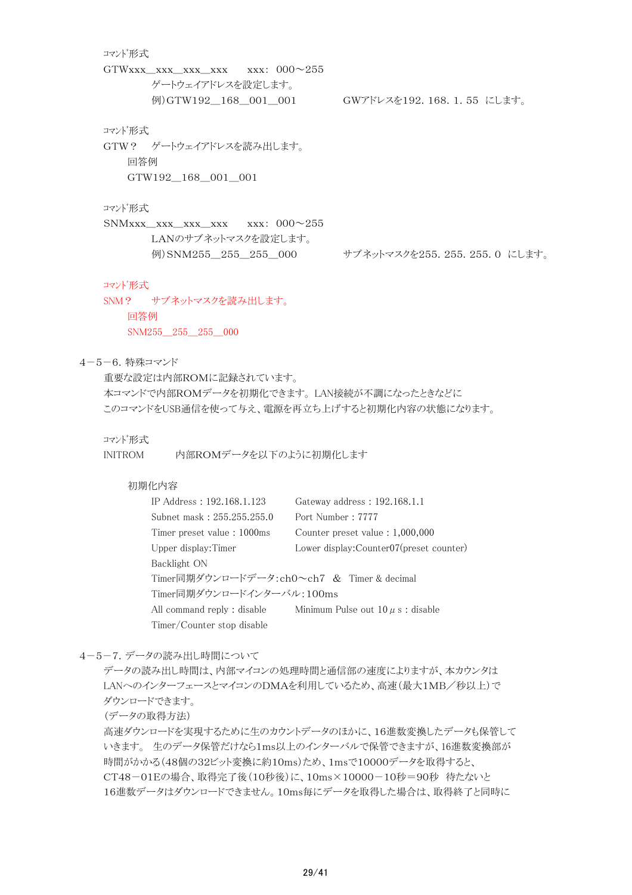ｺﾏﾝﾄﾞ形式

GTWxxx__xxx__xxx__xxx　　xxx：　000～255

ゲートウェイアドレスを設定します。

例）GTW192__168__001__001　　　　　GWアドレスを192．168．1．55　にします。

ｺﾏﾝﾄﾞ形式

GTW？　ゲートウェイアドレスを読み出します。

回答例

GTW192__168__001__001

ｺﾏﾝﾄﾞ形式

SNMxxx__xxx__xxx__xxx　　xxx：　000～255

LANのサブネットマスクを設定します。

例）SNM255__255__255__000　　　　　サブネットマスクを255．255．255．0　にします。

ｺﾏﾝﾄﾞ形式

SNM？　サブネットマスクを読み出します。

回答例

SNM255__255__255__000

### 4－5－6．特殊コマンド

重要な設定は内部ROMに記録されています。
本コマンドで内部ROMデータを初期化できます。LAN接続が不調になったときなどに
このコマンドをUSB通信を使って与え、電源を再立ち上げすると初期化内容の状態になります。

ｺﾏﾝﾄﾞ形式

INITROM　　　内部ROMデータを以下のように初期化します

初期化内容

IP Address : 192.168.1.123　　Gateway address : 192.168.1.1
Subnet mask : 255.255.255.0　　Port Number : 7777
Timer preset value : 1000ms　　Counter preset value : 1,000,000
Upper display:Timer　　Lower display:Counter07(preset counter)
Backlight ON
Timer同期ダウンロードデータ：ch0～ch7　＆　Timer & decimal
Timer同期ダウンロードインターバル：100ms
All command reply : disable　　Minimum Pulse out 10 μ s : disable
Timer/Counter stop disable

### 4－5－7．データの読み出し時間について

データの読み出し時間は、内部マイコンの処理時間と通信部の速度によりますが、本カウンタは
LANへのインターフェースとマイコンのDMAを利用しているため、高速（最大1MB／秒以上）で
ダウンロードできます。

（データの取得方法）

高速ダウンロードを実現するために生のカウントデータのほかに、16進数変換したデータも保管して
いきます。 生のデータ保管だけなら1ms以上のインターバルで保管できますが、16進数変換部が
時間がかかる（48個の32ビット変換に約10ms）ため、1msで10000データを取得すると、
CT48－01Eの場合、取得完了後（10秒後）に、10ms×10000－10秒＝90秒　待たないと
16進数データはダウンロードできません。10ms毎にデータを取得した場合は、取得終了と同時に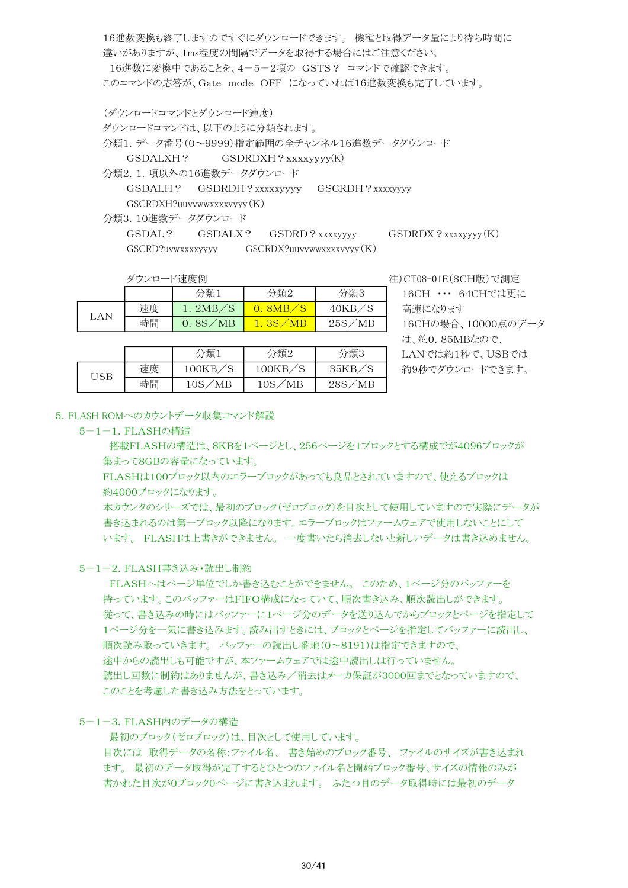16進数変換も終了しますのですぐにダウンロードできます。 機種と取得データ量により待ち時間に違いがありますが、1ms程度の間隔でデータを取得する場合にはご注意ください。
　16進数に変換中であることを、4－5－2項の　GSTS？　コマンドで確認できます。
このコマンドの応答が、Gate　mode　OFF　になっていれば16進数変換も完了しています。

（ダウンロードコマンドとダウンロード速度）
ダウンロードコマンドは、以下のように分類されます。
分類1. データ番号(0～9999)指定範囲の全チャンネル16進数データダウンロード
　　GSDALXH？　　　GSDRDXH？xxxxyyyy(K)
分類2. 1. 項以外の16進数データダウンロード
　　GSDALH？　　GSDRDH？xxxxxyyyy　　GSCRDH？xxxxyyyy
　　GSCRDXH?uuvvwwxxxxyyyy(K)
分類3. 10進数データダウンロード
　　GSDAL？　　GSDALX？　　GSDRD？xxxxyyyy　　　GSDRDX？xxxxyyyy(K)
　　GSCRD?uvwxxxxyyyy　　　GSCRDX?uuvvwwxxxxyyyy(K)

ダウンロード速度例

| | | 分類1 | 分類2 | 分類3 |
|---|---|---|---|---|
| LAN | 速度 | 1. 2MB／S | 0. 8MB／S | 40KB／S |
| | 時間 | 0. 8S／MB | 1. 3S／MB | 25S／MB |

| | | 分類1 | 分類2 | 分類3 |
|---|---|---|---|---|
| USB | 速度 | 100KB／S | 100KB／S | 35KB／S |
| | 時間 | 10S／MB | 10S／MB | 28S／MB |

注)CT08-01E(8CH版)で測定
16CH　･･･　64CHでは更に高速になります
16CHの場合、10000点のデータは、約0. 85MBなので、LANでは約1秒で、USBでは約9秒でダウンロードできます。

## 5. FLASH ROMへのカウントデータ収集コマンド解説

### 5－1－1. FLASHの構造

　搭載FLASHの構造は、8KBを1ページとし、256ページを1ブロックとする構成でが4096ブロックが集まって8GBの容量になっています。
FLASHは100ブロック以内のエラーブロックがあっても良品とされていますので、使えるブロックは約4000ブロックになります。
本カウンタのシリーズでは、最初のブロック(ゼロブロック)を目次として使用していますので実際にデータが書き込まれるのは第一ブロック以降になります。エラーブロックはファームウェアで使用しないことにしています。 FLASHは上書きができません。 一度書いたら消去しないと新しいデータは書き込めません。

### 5－1－2. FLASH書き込み・読出し制約

　FLASHへはページ単位でしか書き込むことができません。 このため、1ページ分のバッファーを持っています。このバッファーはFIFO構成になっていて、順次書き込み、順次読出しができます。
従って、書き込みの時にはバッファーに1ページ分のデータを送り込んでからブロックとページを指定して1ページ分を一気に書き込みます。読み出すときには、ブロックとページを指定してバッファーに読出し、順次読み取っていきます。 バッファーの読出し番地(0～8191)は指定できますので、途中からの読出しも可能ですが、本ファームウェアでは途中読出しは行っていません。
読出し回数に制約はありませんが、書き込み／消去はメーカ保証が3000回までとなっていますので、このことを考慮した書き込み方法をとっています。

### 5－1－3. FLASH内のデータの構造

　最初のブロック(ゼロブロック)は、目次として使用しています。
目次には　取得データの名称:ファイル名、 書き始めのブロック番号、 ファイルのサイズが書き込まれます。 最初のデータ取得が完了するとひとつのファイル名と開始ブロック番号、サイズの情報のみが書かれた目次が0ブロック0ページに書き込まれます。 ふたつ目のデータ取得時には最初のデータ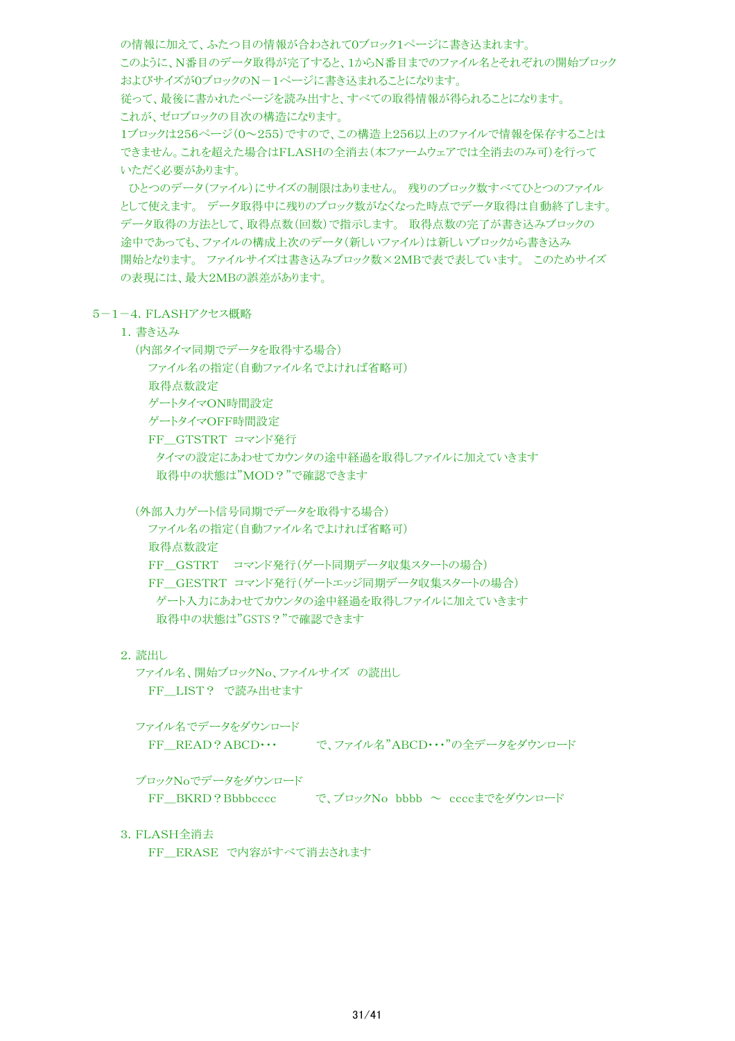の情報に加えて、ふたつ目の情報が合わされて0ブロック1ページに書き込まれます。
このように、N番目のデータ取得が完了すると、1からN番目までのファイル名とそれぞれの開始ブロックおよびサイズが0ブロックのN－1ページに書き込まれることになります。
従って、最後に書かれたページを読み出すと、すべての取得情報が得られることになります。
これが、ゼロブロックの目次の構造になります。
1ブロックは256ページ(0～255)ですので、この構造上256以上のファイルで情報を保存することはできません。これを超えた場合はFLASHの全消去(本ファームウェアでは全消去のみ可)を行っていただく必要があります。

ひとつのデータ(ファイル)にサイズの制限はありません。 残りのブロック数すべてひとつのファイルとして使えます。 データ取得中に残りのブロック数がなくなった時点でデータ取得は自動終了します。
データ取得の方法として、取得点数(回数)で指示します。 取得点数の完了が書き込みブロックの途中であっても、ファイルの構成上次のデータ(新しいファイル)は新しいブロックから書き込み開始となります。 ファイルサイズは書き込みブロック数×2MBで表しています。 このためサイズの表現には、最大2MBの誤差があります。

## 5－1－4. FLASHアクセス概略

1. 書き込み

(内部タイマ同期でデータを取得する場合)

- ファイル名の指定(自動ファイル名でよければ省略可)
- 取得点数設定
- ゲートタイマON時間設定
- ゲートタイマOFF時間設定
- FF_GTSTRT　コマンド発行
  - タイマの設定にあわせてカウンタの途中経過を取得しファイルに加えていきます
  - 取得中の状態は"MOD？"で確認できます

(外部入力ゲート信号同期でデータを取得する場合)

- ファイル名の指定(自動ファイル名でよければ省略可)
- 取得点数設定
- FF_GSTRT　コマンド発行(ゲート同期データ収集スタートの場合)
- FF_GESTRT　コマンド発行(ゲートエッジ同期データ収集スタートの場合)
  - ゲート入力にあわせてカウンタの途中経過を取得しファイルに加えていきます
  - 取得中の状態は"GSTS？"で確認できます

2. 読出し

ファイル名、開始ブロックNo、ファイルサイズ　の読出し

FF_LIST？　で読み出せます

ファイル名でデータをダウンロード

FF_READ？ABCD･･･　　　で、ファイル名"ABCD･･･"の全データをダウンロード

ブロックNoでデータをダウンロード

FF_BKRD？Bbbbcccc　　　で、ブロックNo　bbbb　～　ccccまでをダウンロード

3. FLASH全消去

FF_ERASE　で内容がすべて消去されます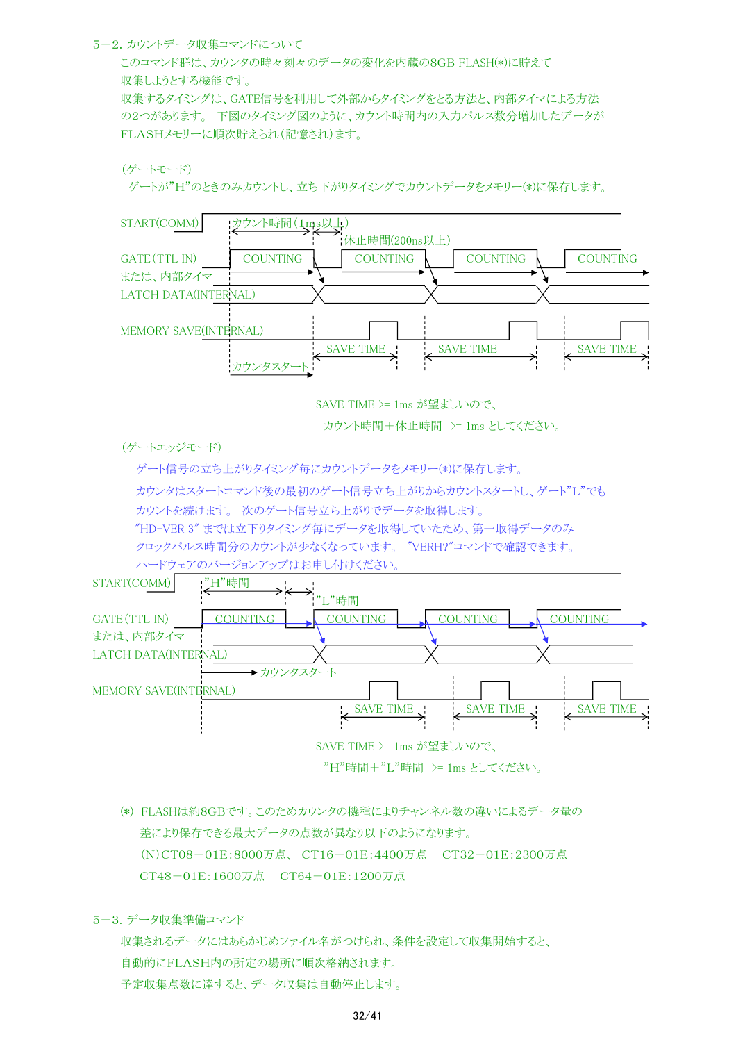## 5－2. カウントデータ収集コマンドについて

このコマンド群は、カウンタの時々刻々のデータの変化を内蔵の8GB FLASH(*)に貯えて収集しようとする機能です。

収集するタイミングは、GATE信号を利用して外部からタイミングをとる方法と、内部タイマによる方法の2つがあります。 下図のタイミング図のように、カウント時間内の入力パルス数分増加したデータがFLASHメモリーに順次貯えられ(記憶され)ます。

（ゲートモード）

ゲートが"H"のときのみカウントし、立ち下がりタイミングでカウントデータをメモリー(*)に保存します。

START(COMM)　カウント時間（1ms以上）　休止時間(200ns以上)

GATE(TTL IN)
または、内部タイマ　COUNTING　COUNTING　COUNTING　COUNTING

LATCH DATA(INTERNAL)

MEMORY SAVE(INTERNAL)　SAVE TIME　SAVE TIME　SAVE TIME

カウンタスタート

SAVE TIME >= 1ms が望ましいので、

カウント時間＋休止時間　>= 1ms としてください。

（ゲートエッジモード）

ゲート信号の立ち上がりタイミング毎にカウントデータをメモリー(*)に保存します。

カウンタはスタートコマンド後の最初のゲート信号立ち上がりからカウントスタートし、ゲート"L"でもカウントを続けます。 次のゲート信号立ち上がりでデータを取得します。

"HD-VER 3" までは立下りタイミング毎にデータを取得していたため、第一取得データのみクロックパルス時間分のカウントが少なくなっています。 "VERH?"コマンドで確認できます。

ハードウェアのバージョンアップはお申し付けください。

START(COMM)　"H"時間　"L"時間

GATE(TTL IN)
または、内部タイマ　COUNTING　COUNTING　COUNTING　COUNTING

LATCH DATA(INTERNAL)

カウンタスタート

MEMORY SAVE(INTERNAL)　SAVE TIME　SAVE TIME　SAVE TIME

SAVE TIME >= 1ms が望ましいので、

"H"時間＋"L"時間　>= 1ms としてください。

(*)　FLASHは約8GBです。このためカウンタの機種によりチャンネル数の違いによるデータ量の差により保存できる最大データの点数が異なり以下のようになります。

(N)CT08－01E:8000万点、 CT16－01E:4400万点　CT32－01E:2300万点

CT48－01E:1600万点　CT64－01E:1200万点

## 5－3. データ収集準備コマンド

収集されるデータにはあらかじめファイル名がつけられ、条件を設定して収集開始すると、自動的にFLASH内の所定の場所に順次格納されます。

予定収集点数に達すると、データ収集は自動停止します。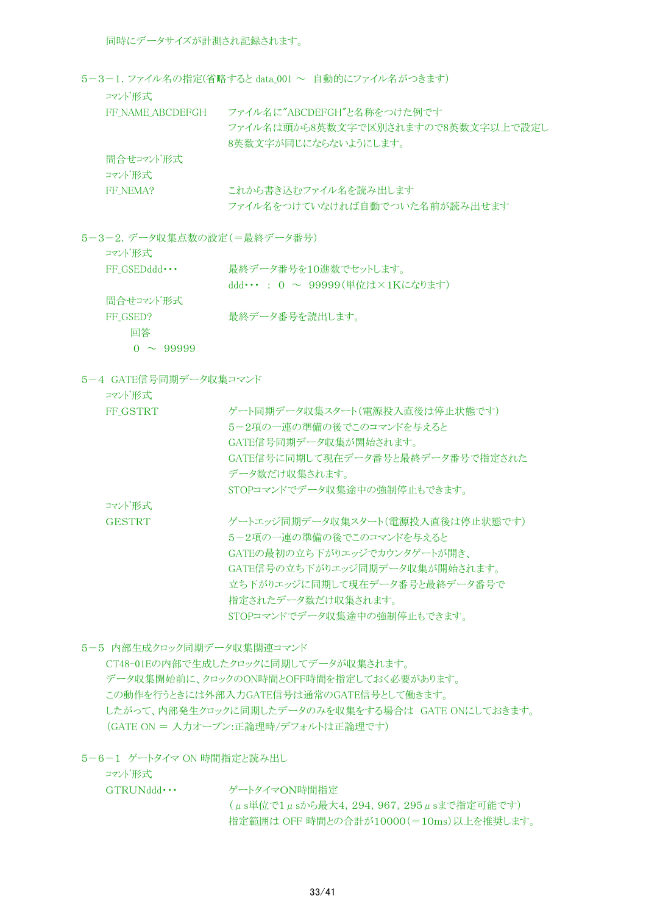同時にデータサイズが計測され記録されます。

5－3－1. ファイル名の指定(省略すると data_001 ～　自動的にファイル名がつきます)

ｺﾏﾝﾄﾞ形式

| | |
|---|---|
| FF_NAME_ABCDEFGH | ファイル名に"ABCDEFGH"と名称をつけた例です<br>ファイル名は頭から8英数文字で区別されますので8英数文字以上で設定し<br>8英数文字が同じにならないようにします。 |

問合せｺﾏﾝﾄﾞ形式

ｺﾏﾝﾄﾞ形式

| | |
|---|---|
| FF_NEMA? | これから書き込むファイル名を読み出します<br>ファイル名をつけていなければ自動でついた名前が読み出せます |

5－3－2. データ収集点数の設定(＝最終データ番号)

ｺﾏﾝﾄﾞ形式

| | |
|---|---|
| FF_GSEDddd･･･ | 最終データ番号を10進数でセットします。<br>ddd･･･　：　0　～　99999(単位は×1Kになります) |

問合せｺﾏﾝﾄﾞ形式

| | |
|---|---|
| FF_GSED? | 最終データ番号を読出します。 |

回答

0　～　99999

5－4　GATE信号同期データ収集コマンド

ｺﾏﾝﾄﾞ形式

| | |
|---|---|
| FF_GSTRT | ゲート同期データ収集スタート(電源投入直後は停止状態です)<br>5－2項の一連の準備の後でこのコマンドを与えると<br>GATE信号同期データ収集が開始されます。<br>GATE信号に同期して現在データ番号と最終データ番号で指定された<br>データ数だけ収集されます。<br>STOPコマンドでデータ収集途中の強制停止もできます。 |

ｺﾏﾝﾄﾞ形式

| | |
|---|---|
| GESTRT | ゲートエッジ同期データ収集スタート(電源投入直後は停止状態です)<br>5－2項の一連の準備の後でこのコマンドを与えると<br>GATEの最初の立ち下がりエッジでカウンタゲートが開き、<br>GATE信号の立ち下がりエッジ同期データ収集が開始されます。<br>立ち下がりエッジに同期して現在データ番号と最終データ番号で<br>指定されたデータ数だけ収集されます。<br>STOPコマンドでデータ収集途中の強制停止もできます。 |

5－5　内部生成クロック同期データ収集関連コマンド

CT48-01Eの内部で生成したクロックに同期してデータが収集されます。
データ収集開始前に、クロックのON時間とOFF時間を指定しておく必要があります。
この動作を行うときには外部入力GATE信号は通常のGATE信号として働きます。
したがって、内部発生クロックに同期したデータのみを収集をする場合は　GATE ONにしておきます。
(GATE ON ＝ 入力オープン:正論理時/デフォルトは正論理です)

5－6－1　ゲートタイマ ON 時間指定と読み出し

ｺﾏﾝﾄﾞ形式

| | |
|---|---|
| GTRUNddd･･･ | ゲートタイマON時間指定<br>(μs単位で1μsから最大4, 294, 967, 295μsまで指定可能です)<br>指定範囲は OFF 時間との合計が10000(＝10ms)以上を推奨します。 |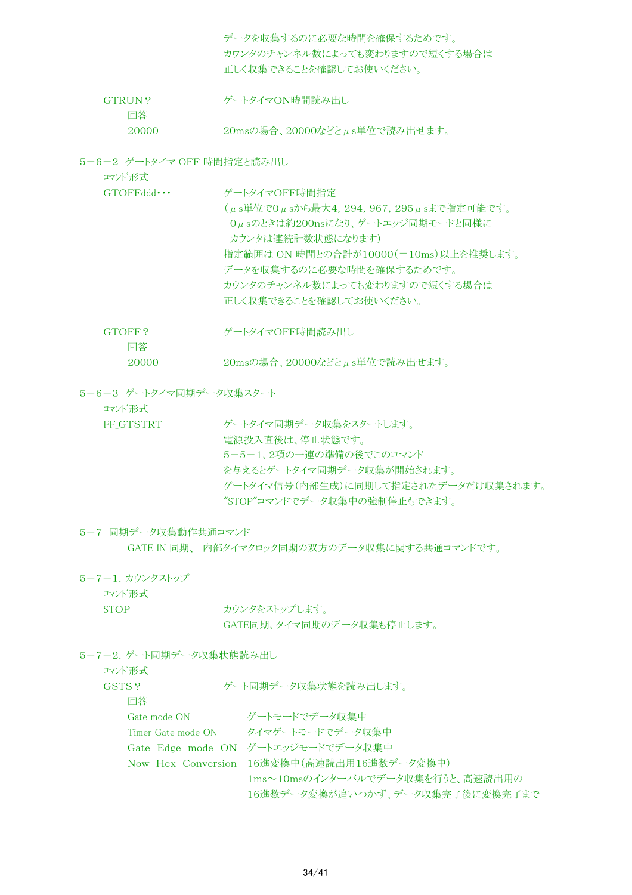データを収集するのに必要な時間を確保するためです。
カウンタのチャンネル数によっても変わりますので短くする場合は
正しく収集できることを確認してお使いください。

GTRUN？　　　　ゲートタイマON時間読み出し

回答

20000　　　　20msの場合、20000などとμs単位で読み出せます。

### 5－6－2　ゲートタイマ OFF 時間指定と読み出し

ｺﾏﾝﾄﾞ形式

GTOFFddd･･･　　　　ゲートタイマOFF時間指定

（μs単位で0μsから最大4, 294, 967, 295μsまで指定可能です。
0μsのときは約200nsになり、ゲートエッジ同期モードと同様に
カウンタは連続計数状態になります）
指定範囲は ON 時間との合計が10000（＝10ms）以上を推奨します。
データを収集するのに必要な時間を確保するためです。
カウンタのチャンネル数によっても変わりますので短くする場合は
正しく収集できることを確認してお使いください。

GTOFF？　　　　ゲートタイマOFF時間読み出し

回答

20000　　　　20msの場合、20000などとμs単位で読み出せます。

### 5－6－3　ゲートタイマ同期データ収集スタート

ｺﾏﾝﾄﾞ形式

FF_GTSTRT　　　　ゲートタイマ同期データ収集をスタートします。

電源投入直後は、停止状態です。
5－5－1、2項の一連の準備の後でこのコマンド
を与えるとゲートタイマ同期データ収集が開始されます。
ゲートタイマ信号（内部生成）に同期して指定されたデータだけ収集されます。
"STOP"コマンドでデータ収集中の強制停止もできます。

## 5－7　同期データ収集動作共通コマンド

GATE IN 同期、 内部タイマクロック同期の双方のデータ収集に関する共通コマンドです。

### 5－7－1. カウンタストップ

ｺﾏﾝﾄﾞ形式

STOP　　　　カウンタをストップします。

GATE同期、タイマ同期のデータ収集も停止します。

### 5－7－2. ゲート同期データ収集状態読み出し

ｺﾏﾝﾄﾞ形式

GSTS？　　　　ゲート同期データ収集状態を読み出します。

回答

| | |
|---|---|
| Gate mode ON | ゲートモードでデータ収集中 |
| Timer Gate mode ON | タイマゲートモードでデータ収集中 |
| Gate Edge mode ON | ゲートエッジモードでデータ収集中 |
| Now Hex Conversion | 16進変換中（高速読出用16進数データ変換中）<br>1ms～10msのインターバルでデータ収集を行うと、高速読出用の<br>16進数データ変換が追いつかず、データ収集完了後に変換完了まで |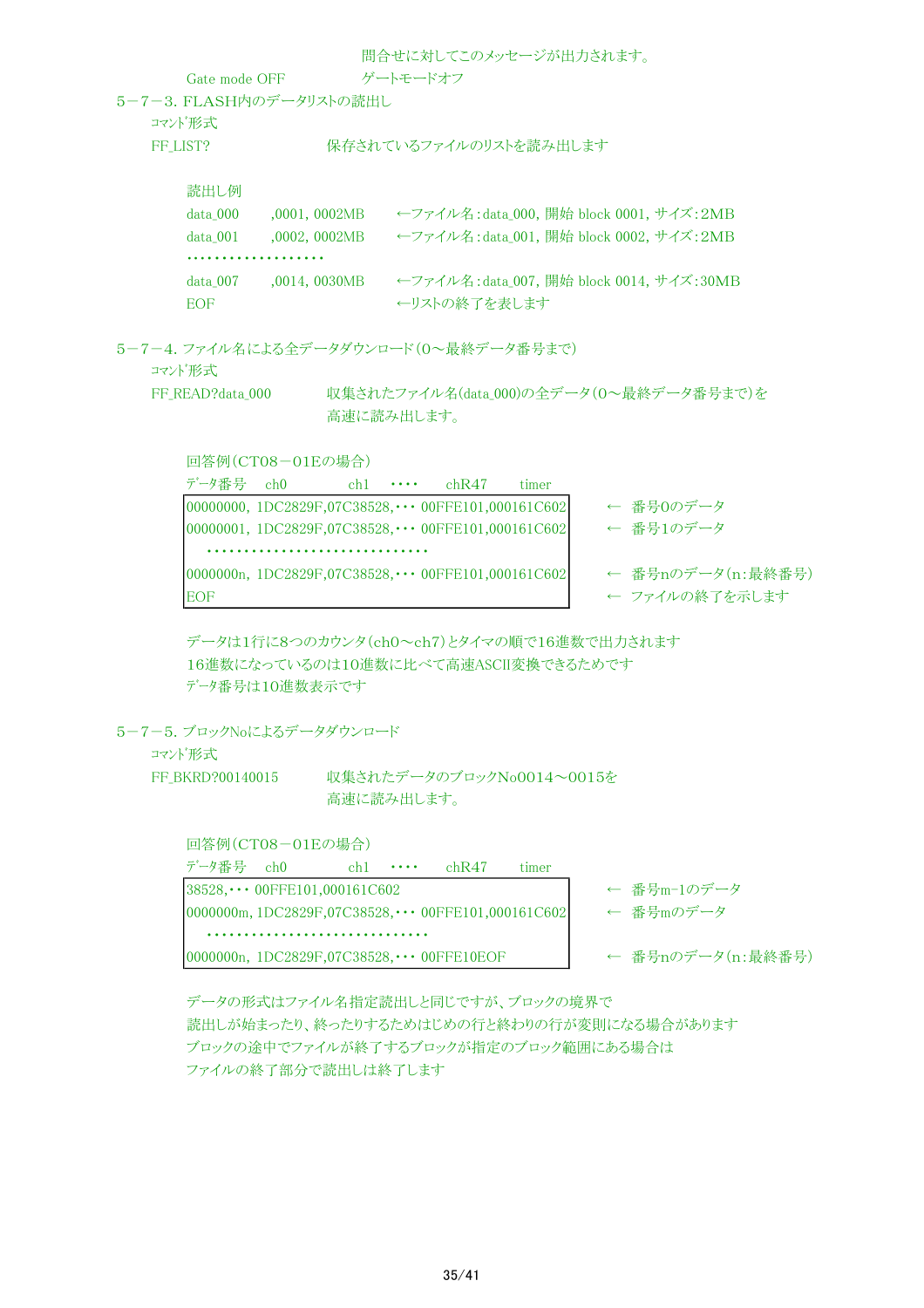問合せに対してこのメッセージが出力されます。

Gate mode OFF　　　　　ゲートモードオフ

### 5－7－3. FLASH内のデータリストの読出し

ｺﾏﾝﾄﾞ形式

FF_LIST?　　　　　　保存されているファイルのリストを読み出します

読出し例

```
data_000    ,0001, 0002MB    ←ファイル名：data_000, 開始 block 0001, サイズ：2MB
data_001    ,0002, 0002MB    ←ファイル名：data_001, 開始 block 0002, サイズ：2MB
・・・・・・・・・・・・・・・・・・・
data_007    ,0014, 0030MB    ←ファイル名：data_007, 開始 block 0014, サイズ：30MB
EOF                          ←リストの終了を表します
```

### 5－7－4. ファイル名による全データダウンロード(0～最終データ番号まで)

ｺﾏﾝﾄﾞ形式

FF_READ?data_000　　　収集されたファイル名(data_000)の全データ(0～最終データ番号まで)を高速に読み出します。

回答例(CT08－01Eの場合)

```
ﾃﾞｰﾀ番号   ch0        ch1    ・・・・   chR47     timer
00000000, 1DC2829F,07C38528,・・・ 00FFE101,000161C602    ← 番号0のデータ
00000001, 1DC2829F,07C38528,・・・ 00FFE101,000161C602    ← 番号1のデータ
  ・・・・・・・・・・・・・・・・・・・・・・・・・・・・・・
0000000n, 1DC2829F,07C38528,・・・ 00FFE101,000161C602    ← 番号nのデータ(n:最終番号)
EOF                                                        ← ファイルの終了を示します
```

データは1行に8つのカウンタ(ch0～ch7)とタイマの順で16進数で出力されます
16進数になっているのは10進数に比べて高速ASCII変換できるためです
ﾃﾞｰﾀ番号は10進数表示です

### 5－7－5. ブロックNoによるデータダウンロード

ｺﾏﾝﾄﾞ形式

FF_BKRD?00140015　　　収集されたデータのブロックNo0014～0015を高速に読み出します。

回答例(CT08－01Eの場合)

```
ﾃﾞｰﾀ番号   ch0        ch1    ・・・・   chR47     timer
38528,・・・ 00FFE101,000161C602                           ← 番号m-1のデータ
0000000m, 1DC2829F,07C38528,・・・ 00FFE101,000161C602    ← 番号mのデータ
  ・・・・・・・・・・・・・・・・・・・・・・・・・・・・・・
0000000n, 1DC2829F,07C38528,・・・ 00FFE10EOF              ← 番号nのデータ(n:最終番号)
```

データの形式はファイル名指定読出しと同じですが、ブロックの境界で
読出しが始まったり、終ったりするためはじめの行と終わりの行が変則になる場合があります
ブロックの途中でファイルが終了するブロックが指定のブロック範囲にある場合は
ファイルの終了部分で読出しは終了します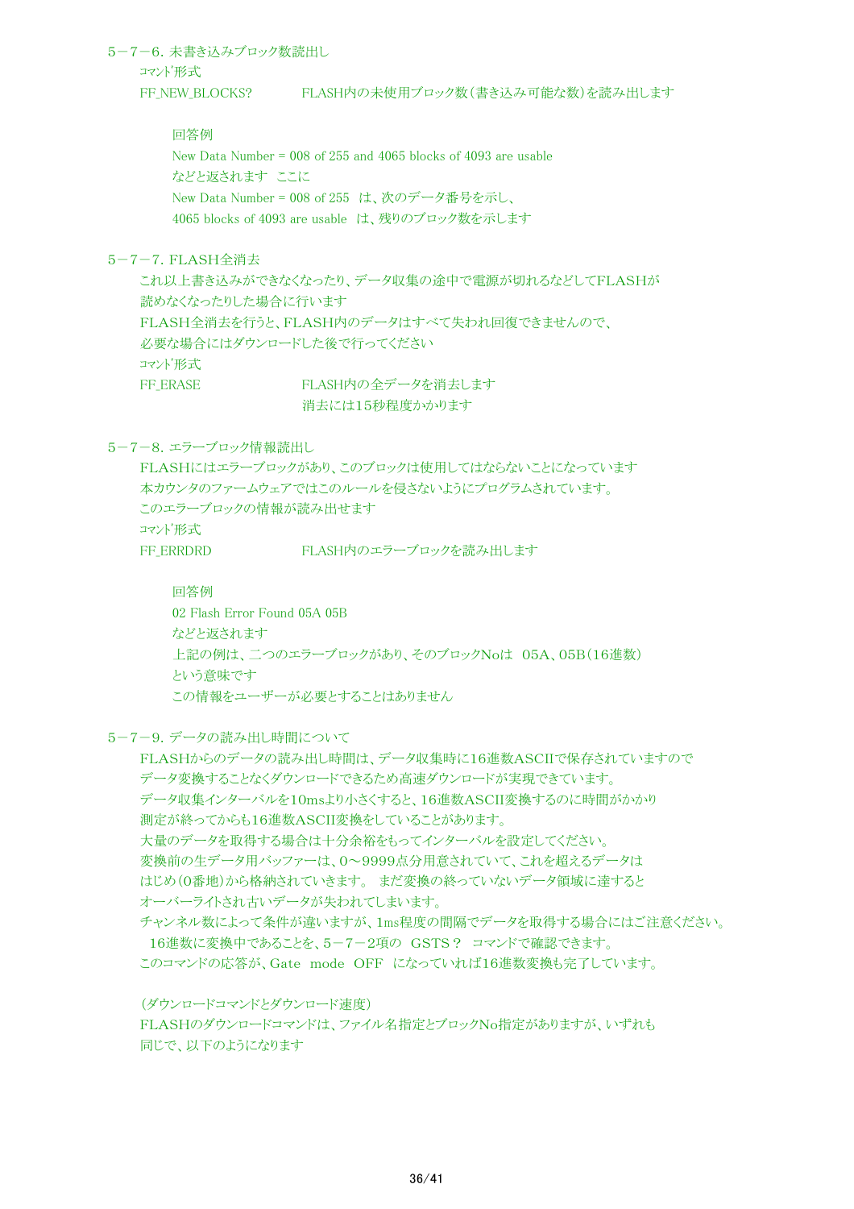### 5－7－6. 未書き込みブロック数読出し

ｺﾏﾝﾄﾞ形式

FF_NEW_BLOCKS?　　　　FLASH内の未使用ブロック数（書き込み可能な数）を読み出します

回答例

New Data Number = 008 of 255 and 4065 blocks of 4093 are usable

などと返されます　ここに

New Data Number = 008 of 255　は、次のデータ番号を示し、

4065 blocks of 4093 are usable　は、残りのブロック数を示します

### 5－7－7. FLASH全消去

これ以上書き込みができなくなったり、データ収集の途中で電源が切れるなどしてFLASHが読めなくなったりした場合に行います

FLASH全消去を行うと、FLASH内のデータはすべて失われ回復できませんので、必要な場合にはダウンロードした後で行ってください

ｺﾏﾝﾄﾞ形式

FF_ERASE　　　　FLASH内の全データを消去します

消去には15秒程度かかります

### 5－7－8. エラーブロック情報読出し

FLASHにはエラーブロックがあり、このブロックは使用してはならないことになっています

本カウンタのファームウェアではこのルールを侵さないようにプログラムされています。

このエラーブロックの情報が読み出せます

ｺﾏﾝﾄﾞ形式

FF_ERRDRD　　　　FLASH内のエラーブロックを読み出します

回答例

02 Flash Error Found 05A 05B

などと返されます

上記の例は、二つのエラーブロックがあり、そのブロックNoは　05A、05B（16進数）という意味です

この情報をユーザーが必要とすることはありません

### 5－7－9. データの読み出し時間について

FLASHからのデータの読み出し時間は、データ収集時に16進数ASCIIで保存されていますのでデータ変換することなくダウンロードできるため高速ダウンロードが実現できています。

データ収集インターバルを10msより小さくすると、16進数ASCII変換するのに時間がかかり測定が終ってからも16進数ASCII変換をしていることがあります。

大量のデータを取得する場合は十分余裕をもってインターバルを設定してください。

変換前の生データ用バッファーは、0～9999点分用意されていて、これを超えるデータははじめ（0番地）から格納されていきます。　まだ変換の終っていないデータ領域に達するとオーバーライトされ古いデータが失われてしまいます。

チャンネル数によって条件が違いますが、1ms程度の間隔でデータを取得する場合にはご注意ください。

16進数に変換中であることを、5－7－2項の　GSTS？　コマンドで確認できます。

このコマンドの応答が、Gate　mode　OFF　になっていれば16進数変換も完了しています。

（ダウンロードコマンドとダウンロード速度）

FLASHのダウンロードコマンドは、ファイル名指定とブロックNo指定がありますが、いずれも同じで、以下のようになります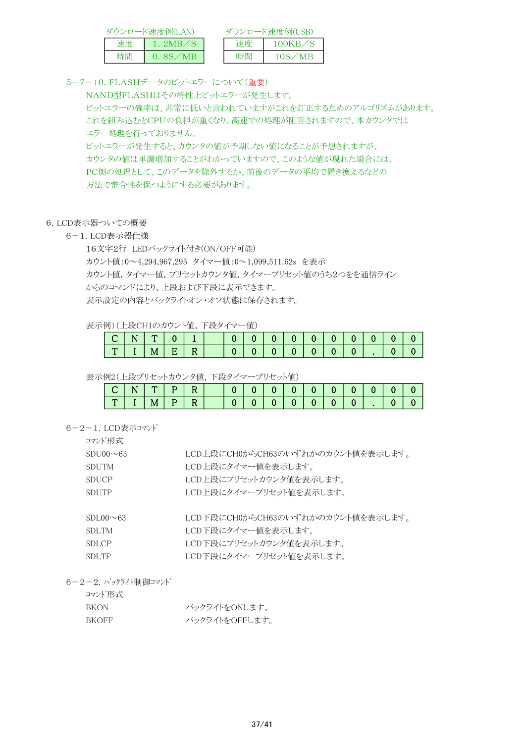| ダウンロード速度例(LAN) | |
|---|---|
| 速度 | 1．2MB／S |
| 時間 | 0．8S／MB |

| ダウンロード速度例(USB) | |
|---|---|
| 速度 | 100KB／S |
| 時間 | 10S／MB |

### 5－7－10. FLASHデータのビットエラーについて（重要）

NAND型FLASHはその特性上ビットエラーが発生します。
ビットエラーの確率は、非常に低いと言われていますがこれを訂正するためのアルゴリズムがあります。
これを組み込むとCPUの負担が重くなり、高速での処理が阻害されますので、本カウンタでは
エラー処理を行っておりません。
ビットエラーが発生すると、カウンタの値が予期しない値になることが予想されますが、
カウンタの値は単調増加することがわかっていますので、このような値が現れた場合には、
PC側の処理として、このデータを除外するか、前後のデータの平均で置き換えるなどの
方法で整合性を保つようにする必要があります。

## 6. LCD表示器ついての概要

### 6－1. LCD表示器仕様

16文字2行　LEDバックライト付き(ON/OFF可能)
カウント値:0～4,294,967,295　タイマー値:0～1,099,511.62s　を表示
カウント値, タイマー値, プリセットカウンタ値, タイマープリセット値のうち2つをを通信ライン
からのコマンドにより、上段および下段に表示できます。
表示設定の内容とバックライトオン・オフ状態は保存されます。

表示例1（上段CH1のカウント値, 下段タイマー値）

| C | N | T | 0 | 1 |  | 0 | 0 | 0 | 0 | 0 | 0 | 0 | 0 | 0 | 0 |
|---|---|---|---|---|---|---|---|---|---|---|---|---|---|---|---|
| T | I | M | E | R |  | 0 | 0 | 0 | 0 | 0 | 0 | 0 | . | 0 | 0 |

表示例2（上段プリセットカウンタ値, 下段タイマープリセット値）

| C | N | T | P | R |  | 0 | 0 | 0 | 0 | 0 | 0 | 0 | 0 | 0 | 0 |
|---|---|---|---|---|---|---|---|---|---|---|---|---|---|---|---|
| T | I | M | P | R |  | 0 | 0 | 0 | 0 | 0 | 0 | 0 | . | 0 | 0 |

### 6－2－1. LCD表示ｺﾏﾝﾄﾞ

ｺﾏﾝﾄﾞ形式

| | |
|---|---|
| SDU00～63 | LCD上段にCH0からCH63のいずれかのカウント値を表示します。 |
| SDUTM | LCD上段にタイマー値を表示します。 |
| SDUCP | LCD上段にプリセットカウンタ値を表示します。 |
| SDUTP | LCD上段にタイマープリセット値を表示します。 |
| SDL00～63 | LCD下段にCH0からCH63のいずれかのカウント値を表示します。 |
| SDLTM | LCD下段にタイマー値を表示します。 |
| SDLCP | LCD下段にプリセットカウンタ値を表示します。 |
| SDLTP | LCD下段にタイマープリセット値を表示します。 |

### 6－2－2. ﾊﾞｯｸﾗｲﾄ制御ｺﾏﾝﾄﾞ

ｺﾏﾝﾄﾞ形式

| | |
|---|---|
| BKON | バックライトをONします。 |
| BKOFF | バックライトをOFFします。 |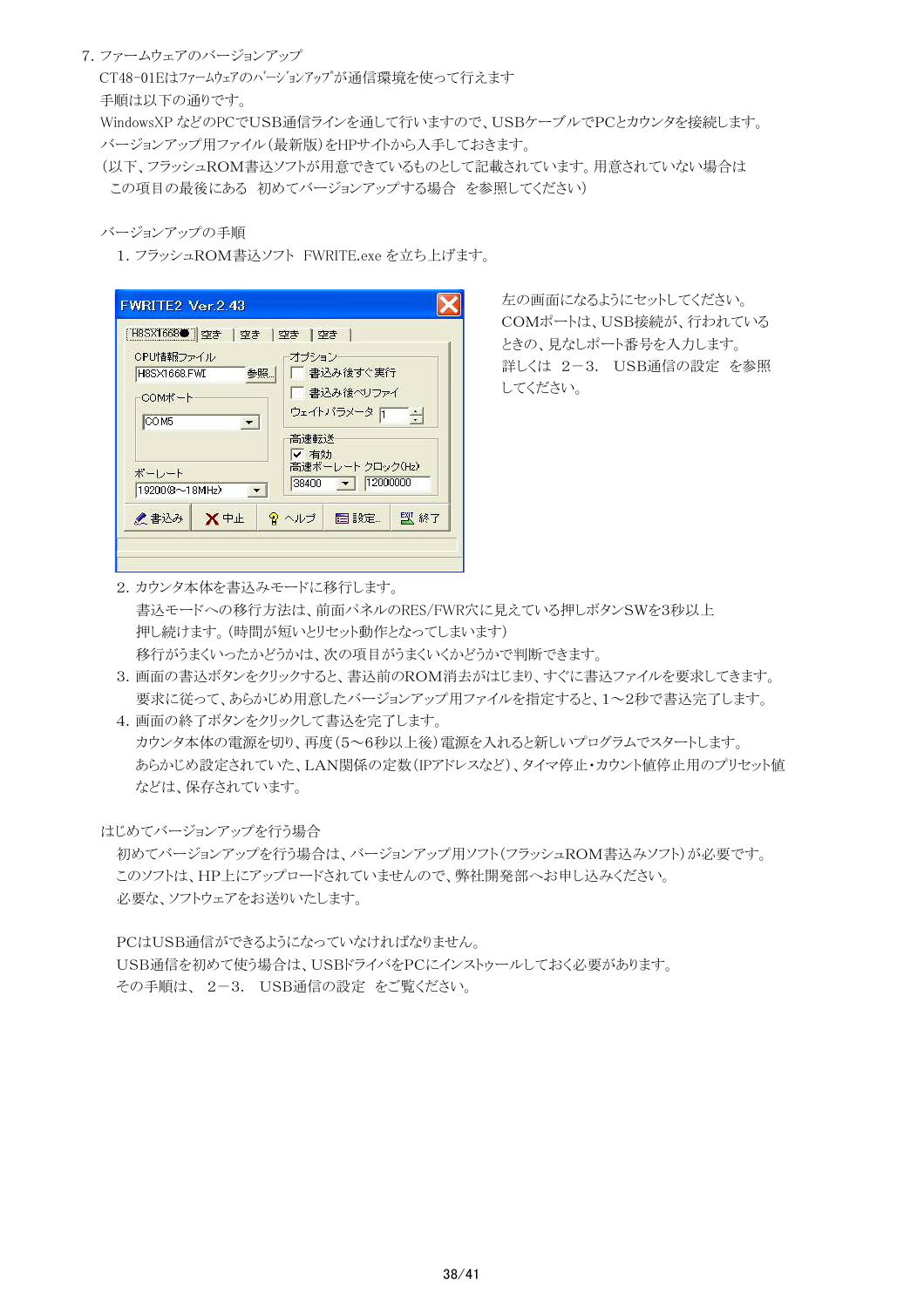## 7. ファームウェアのバージョンアップ

CT48-01Eはﾌｧｰﾑｳｪｱのﾊﾞｰｼﾞｮﾝｱｯﾌﾟが通信環境を使って行えます

手順は以下の通りです。

WindowsXP などのPCでUSB通信ラインを通して行いますので、USBケーブルでPCとカウンタを接続します。

バージョンアップ用ファイル（最新版）をHPサイトから入手しておきます。

（以下、フラッシュROM書込ソフトが用意できているものとして記載されています。用意されていない場合は　この項目の最後にある　初めてバージョンアップする場合　を参照してください）

バージョンアップの手順

1. フラッシュROM書込ソフト　FWRITE.exe を立ち上げます。

左の画面になるようにセットしてください。COMポートは、USB接続が、行われているときの、見なしポート番号を入力します。詳しくは　2－3.　USB通信の設定　を参照してください。

2. カウンタ本体を書込みモードに移行します。
   書込モードへの移行方法は、前面パネルのRES/FWR穴に見えている押しボタンSWを3秒以上押し続けます。（時間が短いとリセット動作となってしまいます）
   移行がうまくいったかどうかは、次の項目がうまくいくかどうかで判断できます。
3. 画面の書込ボタンをクリックすると、書込前のROM消去がはじまり、すぐに書込ファイルを要求してきます。
   要求に従って、あらかじめ用意したバージョンアップ用ファイルを指定すると、1～2秒で書込完了します。
4. 画面の終了ボタンをクリックして書込を完了します。
   カウンタ本体の電源を切り、再度（5～6秒以上後）電源を入れると新しいプログラムでスタートします。
   あらかじめ設定されていた、LAN関係の定数（IPアドレスなど）、タイマ停止・カウント値停止用のプリセット値などは、保存されています。

はじめてバージョンアップを行う場合

初めてバージョンアップを行う場合は、バージョンアップ用ソフト（フラッシュROM書込みソフト）が必要です。
このソフトは、HP上にアップロードされていませんので、弊社開発部へお申し込みください。
必要な、ソフトウェアをお送りいたします。

PCはUSB通信ができるようになっていなければなりません。
USB通信を初めて使う場合は、USBドライバをPCにインストゥールしておく必要があります。
その手順は、　2－3.　USB通信の設定　をご覧ください。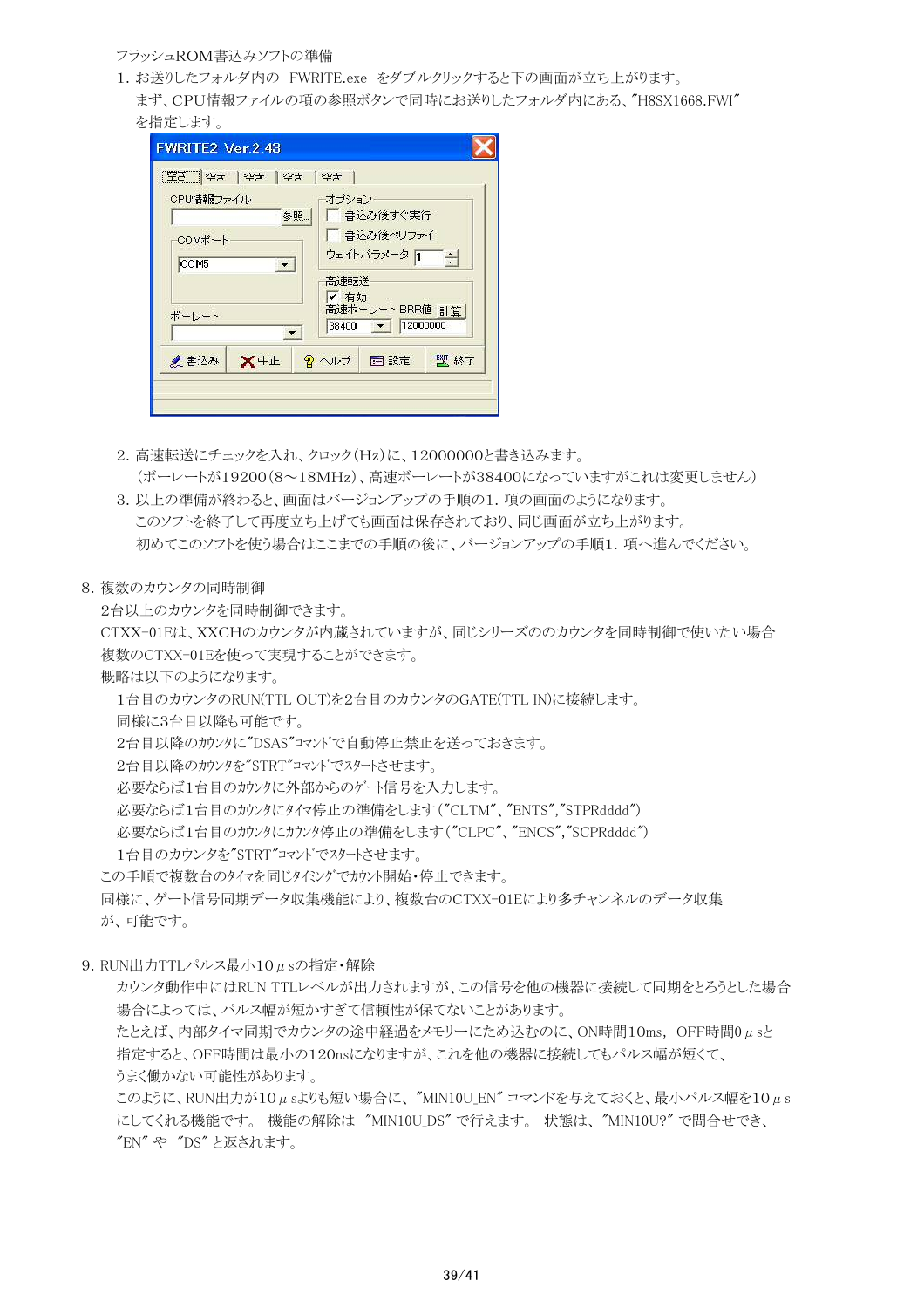フラッシュROM書込みソフトの準備

1. お送りしたフォルダ内の　FWRITE.exe　をダブルクリックすると下の画面が立ち上がります。
   まず、CPU情報ファイルの項の参照ボタンで同時にお送りしたフォルダ内にある、"H8SX1668.FWI"
   を指定します。

2. 高速転送にチェックを入れ、クロック(Hz)に、12000000と書き込みます。
   (ボーレートが19200(8～18MHz)、高速ボーレートが38400になっていますがこれは変更しません)
3. 以上の準備が終わると、画面はバージョンアップの手順の1. 項の画面のようになります。
   このソフトを終了して再度立ち上げても画面は保存されており、同じ画面が立ち上がります。
   初めてこのソフトを使う場合はここまでの手順の後に、バージョンアップの手順1. 項へ進んでください。

8. 複数のカウンタの同時制御

2台以上のカウンタを同時制御できます。
CTXX-01Eは、XXCHのカウンタが内蔵されていますが、同じシリーズののカウンタを同時制御で使いたい場合
複数のCTXX-01Eを使って実現することができます。
概略は以下のようになります。

1台目のカウンタのRUN(TTL OUT)を2台目のカウンタのGATE(TTL IN)に接続します。
同様に3台目以降も可能です。
2台目以降のｶｳﾝﾀに"DSAS"ｺﾏﾝﾄﾞで自動停止禁止を送っておきます。
2台目以降のｶｳﾝﾀを"STRT"ｺﾏﾝﾄﾞでｽﾀｰﾄさせます。
必要ならば1台目のカウンタに外部からのｹﾞｰﾄ信号を入力します。
必要ならば1台目のｶｳﾝﾀにﾀｲﾏ停止の準備をします("CLTM"、"ENTS","STPRdddd")
必要ならば1台目のｶｳﾝﾀにｶｳﾝﾀ停止の準備をします("CLPC"、"ENCS","SCPRdddd")
1台目のカウンタを"STRT"ｺﾏﾝﾄﾞでｽﾀｰﾄさせます。

この手順で複数台のﾀｲﾏを同じﾀｲﾐﾝｸﾞでｶｳﾝﾄ開始・停止できます。
同様に、ゲート信号同期データ収集機能により、複数台のCTXX-01Eにより多チャンネルのデータ収集
が、可能です。

9. RUN出力TTLパルス最小10μsの指定・解除

カウンタ動作中にはRUN TTLレベルが出力されますが、この信号を他の機器に接続して同期をとろうとした場合
場合によっては、パルス幅が短かすぎて信頼性が保てないことがあります。
たとえば、内部タイマ同期でカウンタの途中経過をメモリーにため込むのに、ON時間10ms, OFF時間0μsと
指定すると、OFF時間は最小の120nsになりますが、これを他の機器に接続してもパルス幅が短くて、
うまく働かない可能性があります。
このように、RUN出力が10μsよりも短い場合に、"MIN10U_EN" コマンドを与えておくと、最小パルス幅を10μs
にしてくれる機能です。 機能の解除は "MIN10U_DS" で行えます。 状態は、"MIN10U?" で問合せでき、
"EN" や "DS" と返されます。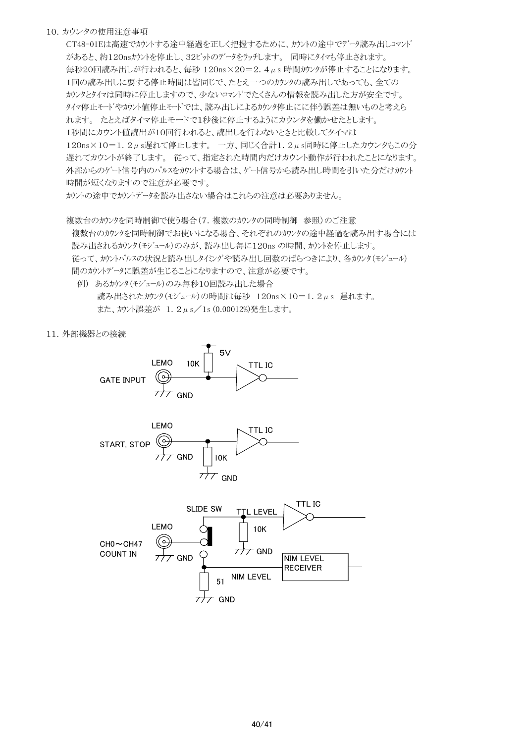## 10. カウンタの使用注意事項

CT48-01Eは高速でｶｳﾝﾄする途中経過を正しく把握するために、ｶｳﾝﾄの途中でﾃﾞｰﾀ読み出しｺﾏﾝﾄﾞがあると、約120nsｶｳﾝﾄを停止し、32ﾋﾞｯﾄのﾃﾞｰﾀをﾗｯﾁします。 同時にﾀｲﾏも停止されます。
毎秒20回読み出しが行われると、毎秒 120ns×20＝2．4μs 時間ｶｳﾝﾀが停止することになります。
1回の読み出しに要する停止時間は皆同じで、たとえ一つのｶｳﾝﾀの読み出しであっても、全てのｶｳﾝﾀとﾀｲﾏは同時に停止しますので、少ないｺﾏﾝﾄﾞでたくさんの情報を読み出した方が安全です。
ﾀｲﾏ停止ﾓｰﾄﾞやｶｳﾝﾄ値停止ﾓｰﾄﾞでは、読み出しによるｶｳﾝﾀ停止にに伴う誤差は無いものと考えられます。 たとえばタイマ停止モードで1秒後に停止するようにカウンタを働かせたとします。
1秒間にカウント値読出が10回行われると、読出しを行わないときと比較してタイマは120ns×10＝1．2μs遅れて停止します。 一方、同じく合計1．2μs同時に停止したカウンタもこの分遅れてカウントが終了します。 従って、指定された時間内だけカウント動作が行われたことになります。
外部からのｹﾞｰﾄ信号内のﾊﾟﾙｽをｶｳﾝﾄする場合は、ｹﾞｰﾄ信号から読み出し時間を引いた分だけｶｳﾝﾄ時間が短くなりますので注意が必要です。
ｶｳﾝﾄの途中でｶｳﾝﾄﾃﾞｰﾀを読み出さない場合はこれらの注意は必要ありません。

複数台のｶｳﾝﾀを同時制御で使う場合（7．複数のｶｳﾝﾀの同時制御　参照）のご注意

複数台のｶｳﾝﾀを同時制御でお使いになる場合、それぞれのｶｳﾝﾀの途中経過を読み出す場合には読み出されるｶｳﾝﾀ(ﾓｼﾞｭｰﾙ)のみが、読み出し毎に120ns の時間、ｶｳﾝﾄを停止します。
従って、ｶｳﾝﾄﾊﾟﾙｽの状況と読み出しﾀｲﾐﾝｸﾞや読み出し回数のばらつきにより、各ｶｳﾝﾀ(ﾓｼﾞｭｰﾙ)間のｶｳﾝﾄﾃﾞｰﾀに誤差が生じることになりますので、注意が必要です。

例） あるｶｳﾝﾀ(ﾓｼﾞｭｰﾙ)のみ毎秒10回読み出した場合
　　読み出されたｶｳﾝﾀ(ﾓｼﾞｭｰﾙ)の時間は毎秒　120ns×10＝1．2μs　遅れます。
　　また、ｶｳﾝﾄ誤差が　1．2μs／1s (0.00012%)発生します。

## 11. 外部機器との接続

GATE INPUT: LEMO — 10K (pull-up to 5V) — TTL IC

START, STOP: LEMO — 10K (to GND) — TTL IC

CH0～CH47 COUNT IN: LEMO — SLIDE SW — TTL LEVEL: 10K (to GND) — TTL IC / NIM LEVEL: 51 (to GND) — NIM LEVEL RECEIVER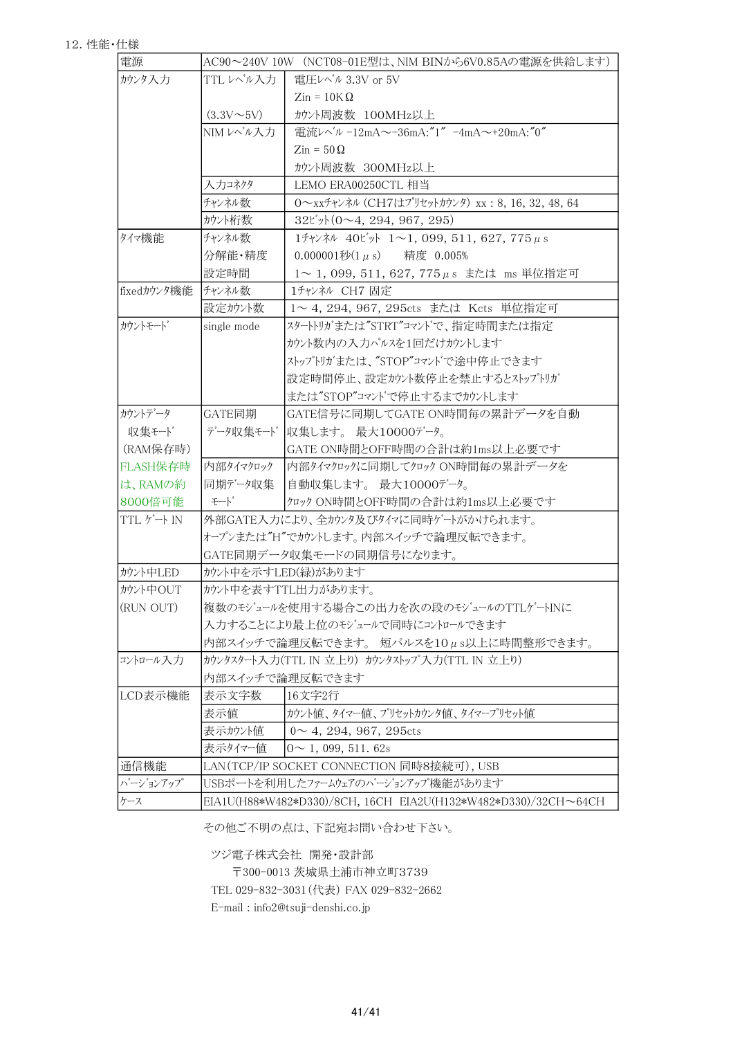12. 性能・仕様

| | | |
|---|---|---|
| 電源 | AC90～240V 10W （NCT08-01E型は、NIM BINから6V0.85Aの電源を供給します） | |
| ｶｳﾝﾀ入力 | TTL ﾚﾍﾞﾙ入力<br><br>(3.3V～5V) | 電圧ﾚﾍﾞﾙ 3.3V or 5V<br>Zin = 10KΩ<br>ｶｳﾝﾄ周波数 100MHz以上 |
| | NIM ﾚﾍﾞﾙ入力 | 電流ﾚﾍﾞﾙ -12mA～-36mA:″1″ -4mA～+20mA:″0″<br>Zin = 50Ω<br>ｶｳﾝﾄ周波数 300MHz以上 |
| | 入力ｺﾈｸﾀ | LEMO ERA00250CTL 相当 |
| | ﾁｬﾝﾈﾙ数 | 0～xxﾁｬﾝﾈﾙ (CH7はﾌﾟﾘｾｯﾄｶｳﾝﾀ) xx : 8, 16, 32, 48, 64 |
| | ｶｳﾝﾄ桁数 | 32ﾋﾞｯﾄ(0～4, 294, 967, 295) |
| ﾀｲﾏ機能 | ﾁｬﾝﾈﾙ数<br>分解能・精度<br>設定時間 | 1ﾁｬﾝﾈﾙ 40ﾋﾞｯﾄ 1～1, 099, 511, 627, 775μs<br>0.000001秒(1μs) 精度 0.005%<br>1～1, 099, 511, 627, 775μs または ms 単位指定可 |
| fixedｶｳﾝﾀ機能 | ﾁｬﾝﾈﾙ数 | 1ﾁｬﾝﾈﾙ CH7 固定 |
| | 設定ｶｳﾝﾄ数 | 1～4, 294, 967, 295cts または Kcts 単位指定可 |
| ｶｳﾝﾄﾓｰﾄﾞ | single mode | ｽﾀｰﾄﾄﾘｶﾞまたは″STRT″ｺﾏﾝﾄﾞで、指定時間または指定ｶｳﾝﾄ数内の入力ﾊﾟﾙｽを1回だけｶｳﾝﾄします<br>ｽﾄｯﾌﾟﾄﾘｶﾞまたは、″STOP″ｺﾏﾝﾄﾞで途中停止できます<br>設定時間停止、設定ｶｳﾝﾄ数停止を禁止するとｽﾄｯﾌﾟﾄﾘｶﾞまたは″STOP″ｺﾏﾝﾄﾞで停止するまでｶｳﾝﾄします |
| ｶｳﾝﾄﾃﾞｰﾀ<br>収集ﾓｰﾄﾞ<br>(RAM保存時)<br>FLASH保存時は、RAMの約8000倍可能 | GATE同期<br>ﾃﾞｰﾀ収集ﾓｰﾄﾞ | GATE信号に同期してGATE ON時間毎の累計データを自動収集します。 最大10000ﾃﾞｰﾀ。<br>GATE ON時間とOFF時間の合計は約1ms以上必要です |
| | 内部ﾀｲﾏｸﾛｯｸ<br>同期ﾃﾞｰﾀ収集<br>ﾓｰﾄﾞ | 内部ﾀｲﾏｸﾛｯｸに同期してｸﾛｯｸ ON時間毎の累計データを自動収集します。 最大10000ﾃﾞｰﾀ。<br>ｸﾛｯｸ ON時間とOFF時間の合計は約1ms以上必要です |
| TTL ｹﾞｰﾄ IN | 外部GATE入力により、全ｶｳﾝﾀ及びﾀｲﾏに同時ｹﾞｰﾄがかけられます。<br>オープンまたは″H″でｶｳﾝﾄします。内部スイッチで論理反転できます。<br>GATE同期データ収集モードの同期信号になります。 | |
| ｶｳﾝﾄ中LED | ｶｳﾝﾄ中を示すLED(緑)があります | |
| ｶｳﾝﾄ中OUT<br>(RUN OUT) | ｶｳﾝﾄ中を表すTTL出力があります。<br>複数のﾓｼﾞｭｰﾙを使用する場合この出力を次の段のﾓｼﾞｭｰﾙのTTLｹﾞｰﾄINに入力することにより最上位のﾓｼﾞｭｰﾙで同時にｺﾝﾄﾛｰﾙできます<br>内部スイッチで論理反転できます。 短パルスを10μs以上に時間整形できます。 | |
| ｺﾝﾄﾛｰﾙ入力 | ｶｳﾝﾀｽﾀｰﾄ入力(TTL IN 立上り) ｶｳﾝﾀｽﾄｯﾌﾟ入力(TTL IN 立上り)<br>内部スイッチで論理反転できます | |
| LCD表示機能 | 表示文字数 | 16文字2行 |
| | 表示値 | ｶｳﾝﾄ値、ﾀｲﾏｰ値、ﾌﾟﾘｾｯﾄｶｳﾝﾀ値、ﾀｲﾏｰﾌﾟﾘｾｯﾄ値 |
| | 表示ｶｳﾝﾄ値 | 0～4, 294, 967, 295cts |
| | 表示ﾀｲﾏｰ値 | 0～1, 099, 511. 62s |
| 通信機能 | LAN(TCP/IP SOCKET CONNECTION 同時8接続可), USB | |
| ﾊﾞｰｼﾞｮﾝｱｯﾌﾟ | USBポートを利用したﾌｧｰﾑｳｪｱのﾊﾞｰｼﾞｮﾝｱｯﾌﾟ機能があります | |
| ｹｰｽ | EIA1U(H88*W482*D330)/8CH, 16CH EIA2U(H132*W482*D330)/32CH～64CH | |

その他ご不明の点は、下記宛お問い合わせ下さい。

ツジ電子株式会社 開発・設計部
〒300-0013 茨城県土浦市神立町3739
TEL 029-832-3031(代表) FAX 029-832-2662
E-mail : info2@tsuji-denshi.co.jp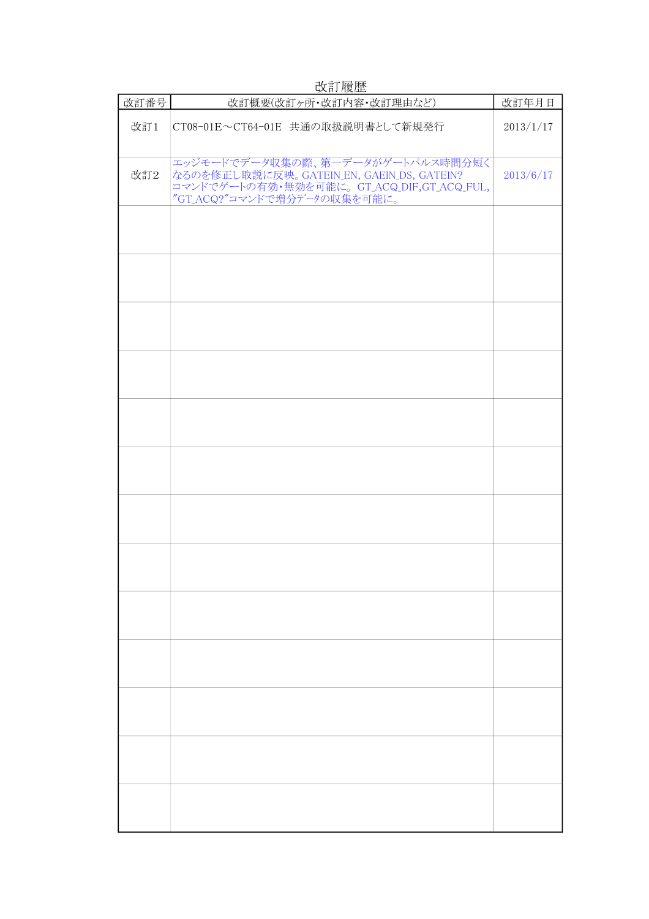# 改訂履歴

| 改訂番号 | 改訂概要(改訂ヶ所・改訂内容・改訂理由など) | 改訂年月日 |
|---|---|---|
| 改訂1 | CT08-01E～CT64-01E　共通の取扱説明書として新規発行 | 2013/1/17 |
| 改訂2 | エッジモードでデータ収集の際、第一データがゲートパルス時間分短くなるのを修正し取説に反映。GATEIN_EN, GAEIN_DS, GATEIN?コマンドでゲートの有効･無効を可能に。GT_ACQ_DIF,GT_ACQ_FUL, "GT_ACQ?"コマンドで増分データの収集を可能に。 | 2013/6/17 |
| | | |
| | | |
| | | |
| | | |
| | | |
| | | |
| | | |
| | | |
| | | |
| | | |
| | | |
| | | |
| | | |